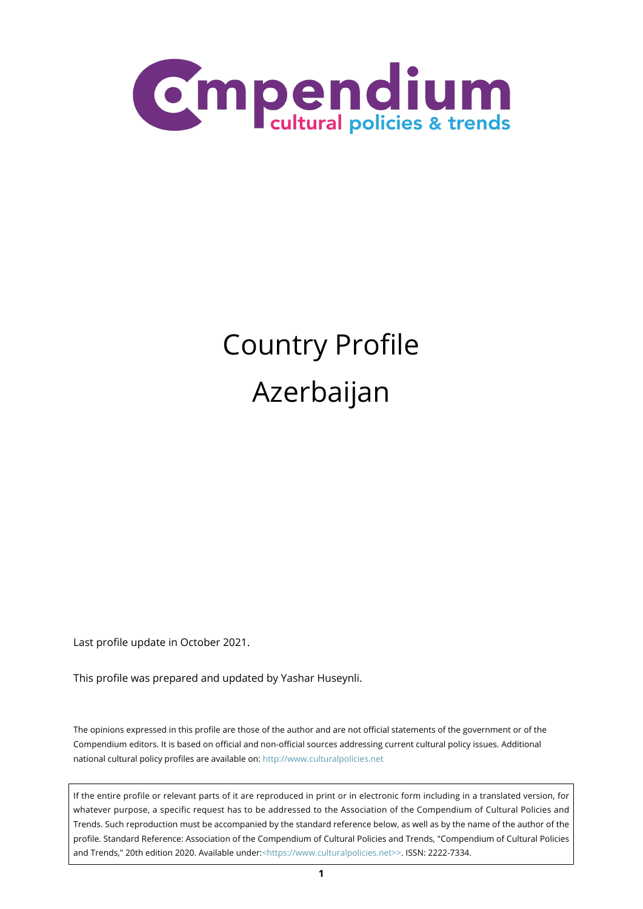Compendium cultural policies & trends

# Country Profile

# Azerbaijan

Last profile update in October 2021.

This profile was prepared and updated by Yashar Huseynli.

The opinions expressed in this profile are those of the author and are not official statements of the government or of the Compendium editors. It is based on official and non-official sources addressing current cultural policy issues. Additional national cultural policy profiles are available on: http://www.culturalpolicies.net

If the entire profile or relevant parts of it are reproduced in print or in electronic form including in a translated version, for whatever purpose, a specific request has to be addressed to the Association of the Compendium of Cultural Policies and Trends. Such reproduction must be accompanied by the standard reference below, as well as by the name of the author of the profile. Standard Reference: Association of the Compendium of Cultural Policies and Trends, "Compendium of Cultural Policies and Trends," 20th edition 2020. Available under:<https://www.culturalpolicies.net>>. ISSN: 2222-7334.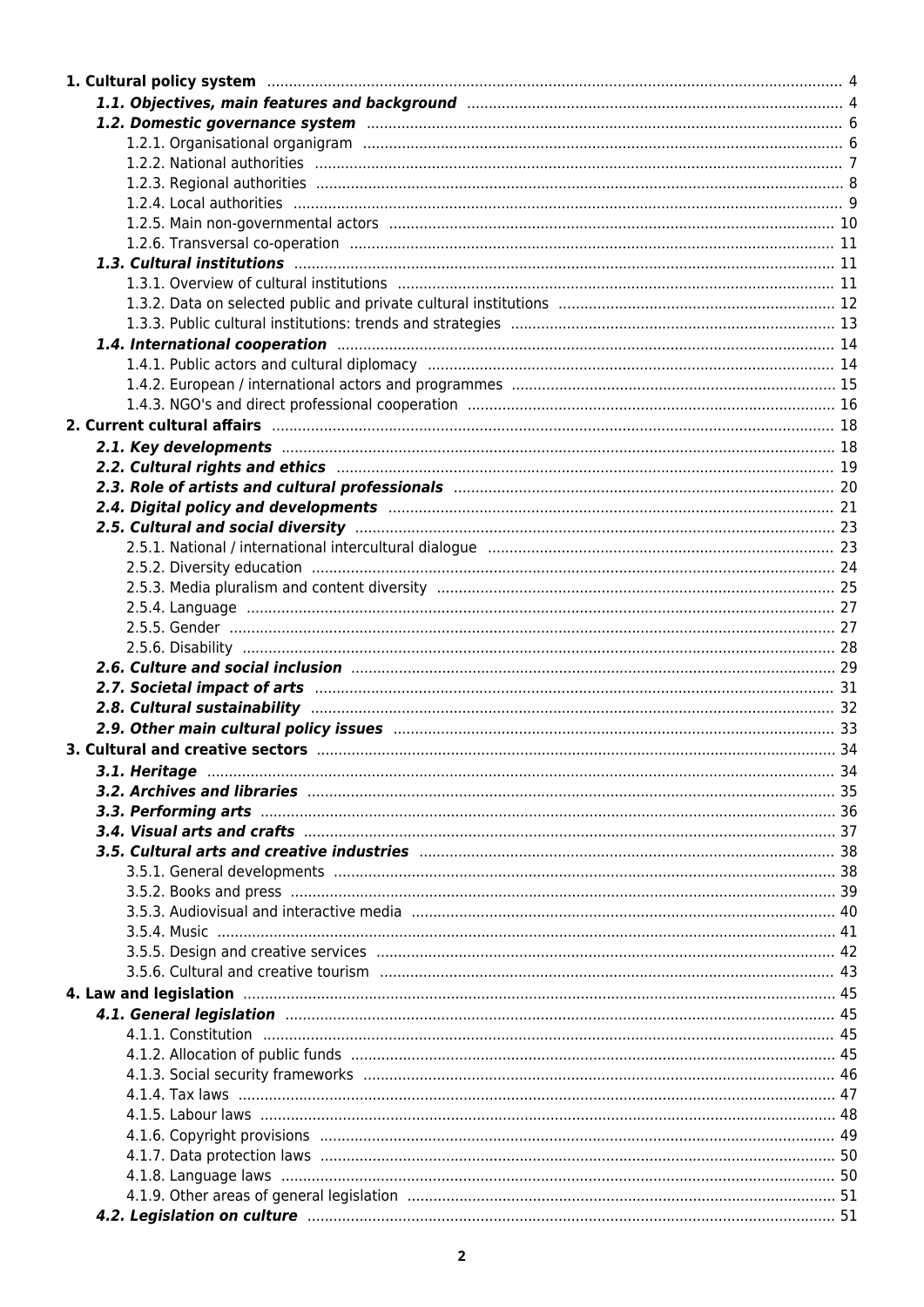**1. Cultural policy system** ... 4

***1.1. Objectives, main features and background*** ... 4

***1.2. Domestic governance system*** ... 6

1.2.1. Organisational organigram ... 6

1.2.2. National authorities ... 7

1.2.3. Regional authorities ... 8

1.2.4. Local authorities ... 9

1.2.5. Main non-governmental actors ... 10

1.2.6. Transversal co-operation ... 11

***1.3. Cultural institutions*** ... 11

1.3.1. Overview of cultural institutions ... 11

1.3.2. Data on selected public and private cultural institutions ... 12

1.3.3. Public cultural institutions: trends and strategies ... 13

***1.4. International cooperation*** ... 14

1.4.1. Public actors and cultural diplomacy ... 14

1.4.2. European / international actors and programmes ... 15

1.4.3. NGO's and direct professional cooperation ... 16

**2. Current cultural affairs** ... 18

***2.1. Key developments*** ... 18

***2.2. Cultural rights and ethics*** ... 19

***2.3. Role of artists and cultural professionals*** ... 20

***2.4. Digital policy and developments*** ... 21

***2.5. Cultural and social diversity*** ... 23

2.5.1. National / international intercultural dialogue ... 23

2.5.2. Diversity education ... 24

2.5.3. Media pluralism and content diversity ... 25

2.5.4. Language ... 27

2.5.5. Gender ... 27

2.5.6. Disability ... 28

***2.6. Culture and social inclusion*** ... 29

***2.7. Societal impact of arts*** ... 31

***2.8. Cultural sustainability*** ... 32

***2.9. Other main cultural policy issues*** ... 33

**3. Cultural and creative sectors** ... 34

***3.1. Heritage*** ... 34

***3.2. Archives and libraries*** ... 35

***3.3. Performing arts*** ... 36

***3.4. Visual arts and crafts*** ... 37

***3.5. Cultural arts and creative industries*** ... 38

3.5.1. General developments ... 38

3.5.2. Books and press ... 39

3.5.3. Audiovisual and interactive media ... 40

3.5.4. Music ... 41

3.5.5. Design and creative services ... 42

3.5.6. Cultural and creative tourism ... 43

**4. Law and legislation** ... 45

***4.1. General legislation*** ... 45

4.1.1. Constitution ... 45

4.1.2. Allocation of public funds ... 45

4.1.3. Social security frameworks ... 46

4.1.4. Tax laws ... 47

4.1.5. Labour laws ... 48

4.1.6. Copyright provisions ... 49

4.1.7. Data protection laws ... 50

4.1.8. Language laws ... 50

4.1.9. Other areas of general legislation ... 51

***4.2. Legislation on culture*** ... 51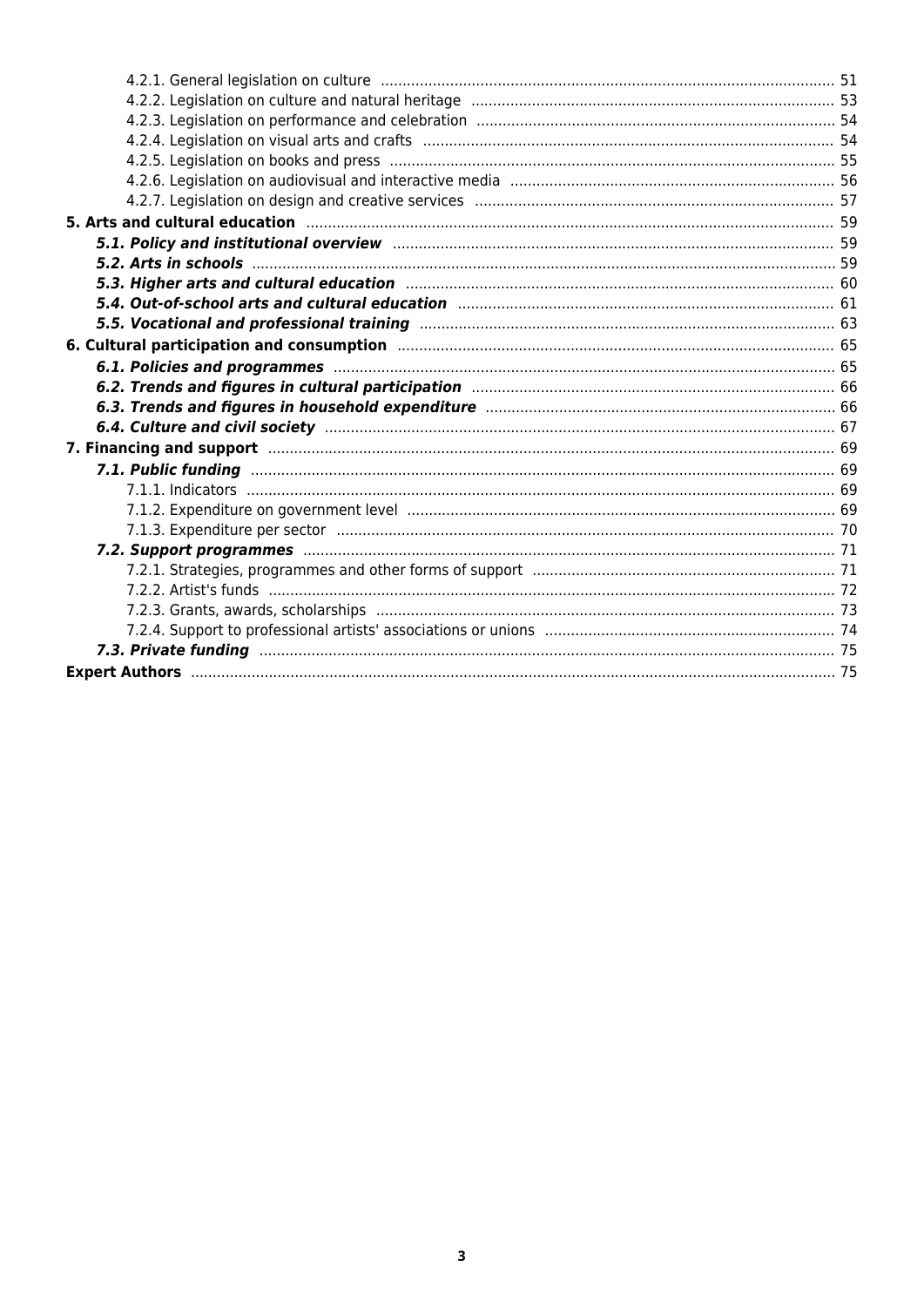- 4.2.1. General legislation on culture ... 51
- 4.2.2. Legislation on culture and natural heritage ... 53
- 4.2.3. Legislation on performance and celebration ... 54
- 4.2.4. Legislation on visual arts and crafts ... 54
- 4.2.5. Legislation on books and press ... 55
- 4.2.6. Legislation on audiovisual and interactive media ... 56
- 4.2.7. Legislation on design and creative services ... 57

**5. Arts and cultural education** ... 59

- ***5.1. Policy and institutional overview*** ... 59
- ***5.2. Arts in schools*** ... 59
- ***5.3. Higher arts and cultural education*** ... 60
- ***5.4. Out-of-school arts and cultural education*** ... 61
- ***5.5. Vocational and professional training*** ... 63

**6. Cultural participation and consumption** ... 65

- ***6.1. Policies and programmes*** ... 65
- ***6.2. Trends and figures in cultural participation*** ... 66
- ***6.3. Trends and figures in household expenditure*** ... 66
- ***6.4. Culture and civil society*** ... 67

**7. Financing and support** ... 69

- ***7.1. Public funding*** ... 69
  - 7.1.1. Indicators ... 69
  - 7.1.2. Expenditure on government level ... 69
  - 7.1.3. Expenditure per sector ... 70
- ***7.2. Support programmes*** ... 71
  - 7.2.1. Strategies, programmes and other forms of support ... 71
  - 7.2.2. Artist's funds ... 72
  - 7.2.3. Grants, awards, scholarships ... 73
  - 7.2.4. Support to professional artists' associations or unions ... 74
- ***7.3. Private funding*** ... 75

**Expert Authors** ... 75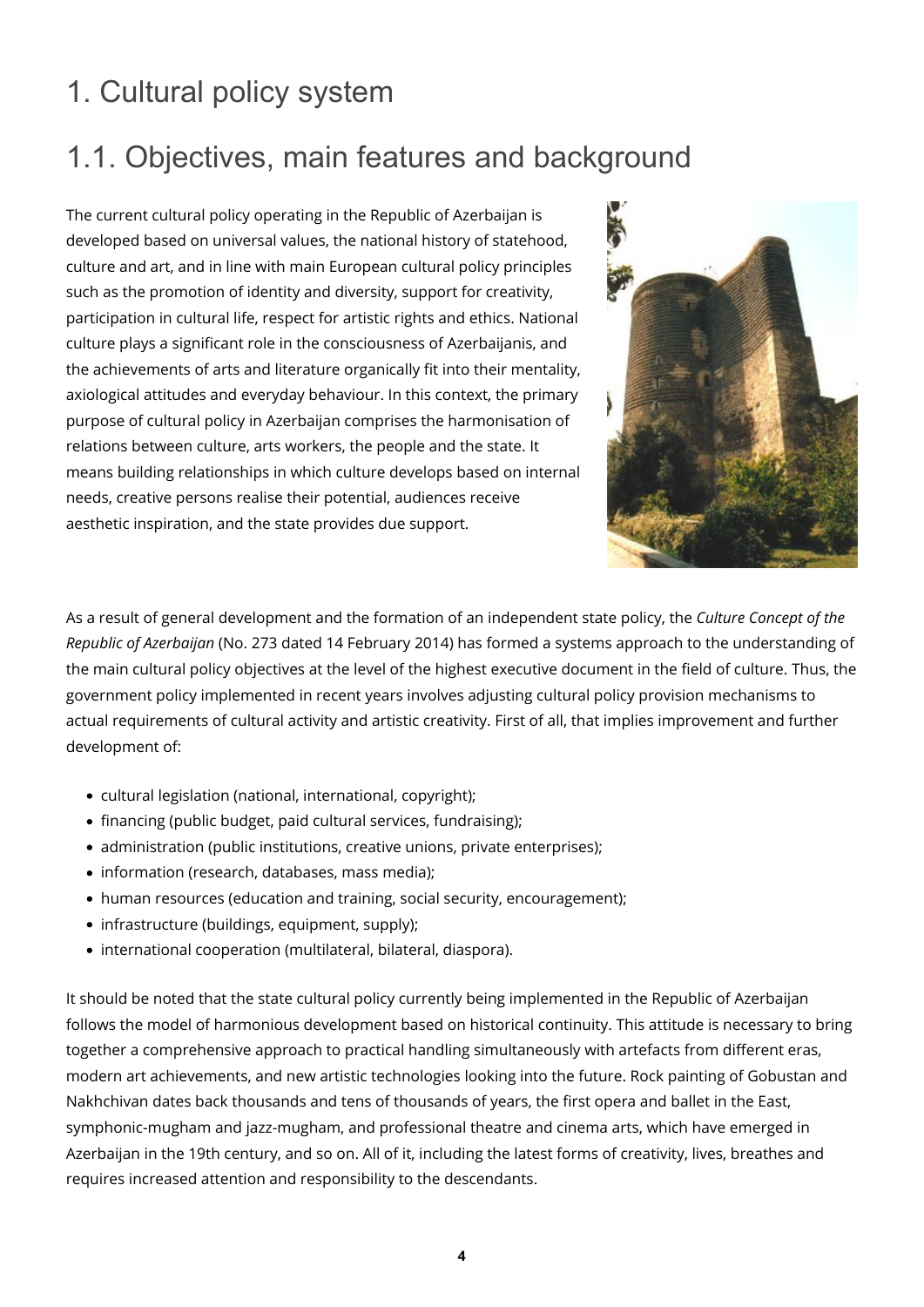# 1. Cultural policy system

## 1.1. Objectives, main features and background

The current cultural policy operating in the Republic of Azerbaijan is developed based on universal values, the national history of statehood, culture and art, and in line with main European cultural policy principles such as the promotion of identity and diversity, support for creativity, participation in cultural life, respect for artistic rights and ethics. National culture plays a significant role in the consciousness of Azerbaijanis, and the achievements of arts and literature organically fit into their mentality, axiological attitudes and everyday behaviour. In this context, the primary purpose of cultural policy in Azerbaijan comprises the harmonisation of relations between culture, arts workers, the people and the state. It means building relationships in which culture develops based on internal needs, creative persons realise their potential, audiences receive aesthetic inspiration, and the state provides due support.

As a result of general development and the formation of an independent state policy, the *Culture Concept of the Republic of Azerbaijan* (No. 273 dated 14 February 2014) has formed a systems approach to the understanding of the main cultural policy objectives at the level of the highest executive document in the field of culture. Thus, the government policy implemented in recent years involves adjusting cultural policy provision mechanisms to actual requirements of cultural activity and artistic creativity. First of all, that implies improvement and further development of:

- cultural legislation (national, international, copyright);
- financing (public budget, paid cultural services, fundraising);
- administration (public institutions, creative unions, private enterprises);
- information (research, databases, mass media);
- human resources (education and training, social security, encouragement);
- infrastructure (buildings, equipment, supply);
- international cooperation (multilateral, bilateral, diaspora).

It should be noted that the state cultural policy currently being implemented in the Republic of Azerbaijan follows the model of harmonious development based on historical continuity. This attitude is necessary to bring together a comprehensive approach to practical handling simultaneously with artefacts from different eras, modern art achievements, and new artistic technologies looking into the future. Rock painting of Gobustan and Nakhchivan dates back thousands and tens of thousands of years, the first opera and ballet in the East, symphonic-mugham and jazz-mugham, and professional theatre and cinema arts, which have emerged in Azerbaijan in the 19th century, and so on. All of it, including the latest forms of creativity, lives, breathes and requires increased attention and responsibility to the descendants.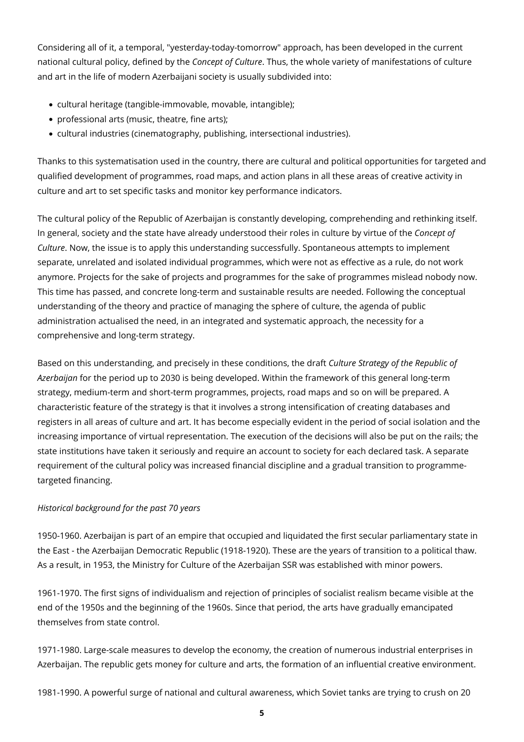Considering all of it, a temporal, "yesterday-today-tomorrow" approach, has been developed in the current national cultural policy, defined by the *Concept of Culture*. Thus, the whole variety of manifestations of culture and art in the life of modern Azerbaijani society is usually subdivided into:

- cultural heritage (tangible-immovable, movable, intangible);
- professional arts (music, theatre, fine arts);
- cultural industries (cinematography, publishing, intersectional industries).

Thanks to this systematisation used in the country, there are cultural and political opportunities for targeted and qualified development of programmes, road maps, and action plans in all these areas of creative activity in culture and art to set specific tasks and monitor key performance indicators.

The cultural policy of the Republic of Azerbaijan is constantly developing, comprehending and rethinking itself. In general, society and the state have already understood their roles in culture by virtue of the *Concept of Culture*. Now, the issue is to apply this understanding successfully. Spontaneous attempts to implement separate, unrelated and isolated individual programmes, which were not as effective as a rule, do not work anymore. Projects for the sake of projects and programmes for the sake of programmes mislead nobody now. This time has passed, and concrete long-term and sustainable results are needed. Following the conceptual understanding of the theory and practice of managing the sphere of culture, the agenda of public administration actualised the need, in an integrated and systematic approach, the necessity for a comprehensive and long-term strategy.

Based on this understanding, and precisely in these conditions, the draft *Culture Strategy of the Republic of Azerbaijan* for the period up to 2030 is being developed. Within the framework of this general long-term strategy, medium-term and short-term programmes, projects, road maps and so on will be prepared. A characteristic feature of the strategy is that it involves a strong intensification of creating databases and registers in all areas of culture and art. It has become especially evident in the period of social isolation and the increasing importance of virtual representation. The execution of the decisions will also be put on the rails; the state institutions have taken it seriously and require an account to society for each declared task. A separate requirement of the cultural policy was increased financial discipline and a gradual transition to programme-targeted financing.

*Historical background for the past 70 years*

1950-1960. Azerbaijan is part of an empire that occupied and liquidated the first secular parliamentary state in the East - the Azerbaijan Democratic Republic (1918-1920). These are the years of transition to a political thaw. As a result, in 1953, the Ministry for Culture of the Azerbaijan SSR was established with minor powers.

1961-1970. The first signs of individualism and rejection of principles of socialist realism became visible at the end of the 1950s and the beginning of the 1960s. Since that period, the arts have gradually emancipated themselves from state control.

1971-1980. Large-scale measures to develop the economy, the creation of numerous industrial enterprises in Azerbaijan. The republic gets money for culture and arts, the formation of an influential creative environment.

1981-1990. A powerful surge of national and cultural awareness, which Soviet tanks are trying to crush on 20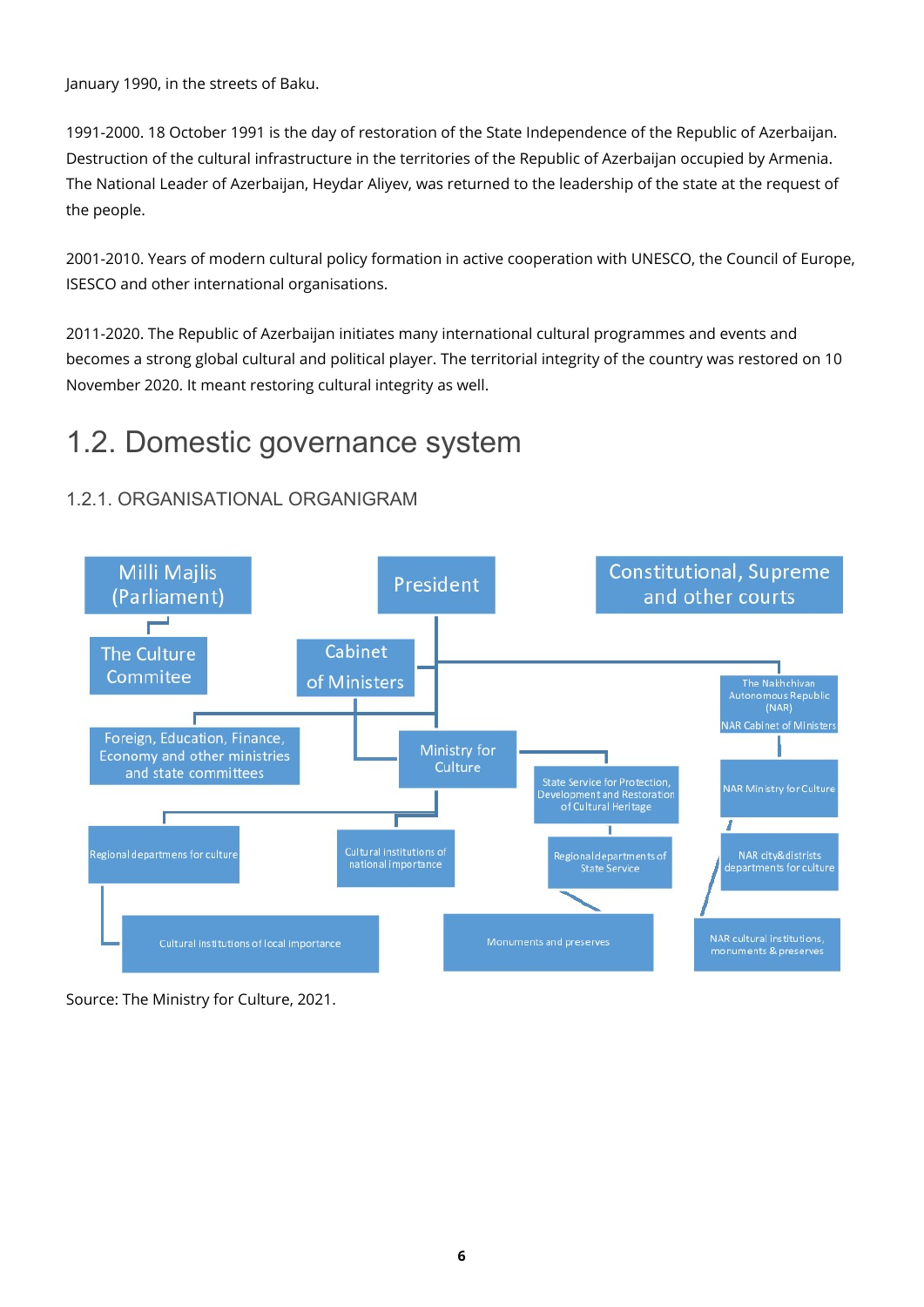January 1990, in the streets of Baku.

1991-2000. 18 October 1991 is the day of restoration of the State Independence of the Republic of Azerbaijan. Destruction of the cultural infrastructure in the territories of the Republic of Azerbaijan occupied by Armenia. The National Leader of Azerbaijan, Heydar Aliyev, was returned to the leadership of the state at the request of the people.

2001-2010. Years of modern cultural policy formation in active cooperation with UNESCO, the Council of Europe, ISESCO and other international organisations.

2011-2020. The Republic of Azerbaijan initiates many international cultural programmes and events and becomes a strong global cultural and political player. The territorial integrity of the country was restored on 10 November 2020. It meant restoring cultural integrity as well.

## 1.2. Domestic governance system

### 1.2.1. ORGANISATIONAL ORGANIGRAM

- Milli Majlis (Parliament)
  - The Culture Commitee
- President
  - Cabinet of Ministers
    - Foreign, Education, Finance, Economy and other ministries and state committees
    - Ministry for Culture
      - Regional departmens for culture
        - Cultural institutions of local importance
      - Cultural institutions of national importance
      - State Service for Protection, Development and Restoration of Cultural Heritage
        - Regional departments of State Service
          - Monuments and preserves
  - The Nakhchivan Autonomous Republic (NAR)
    - NAR Cabinet of Ministers
      - NAR Ministry for Culture
        - NAR city&districts departments for culture
          - NAR cultural institutions, monuments & preserves
- Constitutional, Supreme and other courts

Source: The Ministry for Culture, 2021.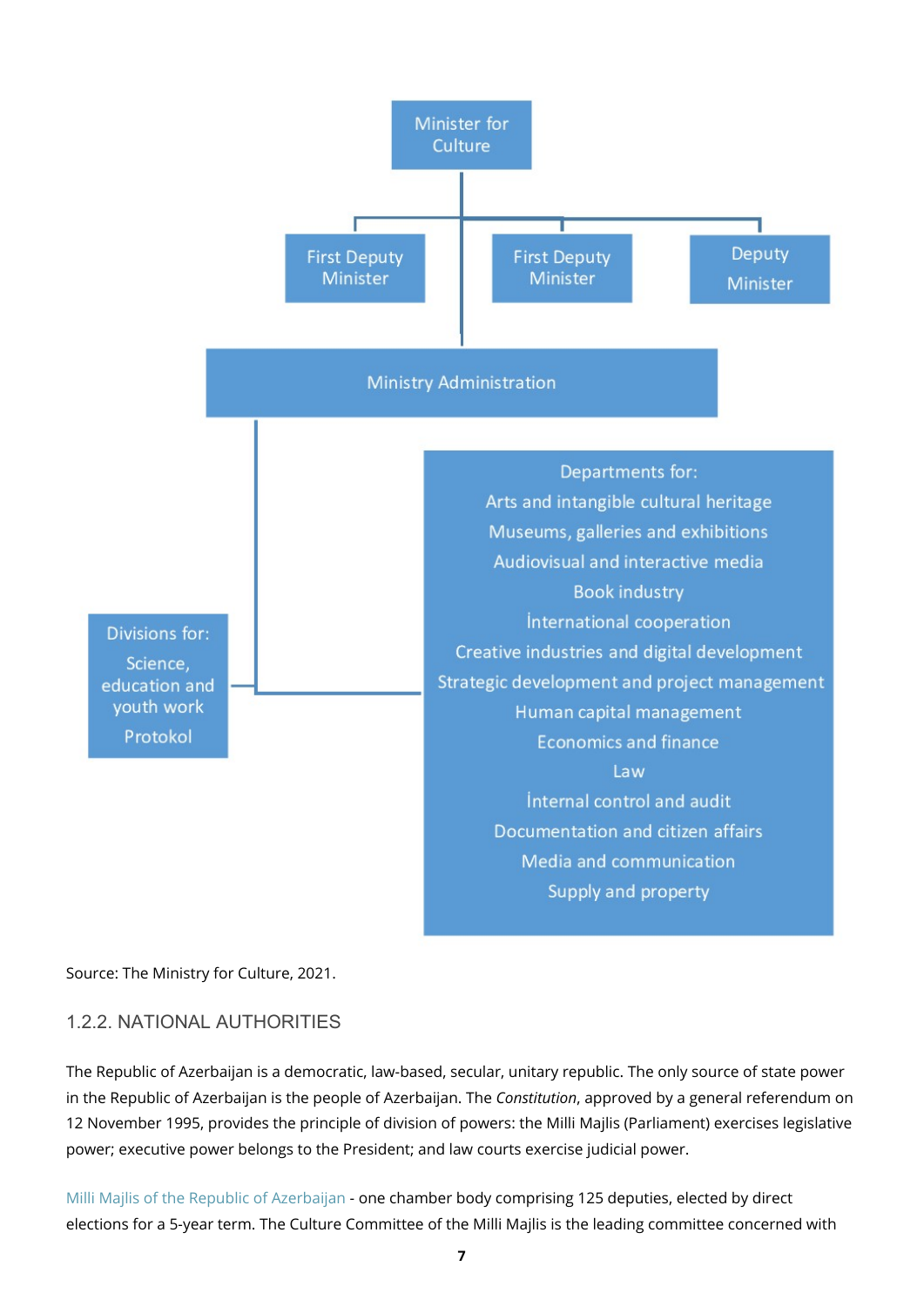Minister for Culture

First Deputy Minister | First Deputy Minister | Deputy Minister

Ministry Administration

Divisions for:
- Science, education and youth work
- Protokol

Departments for:
- Arts and intangible cultural heritage
- Museums, galleries and exhibitions
- Audiovisual and interactive media
- Book industry
- İnternational cooperation
- Creative industries and digital development
- Strategic development and project management
- Human capital management
- Economics and finance
- Law
- İnternal control and audit
- Documentation and citizen affairs
- Media and communication
- Supply and property

Source: The Ministry for Culture, 2021.

### 1.2.2. NATIONAL AUTHORITIES

The Republic of Azerbaijan is a democratic, law-based, secular, unitary republic. The only source of state power in the Republic of Azerbaijan is the people of Azerbaijan. The *Constitution*, approved by a general referendum on 12 November 1995, provides the principle of division of powers: the Milli Majlis (Parliament) exercises legislative power; executive power belongs to the President; and law courts exercise judicial power.

Milli Majlis of the Republic of Azerbaijan - one chamber body comprising 125 deputies, elected by direct elections for a 5-year term. The Culture Committee of the Milli Majlis is the leading committee concerned with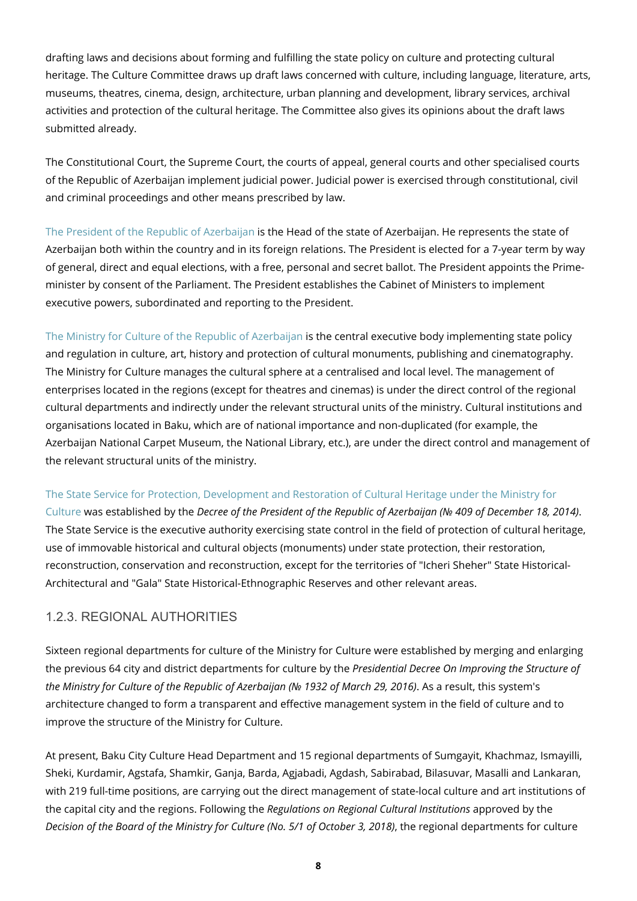drafting laws and decisions about forming and fulfilling the state policy on culture and protecting cultural heritage. The Culture Committee draws up draft laws concerned with culture, including language, literature, arts, museums, theatres, cinema, design, architecture, urban planning and development, library services, archival activities and protection of the cultural heritage. The Committee also gives its opinions about the draft laws submitted already.

The Constitutional Court, the Supreme Court, the courts of appeal, general courts and other specialised courts of the Republic of Azerbaijan implement judicial power. Judicial power is exercised through constitutional, civil and criminal proceedings and other means prescribed by law.

The President of the Republic of Azerbaijan is the Head of the state of Azerbaijan. He represents the state of Azerbaijan both within the country and in its foreign relations. The President is elected for a 7-year term by way of general, direct and equal elections, with a free, personal and secret ballot. The President appoints the Prime-minister by consent of the Parliament. The President establishes the Cabinet of Ministers to implement executive powers, subordinated and reporting to the President.

The Ministry for Culture of the Republic of Azerbaijan is the central executive body implementing state policy and regulation in culture, art, history and protection of cultural monuments, publishing and cinematography. The Ministry for Culture manages the cultural sphere at a centralised and local level. The management of enterprises located in the regions (except for theatres and cinemas) is under the direct control of the regional cultural departments and indirectly under the relevant structural units of the ministry. Cultural institutions and organisations located in Baku, which are of national importance and non-duplicated (for example, the Azerbaijan National Carpet Museum, the National Library, etc.), are under the direct control and management of the relevant structural units of the ministry.

The State Service for Protection, Development and Restoration of Cultural Heritage under the Ministry for Culture was established by the *Decree of the President of the Republic of Azerbaijan (№ 409 of December 18, 2014)*. The State Service is the executive authority exercising state control in the field of protection of cultural heritage, use of immovable historical and cultural objects (monuments) under state protection, their restoration, reconstruction, conservation and reconstruction, except for the territories of "Icheri Sheher" State Historical-Architectural and "Gala" State Historical-Ethnographic Reserves and other relevant areas.

### 1.2.3. REGIONAL AUTHORITIES

Sixteen regional departments for culture of the Ministry for Culture were established by merging and enlarging the previous 64 city and district departments for culture by the *Presidential Decree On Improving the Structure of the Ministry for Culture of the Republic of Azerbaijan (№ 1932 of March 29, 2016)*. As a result, this system's architecture changed to form a transparent and effective management system in the field of culture and to improve the structure of the Ministry for Culture.

At present, Baku City Culture Head Department and 15 regional departments of Sumgayit, Khachmaz, Ismayilli, Sheki, Kurdamir, Agstafa, Shamkir, Ganja, Barda, Agjabadi, Agdash, Sabirabad, Bilasuvar, Masalli and Lankaran, with 219 full-time positions, are carrying out the direct management of state-local culture and art institutions of the capital city and the regions. Following the *Regulations on Regional Cultural Institutions* approved by the *Decision of the Board of the Ministry for Culture (No. 5/1 of October 3, 2018)*, the regional departments for culture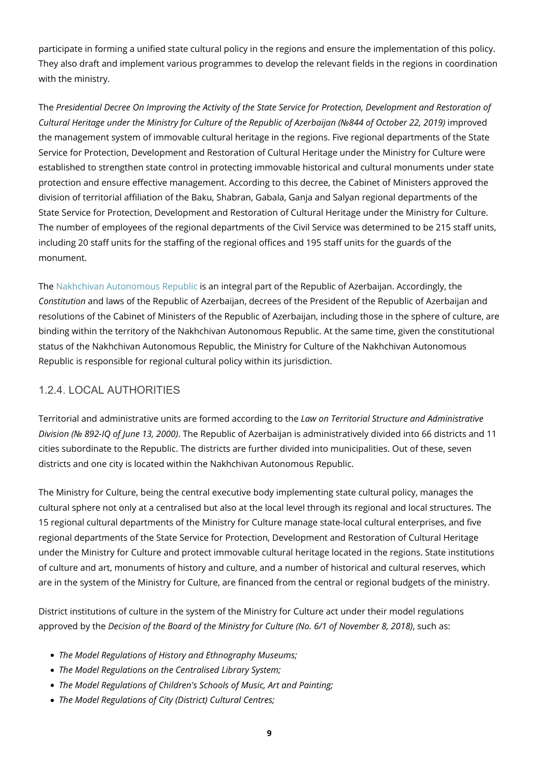participate in forming a unified state cultural policy in the regions and ensure the implementation of this policy. They also draft and implement various programmes to develop the relevant fields in the regions in coordination with the ministry.

The *Presidential Decree On Improving the Activity of the State Service for Protection, Development and Restoration of Cultural Heritage under the Ministry for Culture of the Republic of Azerbaijan (№844 of October 22, 2019)* improved the management system of immovable cultural heritage in the regions. Five regional departments of the State Service for Protection, Development and Restoration of Cultural Heritage under the Ministry for Culture were established to strengthen state control in protecting immovable historical and cultural monuments under state protection and ensure effective management. According to this decree, the Cabinet of Ministers approved the division of territorial affiliation of the Baku, Shabran, Gabala, Ganja and Salyan regional departments of the State Service for Protection, Development and Restoration of Cultural Heritage under the Ministry for Culture. The number of employees of the regional departments of the Civil Service was determined to be 215 staff units, including 20 staff units for the staffing of the regional offices and 195 staff units for the guards of the monument.

The Nakhchivan Autonomous Republic is an integral part of the Republic of Azerbaijan. Accordingly, the *Constitution* and laws of the Republic of Azerbaijan, decrees of the President of the Republic of Azerbaijan and resolutions of the Cabinet of Ministers of the Republic of Azerbaijan, including those in the sphere of culture, are binding within the territory of the Nakhchivan Autonomous Republic. At the same time, given the constitutional status of the Nakhchivan Autonomous Republic, the Ministry for Culture of the Nakhchivan Autonomous Republic is responsible for regional cultural policy within its jurisdiction.

### 1.2.4. LOCAL AUTHORITIES

Territorial and administrative units are formed according to the *Law on Territorial Structure and Administrative Division (№ 892-IQ of June 13, 2000)*. The Republic of Azerbaijan is administratively divided into 66 districts and 11 cities subordinate to the Republic. The districts are further divided into municipalities. Out of these, seven districts and one city is located within the Nakhchivan Autonomous Republic.

The Ministry for Culture, being the central executive body implementing state cultural policy, manages the cultural sphere not only at a centralised but also at the local level through its regional and local structures. The 15 regional cultural departments of the Ministry for Culture manage state-local cultural enterprises, and five regional departments of the State Service for Protection, Development and Restoration of Cultural Heritage under the Ministry for Culture and protect immovable cultural heritage located in the regions. State institutions of culture and art, monuments of history and culture, and a number of historical and cultural reserves, which are in the system of the Ministry for Culture, are financed from the central or regional budgets of the ministry.

District institutions of culture in the system of the Ministry for Culture act under their model regulations approved by the *Decision of the Board of the Ministry for Culture (No. 6/1 of November 8, 2018)*, such as:

- *The Model Regulations of History and Ethnography Museums;*
- *The Model Regulations on the Centralised Library System;*
- *The Model Regulations of Children's Schools of Music, Art and Painting;*
- *The Model Regulations of City (District) Cultural Centres;*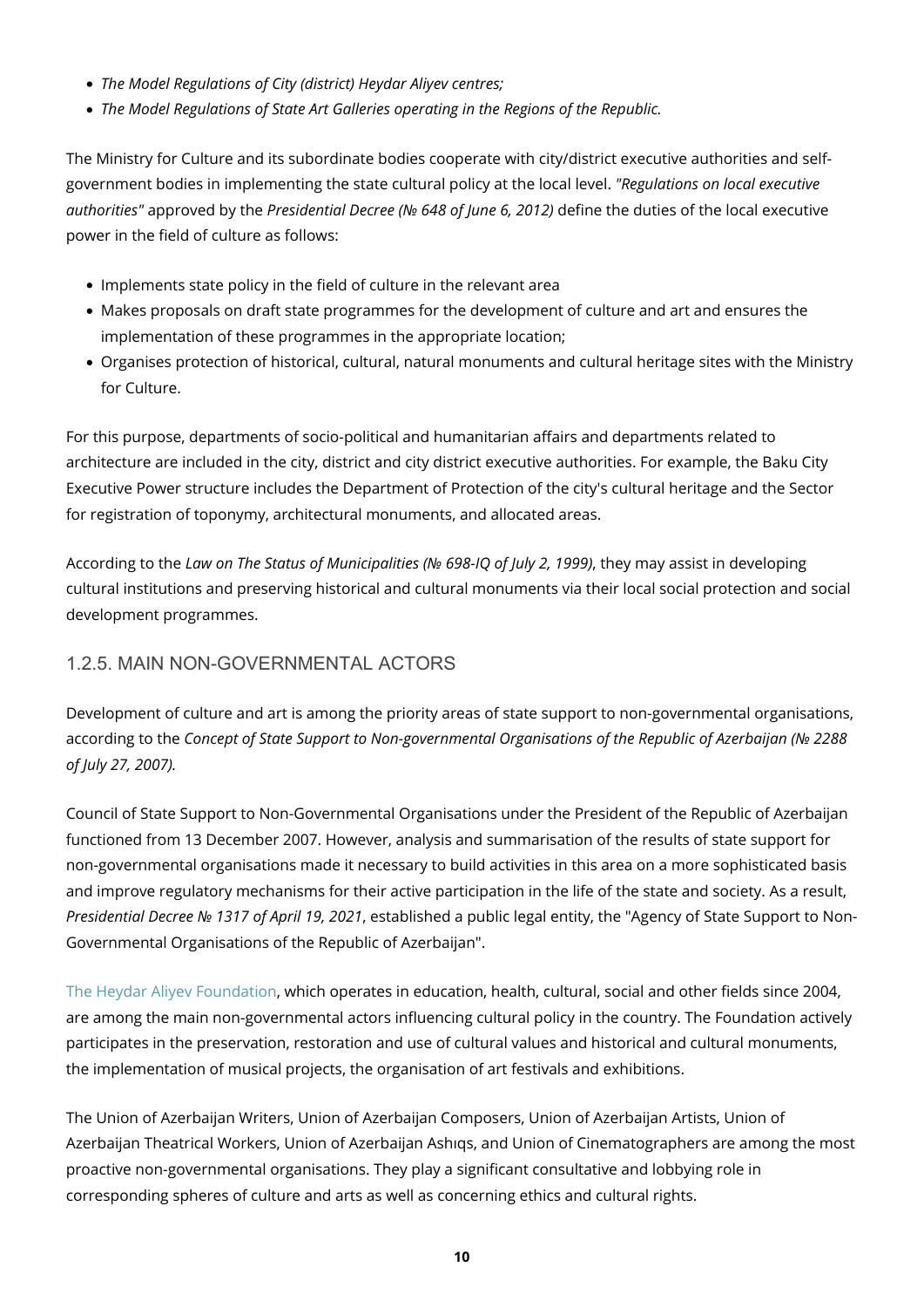- *The Model Regulations of City (district) Heydar Aliyev centres;*
- *The Model Regulations of State Art Galleries operating in the Regions of the Republic.*

The Ministry for Culture and its subordinate bodies cooperate with city/district executive authorities and self-government bodies in implementing the state cultural policy at the local level. *"Regulations on local executive authorities"* approved by the *Presidential Decree (№ 648 of June 6, 2012)* define the duties of the local executive power in the field of culture as follows:

- Implements state policy in the field of culture in the relevant area
- Makes proposals on draft state programmes for the development of culture and art and ensures the implementation of these programmes in the appropriate location;
- Organises protection of historical, cultural, natural monuments and cultural heritage sites with the Ministry for Culture.

For this purpose, departments of socio-political and humanitarian affairs and departments related to architecture are included in the city, district and city district executive authorities. For example, the Baku City Executive Power structure includes the Department of Protection of the city's cultural heritage and the Sector for registration of toponymy, architectural monuments, and allocated areas.

According to the *Law on The Status of Municipalities (№ 698-IQ of July 2, 1999)*, they may assist in developing cultural institutions and preserving historical and cultural monuments via their local social protection and social development programmes.

### 1.2.5. MAIN NON-GOVERNMENTAL ACTORS

Development of culture and art is among the priority areas of state support to non-governmental organisations, according to the *Concept of State Support to Non-governmental Organisations of the Republic of Azerbaijan (№ 2288 of July 27, 2007).*

Council of State Support to Non-Governmental Organisations under the President of the Republic of Azerbaijan functioned from 13 December 2007. However, analysis and summarisation of the results of state support for non-governmental organisations made it necessary to build activities in this area on a more sophisticated basis and improve regulatory mechanisms for their active participation in the life of the state and society. As a result, *Presidential Decree № 1317 of April 19, 2021*, established a public legal entity, the "Agency of State Support to Non-Governmental Organisations of the Republic of Azerbaijan".

The Heydar Aliyev Foundation, which operates in education, health, cultural, social and other fields since 2004, are among the main non-governmental actors influencing cultural policy in the country. The Foundation actively participates in the preservation, restoration and use of cultural values and historical and cultural monuments, the implementation of musical projects, the organisation of art festivals and exhibitions.

The Union of Azerbaijan Writers, Union of Azerbaijan Composers, Union of Azerbaijan Artists, Union of Azerbaijan Theatrical Workers, Union of Azerbaijan Ashıqs, and Union of Cinematographers are among the most proactive non-governmental organisations. They play a significant consultative and lobbying role in corresponding spheres of culture and arts as well as concerning ethics and cultural rights.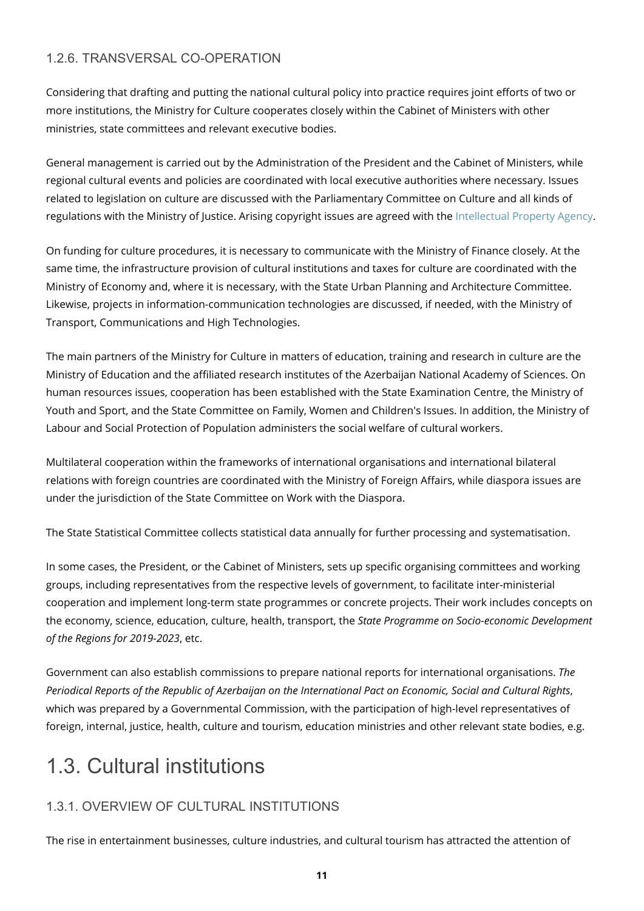### 1.2.6. TRANSVERSAL CO-OPERATION

Considering that drafting and putting the national cultural policy into practice requires joint efforts of two or more institutions, the Ministry for Culture cooperates closely within the Cabinet of Ministers with other ministries, state committees and relevant executive bodies.

General management is carried out by the Administration of the President and the Cabinet of Ministers, while regional cultural events and policies are coordinated with local executive authorities where necessary. Issues related to legislation on culture are discussed with the Parliamentary Committee on Culture and all kinds of regulations with the Ministry of Justice. Arising copyright issues are agreed with the Intellectual Property Agency.

On funding for culture procedures, it is necessary to communicate with the Ministry of Finance closely. At the same time, the infrastructure provision of cultural institutions and taxes for culture are coordinated with the Ministry of Economy and, where it is necessary, with the State Urban Planning and Architecture Committee. Likewise, projects in information-communication technologies are discussed, if needed, with the Ministry of Transport, Communications and High Technologies.

The main partners of the Ministry for Culture in matters of education, training and research in culture are the Ministry of Education and the affiliated research institutes of the Azerbaijan National Academy of Sciences. On human resources issues, cooperation has been established with the State Examination Centre, the Ministry of Youth and Sport, and the State Committee on Family, Women and Children's Issues. In addition, the Ministry of Labour and Social Protection of Population administers the social welfare of cultural workers.

Multilateral cooperation within the frameworks of international organisations and international bilateral relations with foreign countries are coordinated with the Ministry of Foreign Affairs, while diaspora issues are under the jurisdiction of the State Committee on Work with the Diaspora.

The State Statistical Committee collects statistical data annually for further processing and systematisation.

In some cases, the President, or the Cabinet of Ministers, sets up specific organising committees and working groups, including representatives from the respective levels of government, to facilitate inter-ministerial cooperation and implement long-term state programmes or concrete projects. Their work includes concepts on the economy, science, education, culture, health, transport, the *State Programme on Socio-economic Development of the Regions for 2019-2023*, etc.

Government can also establish commissions to prepare national reports for international organisations. *The Periodical Reports of the Republic of Azerbaijan on the International Pact on Economic, Social and Cultural Rights*, which was prepared by a Governmental Commission, with the participation of high-level representatives of foreign, internal, justice, health, culture and tourism, education ministries and other relevant state bodies, e.g.

# 1.3. Cultural institutions

### 1.3.1. OVERVIEW OF CULTURAL INSTITUTIONS

The rise in entertainment businesses, culture industries, and cultural tourism has attracted the attention of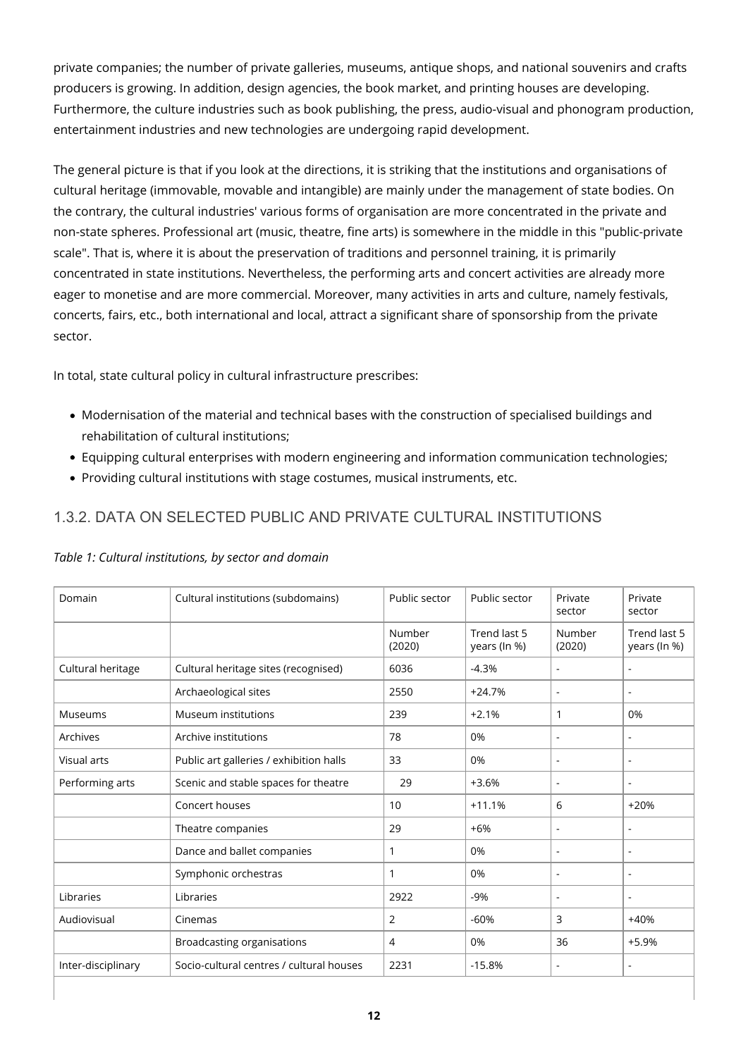private companies; the number of private galleries, museums, antique shops, and national souvenirs and crafts producers is growing. In addition, design agencies, the book market, and printing houses are developing. Furthermore, the culture industries such as book publishing, the press, audio-visual and phonogram production, entertainment industries and new technologies are undergoing rapid development.

The general picture is that if you look at the directions, it is striking that the institutions and organisations of cultural heritage (immovable, movable and intangible) are mainly under the management of state bodies. On the contrary, the cultural industries' various forms of organisation are more concentrated in the private and non-state spheres. Professional art (music, theatre, fine arts) is somewhere in the middle in this "public-private scale". That is, where it is about the preservation of traditions and personnel training, it is primarily concentrated in state institutions. Nevertheless, the performing arts and concert activities are already more eager to monetise and are more commercial. Moreover, many activities in arts and culture, namely festivals, concerts, fairs, etc., both international and local, attract a significant share of sponsorship from the private sector.

In total, state cultural policy in cultural infrastructure prescribes:

- Modernisation of the material and technical bases with the construction of specialised buildings and rehabilitation of cultural institutions;
- Equipping cultural enterprises with modern engineering and information communication technologies;
- Providing cultural institutions with stage costumes, musical instruments, etc.

### 1.3.2. DATA ON SELECTED PUBLIC AND PRIVATE CULTURAL INSTITUTIONS

*Table 1: Cultural institutions, by sector and domain*

| Domain | Cultural institutions (subdomains) | Public sector | Public sector | Private sector | Private sector |
|---|---|---|---|---|---|
| | | Number (2020) | Trend last 5 years (In %) | Number (2020) | Trend last 5 years (In %) |
| Cultural heritage | Cultural heritage sites (recognised) | 6036 | -4.3% | - | - |
| | Archaeological sites | 2550 | +24.7% | - | - |
| Museums | Museum institutions | 239 | +2.1% | 1 | 0% |
| Archives | Archive institutions | 78 | 0% | - | - |
| Visual arts | Public art galleries / exhibition halls | 33 | 0% | - | - |
| Performing arts | Scenic and stable spaces for theatre | 29 | +3.6% | - | - |
| | Concert houses | 10 | +11.1% | 6 | +20% |
| | Theatre companies | 29 | +6% | - | - |
| | Dance and ballet companies | 1 | 0% | - | - |
| | Symphonic orchestras | 1 | 0% | - | - |
| Libraries | Libraries | 2922 | -9% | - | - |
| Audiovisual | Cinemas | 2 | -60% | 3 | +40% |
| | Broadcasting organisations | 4 | 0% | 36 | +5.9% |
| Inter-disciplinary | Socio-cultural centres / cultural houses | 2231 | -15.8% | - | - |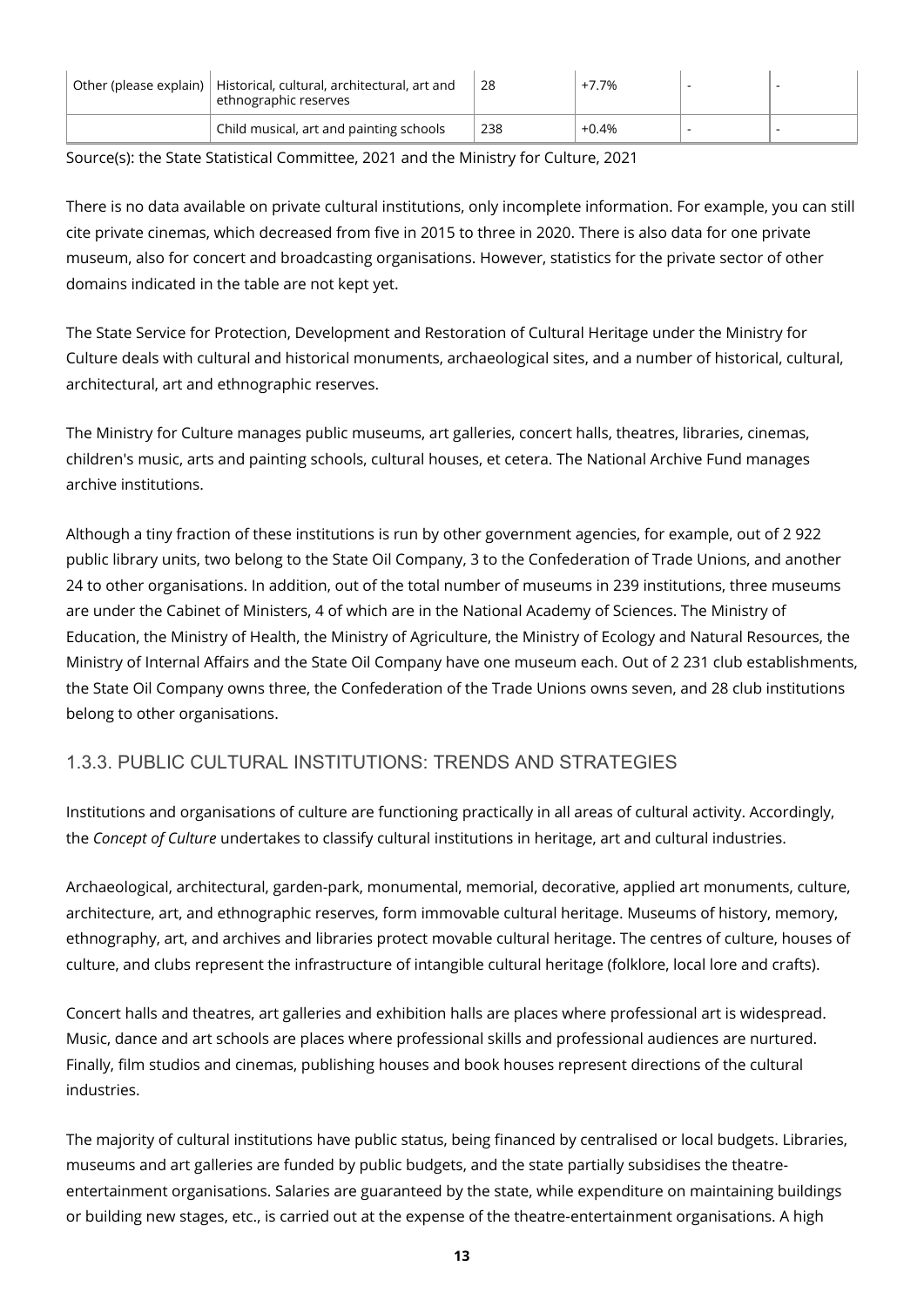| Other (please explain) | Historical, cultural, architectural, art and ethnographic reserves | 28 | +7.7% | - | - |
| --- | --- | --- | --- | --- | --- |
| | Child musical, art and painting schools | 238 | +0.4% | - | - |

Source(s): the State Statistical Committee, 2021 and the Ministry for Culture, 2021

There is no data available on private cultural institutions, only incomplete information. For example, you can still cite private cinemas, which decreased from five in 2015 to three in 2020. There is also data for one private museum, also for concert and broadcasting organisations. However, statistics for the private sector of other domains indicated in the table are not kept yet.

The State Service for Protection, Development and Restoration of Cultural Heritage under the Ministry for Culture deals with cultural and historical monuments, archaeological sites, and a number of historical, cultural, architectural, art and ethnographic reserves.

The Ministry for Culture manages public museums, art galleries, concert halls, theatres, libraries, cinemas, children's music, arts and painting schools, cultural houses, et cetera. The National Archive Fund manages archive institutions.

Although a tiny fraction of these institutions is run by other government agencies, for example, out of 2 922 public library units, two belong to the State Oil Company, 3 to the Confederation of Trade Unions, and another 24 to other organisations. In addition, out of the total number of museums in 239 institutions, three museums are under the Cabinet of Ministers, 4 of which are in the National Academy of Sciences. The Ministry of Education, the Ministry of Health, the Ministry of Agriculture, the Ministry of Ecology and Natural Resources, the Ministry of Internal Affairs and the State Oil Company have one museum each. Out of 2 231 club establishments, the State Oil Company owns three, the Confederation of the Trade Unions owns seven, and 28 club institutions belong to other organisations.

### 1.3.3. PUBLIC CULTURAL INSTITUTIONS: TRENDS AND STRATEGIES

Institutions and organisations of culture are functioning practically in all areas of cultural activity. Accordingly, the *Concept of Culture* undertakes to classify cultural institutions in heritage, art and cultural industries.

Archaeological, architectural, garden-park, monumental, memorial, decorative, applied art monuments, culture, architecture, art, and ethnographic reserves, form immovable cultural heritage. Museums of history, memory, ethnography, art, and archives and libraries protect movable cultural heritage. The centres of culture, houses of culture, and clubs represent the infrastructure of intangible cultural heritage (folklore, local lore and crafts).

Concert halls and theatres, art galleries and exhibition halls are places where professional art is widespread. Music, dance and art schools are places where professional skills and professional audiences are nurtured. Finally, film studios and cinemas, publishing houses and book houses represent directions of the cultural industries.

The majority of cultural institutions have public status, being financed by centralised or local budgets. Libraries, museums and art galleries are funded by public budgets, and the state partially subsidises the theatre-entertainment organisations. Salaries are guaranteed by the state, while expenditure on maintaining buildings or building new stages, etc., is carried out at the expense of the theatre-entertainment organisations. A high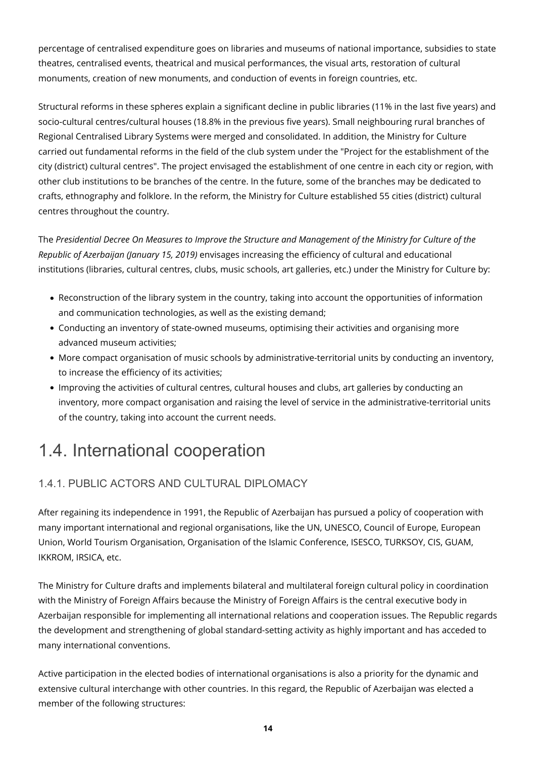percentage of centralised expenditure goes on libraries and museums of national importance, subsidies to state theatres, centralised events, theatrical and musical performances, the visual arts, restoration of cultural monuments, creation of new monuments, and conduction of events in foreign countries, etc.

Structural reforms in these spheres explain a significant decline in public libraries (11% in the last five years) and socio-cultural centres/cultural houses (18.8% in the previous five years). Small neighbouring rural branches of Regional Centralised Library Systems were merged and consolidated. In addition, the Ministry for Culture carried out fundamental reforms in the field of the club system under the "Project for the establishment of the city (district) cultural centres". The project envisaged the establishment of one centre in each city or region, with other club institutions to be branches of the centre. In the future, some of the branches may be dedicated to crafts, ethnography and folklore. In the reform, the Ministry for Culture established 55 cities (district) cultural centres throughout the country.

The *Presidential Decree On Measures to Improve the Structure and Management of the Ministry for Culture of the Republic of Azerbaijan (January 15, 2019)* envisages increasing the efficiency of cultural and educational institutions (libraries, cultural centres, clubs, music schools, art galleries, etc.) under the Ministry for Culture by:

- Reconstruction of the library system in the country, taking into account the opportunities of information and communication technologies, as well as the existing demand;
- Conducting an inventory of state-owned museums, optimising their activities and organising more advanced museum activities;
- More compact organisation of music schools by administrative-territorial units by conducting an inventory, to increase the efficiency of its activities;
- Improving the activities of cultural centres, cultural houses and clubs, art galleries by conducting an inventory, more compact organisation and raising the level of service in the administrative-territorial units of the country, taking into account the current needs.

# 1.4. International cooperation

## 1.4.1. PUBLIC ACTORS AND CULTURAL DIPLOMACY

After regaining its independence in 1991, the Republic of Azerbaijan has pursued a policy of cooperation with many important international and regional organisations, like the UN, UNESCO, Council of Europe, European Union, World Tourism Organisation, Organisation of the Islamic Conference, ISESCO, TURKSOY, CIS, GUAM, IKKROM, IRSICA, etc.

The Ministry for Culture drafts and implements bilateral and multilateral foreign cultural policy in coordination with the Ministry of Foreign Affairs because the Ministry of Foreign Affairs is the central executive body in Azerbaijan responsible for implementing all international relations and cooperation issues. The Republic regards the development and strengthening of global standard-setting activity as highly important and has acceded to many international conventions.

Active participation in the elected bodies of international organisations is also a priority for the dynamic and extensive cultural interchange with other countries. In this regard, the Republic of Azerbaijan was elected a member of the following structures: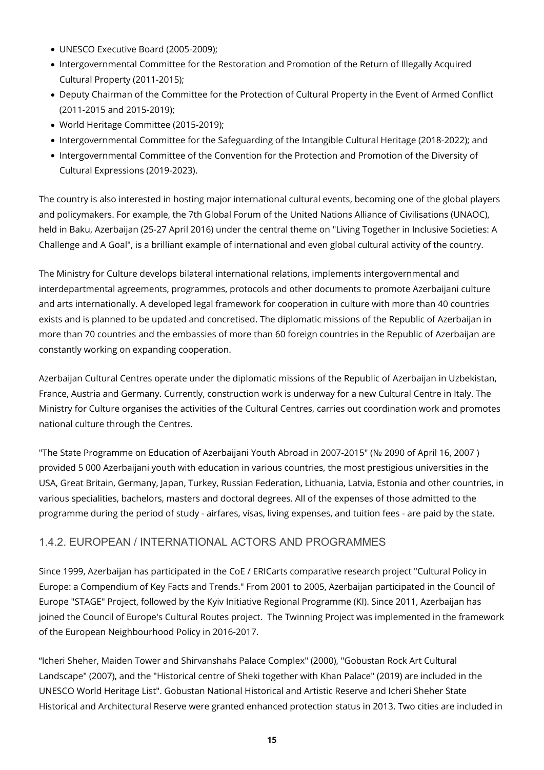- UNESCO Executive Board (2005-2009);
- Intergovernmental Committee for the Restoration and Promotion of the Return of Illegally Acquired Cultural Property (2011-2015);
- Deputy Chairman of the Committee for the Protection of Cultural Property in the Event of Armed Conflict (2011-2015 and 2015-2019);
- World Heritage Committee (2015-2019);
- Intergovernmental Committee for the Safeguarding of the Intangible Cultural Heritage (2018-2022); and
- Intergovernmental Committee of the Convention for the Protection and Promotion of the Diversity of Cultural Expressions (2019-2023).

The country is also interested in hosting major international cultural events, becoming one of the global players and policymakers. For example, the 7th Global Forum of the United Nations Alliance of Civilisations (UNAOC), held in Baku, Azerbaijan (25-27 April 2016) under the central theme on "Living Together in Inclusive Societies: A Challenge and A Goal", is a brilliant example of international and even global cultural activity of the country.

The Ministry for Culture develops bilateral international relations, implements intergovernmental and interdepartmental agreements, programmes, protocols and other documents to promote Azerbaijani culture and arts internationally. A developed legal framework for cooperation in culture with more than 40 countries exists and is planned to be updated and concretised. The diplomatic missions of the Republic of Azerbaijan in more than 70 countries and the embassies of more than 60 foreign countries in the Republic of Azerbaijan are constantly working on expanding cooperation.

Azerbaijan Cultural Centres operate under the diplomatic missions of the Republic of Azerbaijan in Uzbekistan, France, Austria and Germany. Currently, construction work is underway for a new Cultural Centre in Italy. The Ministry for Culture organises the activities of the Cultural Centres, carries out coordination work and promotes national culture through the Centres.

"The State Programme on Education of Azerbaijani Youth Abroad in 2007-2015" (№ 2090 of April 16, 2007 ) provided 5 000 Azerbaijani youth with education in various countries, the most prestigious universities in the USA, Great Britain, Germany, Japan, Turkey, Russian Federation, Lithuania, Latvia, Estonia and other countries, in various specialities, bachelors, masters and doctoral degrees. All of the expenses of those admitted to the programme during the period of study - airfares, visas, living expenses, and tuition fees - are paid by the state.

### 1.4.2. EUROPEAN / INTERNATIONAL ACTORS AND PROGRAMMES

Since 1999, Azerbaijan has participated in the CoE / ERICarts comparative research project "Cultural Policy in Europe: a Compendium of Key Facts and Trends." From 2001 to 2005, Azerbaijan participated in the Council of Europe "STAGE" Project, followed by the Kyiv Initiative Regional Programme (KI). Since 2011, Azerbaijan has joined the Council of Europe's Cultural Routes project. The Twinning Project was implemented in the framework of the European Neighbourhood Policy in 2016-2017.

“Icheri Sheher, Maiden Tower and Shirvanshahs Palace Complex" (2000), "Gobustan Rock Art Cultural Landscape" (2007), and the "Historical centre of Sheki together with Khan Palace" (2019) are included in the UNESCO World Heritage List". Gobustan National Historical and Artistic Reserve and Icheri Sheher State Historical and Architectural Reserve were granted enhanced protection status in 2013. Two cities are included in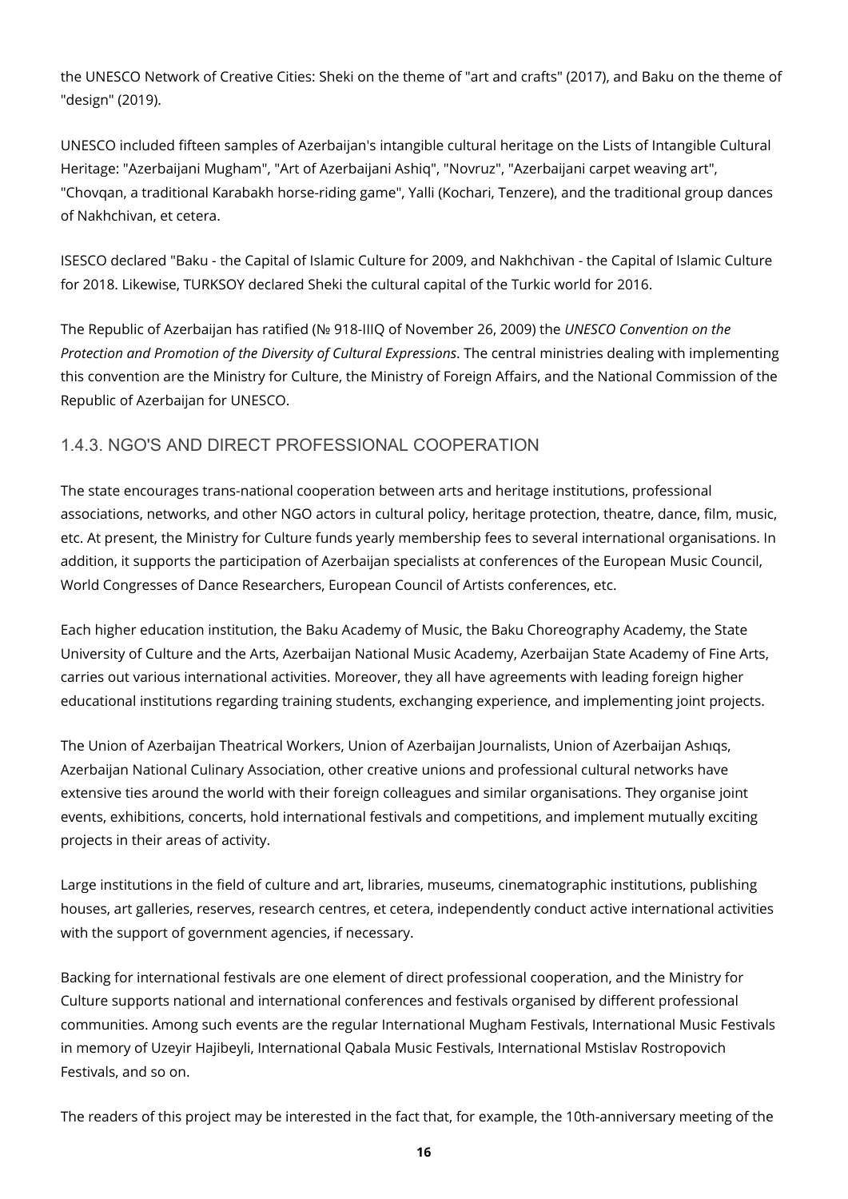the UNESCO Network of Creative Cities: Sheki on the theme of "art and crafts" (2017), and Baku on the theme of "design" (2019).

UNESCO included fifteen samples of Azerbaijan's intangible cultural heritage on the Lists of Intangible Cultural Heritage: "Azerbaijani Mugham", "Art of Azerbaijani Ashiq", "Novruz", "Azerbaijani carpet weaving art", "Chovqan, a traditional Karabakh horse-riding game", Yalli (Kochari, Tenzere), and the traditional group dances of Nakhchivan, et cetera.

ISESCO declared "Baku - the Capital of Islamic Culture for 2009, and Nakhchivan - the Capital of Islamic Culture for 2018. Likewise, TURKSOY declared Sheki the cultural capital of the Turkic world for 2016.

The Republic of Azerbaijan has ratified (№ 918-IIIQ of November 26, 2009) the *UNESCO Convention on the Protection and Promotion of the Diversity of Cultural Expressions*. The central ministries dealing with implementing this convention are the Ministry for Culture, the Ministry of Foreign Affairs, and the National Commission of the Republic of Azerbaijan for UNESCO.

### 1.4.3. NGO'S AND DIRECT PROFESSIONAL COOPERATION

The state encourages trans-national cooperation between arts and heritage institutions, professional associations, networks, and other NGO actors in cultural policy, heritage protection, theatre, dance, film, music, etc. At present, the Ministry for Culture funds yearly membership fees to several international organisations. In addition, it supports the participation of Azerbaijan specialists at conferences of the European Music Council, World Congresses of Dance Researchers, European Council of Artists conferences, etc.

Each higher education institution, the Baku Academy of Music, the Baku Choreography Academy, the State University of Culture and the Arts, Azerbaijan National Music Academy, Azerbaijan State Academy of Fine Arts, carries out various international activities. Moreover, they all have agreements with leading foreign higher educational institutions regarding training students, exchanging experience, and implementing joint projects.

The Union of Azerbaijan Theatrical Workers, Union of Azerbaijan Journalists, Union of Azerbaijan Ashıqs, Azerbaijan National Culinary Association, other creative unions and professional cultural networks have extensive ties around the world with their foreign colleagues and similar organisations. They organise joint events, exhibitions, concerts, hold international festivals and competitions, and implement mutually exciting projects in their areas of activity.

Large institutions in the field of culture and art, libraries, museums, cinematographic institutions, publishing houses, art galleries, reserves, research centres, et cetera, independently conduct active international activities with the support of government agencies, if necessary.

Backing for international festivals are one element of direct professional cooperation, and the Ministry for Culture supports national and international conferences and festivals organised by different professional communities. Among such events are the regular International Mugham Festivals, International Music Festivals in memory of Uzeyir Hajibeyli, International Qabala Music Festivals, International Mstislav Rostropovich Festivals, and so on.

The readers of this project may be interested in the fact that, for example, the 10th-anniversary meeting of the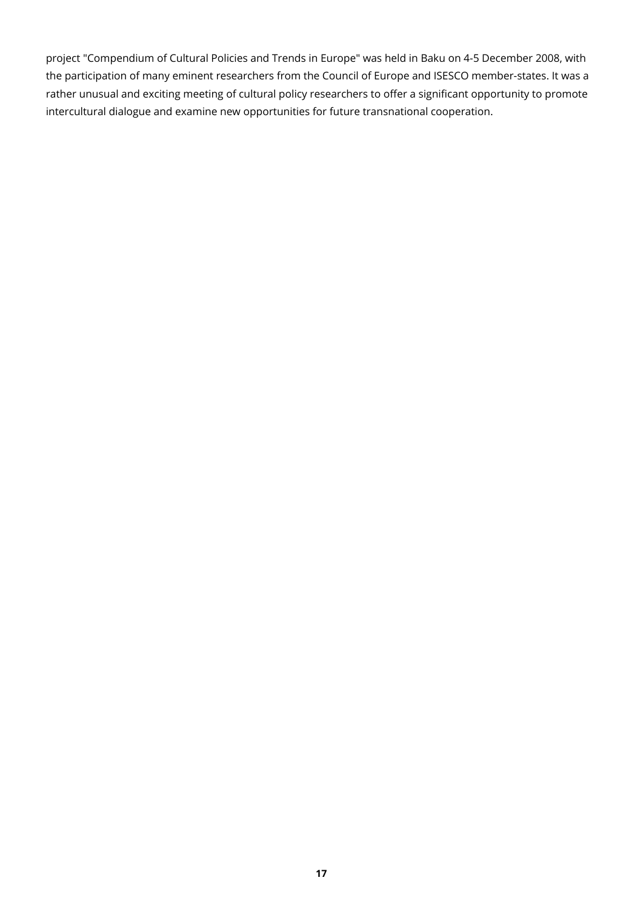project "Compendium of Cultural Policies and Trends in Europe" was held in Baku on 4-5 December 2008, with the participation of many eminent researchers from the Council of Europe and ISESCO member-states. It was a rather unusual and exciting meeting of cultural policy researchers to offer a significant opportunity to promote intercultural dialogue and examine new opportunities for future transnational cooperation.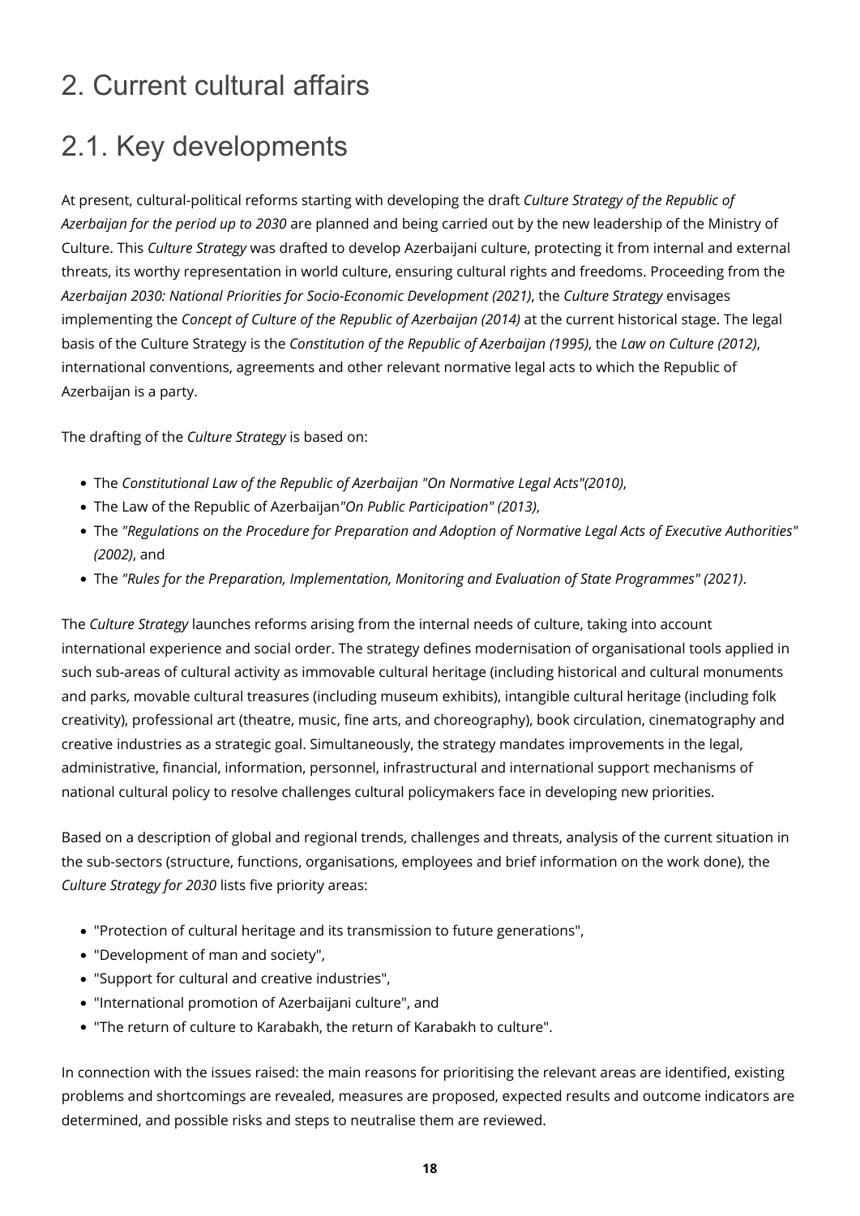# 2. Current cultural affairs

## 2.1. Key developments

At present, cultural-political reforms starting with developing the draft *Culture Strategy of the Republic of Azerbaijan for the period up to 2030* are planned and being carried out by the new leadership of the Ministry of Culture. This *Culture Strategy* was drafted to develop Azerbaijani culture, protecting it from internal and external threats, its worthy representation in world culture, ensuring cultural rights and freedoms. Proceeding from the *Azerbaijan 2030: National Priorities for Socio-Economic Development (2021)*, the *Culture Strategy* envisages implementing the *Concept of Culture of the Republic of Azerbaijan (2014)* at the current historical stage. The legal basis of the Culture Strategy is the *Constitution of the Republic of Azerbaijan (1995)*, the *Law on Culture (2012)*, international conventions, agreements and other relevant normative legal acts to which the Republic of Azerbaijan is a party.

The drafting of the *Culture Strategy* is based on:

- The *Constitutional Law of the Republic of Azerbaijan "On Normative Legal Acts"(2010)*,
- The Law of the Republic of Azerbaijan*"On Public Participation" (2013)*,
- The *"Regulations on the Procedure for Preparation and Adoption of Normative Legal Acts of Executive Authorities" (2002)*, and
- The *"Rules for the Preparation, Implementation, Monitoring and Evaluation of State Programmes" (2021)*.

The *Culture Strategy* launches reforms arising from the internal needs of culture, taking into account international experience and social order. The strategy defines modernisation of organisational tools applied in such sub-areas of cultural activity as immovable cultural heritage (including historical and cultural monuments and parks, movable cultural treasures (including museum exhibits), intangible cultural heritage (including folk creativity), professional art (theatre, music, fine arts, and choreography), book circulation, cinematography and creative industries as a strategic goal. Simultaneously, the strategy mandates improvements in the legal, administrative, financial, information, personnel, infrastructural and international support mechanisms of national cultural policy to resolve challenges cultural policymakers face in developing new priorities.

Based on a description of global and regional trends, challenges and threats, analysis of the current situation in the sub-sectors (structure, functions, organisations, employees and brief information on the work done), the *Culture Strategy for 2030* lists five priority areas:

- "Protection of cultural heritage and its transmission to future generations",
- "Development of man and society",
- "Support for cultural and creative industries",
- "International promotion of Azerbaijani culture", and
- "The return of culture to Karabakh, the return of Karabakh to culture".

In connection with the issues raised: the main reasons for prioritising the relevant areas are identified, existing problems and shortcomings are revealed, measures are proposed, expected results and outcome indicators are determined, and possible risks and steps to neutralise them are reviewed.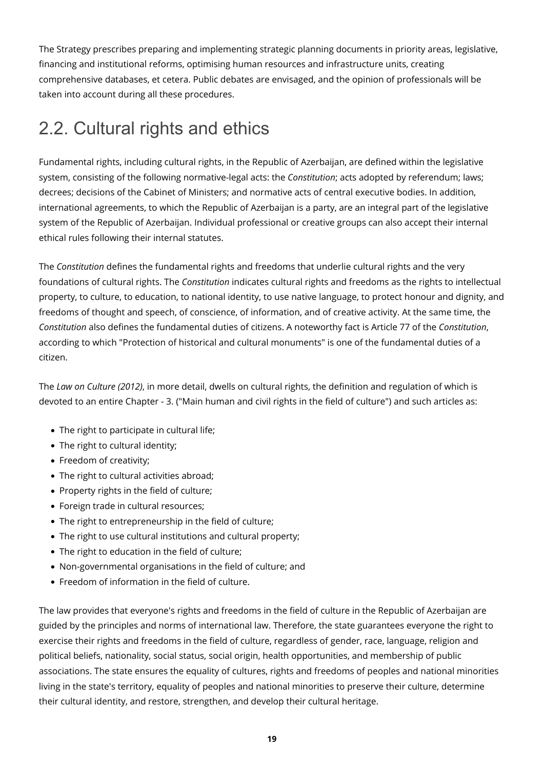The Strategy prescribes preparing and implementing strategic planning documents in priority areas, legislative, financing and institutional reforms, optimising human resources and infrastructure units, creating comprehensive databases, et cetera. Public debates are envisaged, and the opinion of professionals will be taken into account during all these procedures.

## 2.2. Cultural rights and ethics

Fundamental rights, including cultural rights, in the Republic of Azerbaijan, are defined within the legislative system, consisting of the following normative-legal acts: the *Constitution*; acts adopted by referendum; laws; decrees; decisions of the Cabinet of Ministers; and normative acts of central executive bodies. In addition, international agreements, to which the Republic of Azerbaijan is a party, are an integral part of the legislative system of the Republic of Azerbaijan. Individual professional or creative groups can also accept their internal ethical rules following their internal statutes.

The *Constitution* defines the fundamental rights and freedoms that underlie cultural rights and the very foundations of cultural rights. The *Constitution* indicates cultural rights and freedoms as the rights to intellectual property, to culture, to education, to national identity, to use native language, to protect honour and dignity, and freedoms of thought and speech, of conscience, of information, and of creative activity. At the same time, the *Constitution* also defines the fundamental duties of citizens. A noteworthy fact is Article 77 of the *Constitution*, according to which "Protection of historical and cultural monuments" is one of the fundamental duties of a citizen.

The *Law on Culture (2012)*, in more detail, dwells on cultural rights, the definition and regulation of which is devoted to an entire Chapter - 3. ("Main human and civil rights in the field of culture") and such articles as:

- The right to participate in cultural life;
- The right to cultural identity;
- Freedom of creativity;
- The right to cultural activities abroad;
- Property rights in the field of culture;
- Foreign trade in cultural resources;
- The right to entrepreneurship in the field of culture;
- The right to use cultural institutions and cultural property;
- The right to education in the field of culture;
- Non-governmental organisations in the field of culture; and
- Freedom of information in the field of culture.

The law provides that everyone's rights and freedoms in the field of culture in the Republic of Azerbaijan are guided by the principles and norms of international law. Therefore, the state guarantees everyone the right to exercise their rights and freedoms in the field of culture, regardless of gender, race, language, religion and political beliefs, nationality, social status, social origin, health opportunities, and membership of public associations. The state ensures the equality of cultures, rights and freedoms of peoples and national minorities living in the state's territory, equality of peoples and national minorities to preserve their culture, determine their cultural identity, and restore, strengthen, and develop their cultural heritage.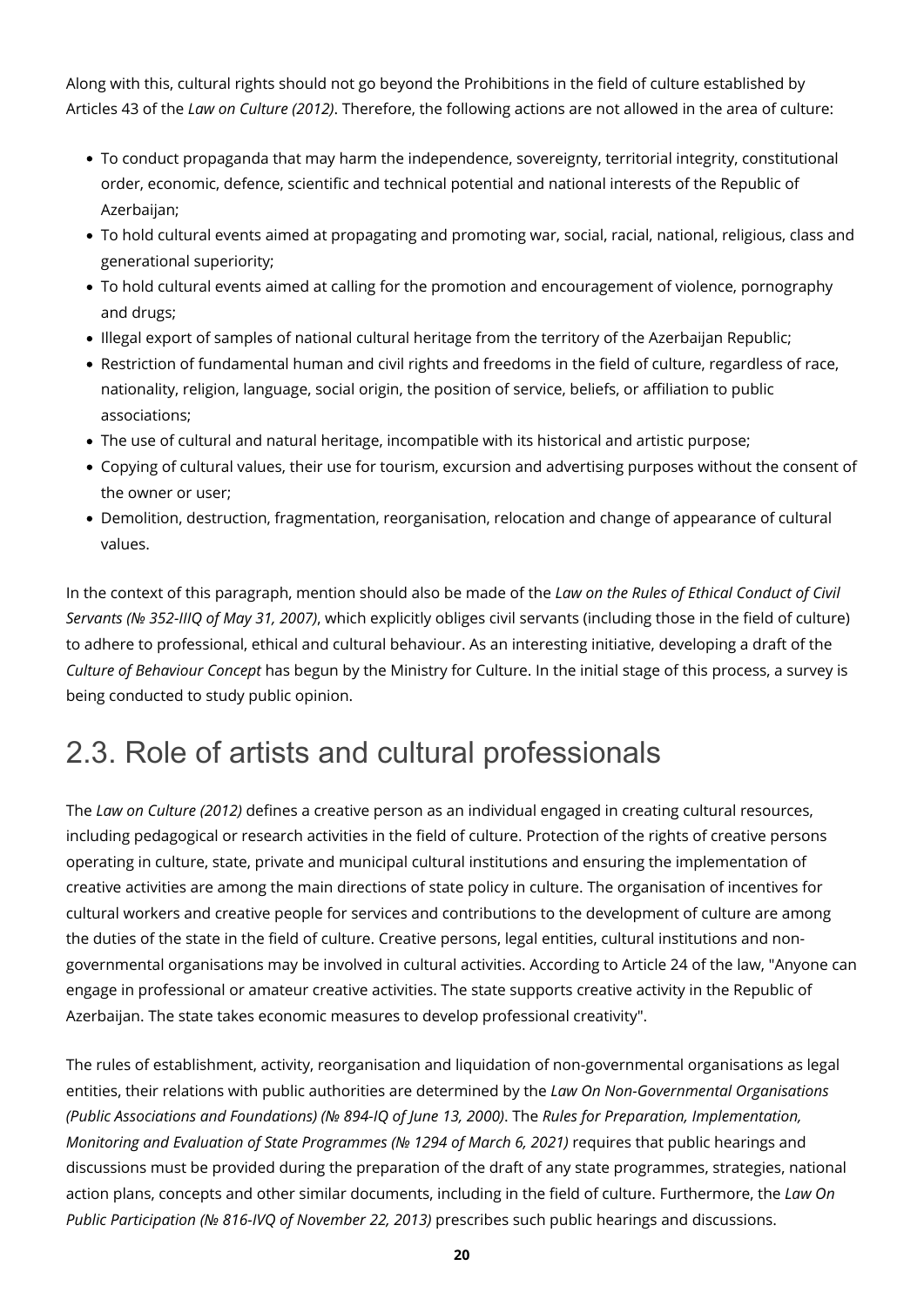Along with this, cultural rights should not go beyond the Prohibitions in the field of culture established by Articles 43 of the *Law on Culture (2012)*. Therefore, the following actions are not allowed in the area of culture:

- To conduct propaganda that may harm the independence, sovereignty, territorial integrity, constitutional order, economic, defence, scientific and technical potential and national interests of the Republic of Azerbaijan;
- To hold cultural events aimed at propagating and promoting war, social, racial, national, religious, class and generational superiority;
- To hold cultural events aimed at calling for the promotion and encouragement of violence, pornography and drugs;
- Illegal export of samples of national cultural heritage from the territory of the Azerbaijan Republic;
- Restriction of fundamental human and civil rights and freedoms in the field of culture, regardless of race, nationality, religion, language, social origin, the position of service, beliefs, or affiliation to public associations;
- The use of cultural and natural heritage, incompatible with its historical and artistic purpose;
- Copying of cultural values, their use for tourism, excursion and advertising purposes without the consent of the owner or user;
- Demolition, destruction, fragmentation, reorganisation, relocation and change of appearance of cultural values.

In the context of this paragraph, mention should also be made of the *Law on the Rules of Ethical Conduct of Civil Servants (№ 352-IIIQ of May 31, 2007)*, which explicitly obliges civil servants (including those in the field of culture) to adhere to professional, ethical and cultural behaviour. As an interesting initiative, developing a draft of the *Culture of Behaviour Concept* has begun by the Ministry for Culture. In the initial stage of this process, a survey is being conducted to study public opinion.

## 2.3. Role of artists and cultural professionals

The *Law on Culture (2012)* defines a creative person as an individual engaged in creating cultural resources, including pedagogical or research activities in the field of culture. Protection of the rights of creative persons operating in culture, state, private and municipal cultural institutions and ensuring the implementation of creative activities are among the main directions of state policy in culture. The organisation of incentives for cultural workers and creative people for services and contributions to the development of culture are among the duties of the state in the field of culture. Creative persons, legal entities, cultural institutions and non-governmental organisations may be involved in cultural activities. According to Article 24 of the law, "Anyone can engage in professional or amateur creative activities. The state supports creative activity in the Republic of Azerbaijan. The state takes economic measures to develop professional creativity".

The rules of establishment, activity, reorganisation and liquidation of non-governmental organisations as legal entities, their relations with public authorities are determined by the *Law On Non-Governmental Organisations (Public Associations and Foundations) (№ 894-IQ of June 13, 2000)*. The *Rules for Preparation, Implementation, Monitoring and Evaluation of State Programmes (№ 1294 of March 6, 2021)* requires that public hearings and discussions must be provided during the preparation of the draft of any state programmes, strategies, national action plans, concepts and other similar documents, including in the field of culture. Furthermore, the *Law On Public Participation (№ 816-IVQ of November 22, 2013)* prescribes such public hearings and discussions.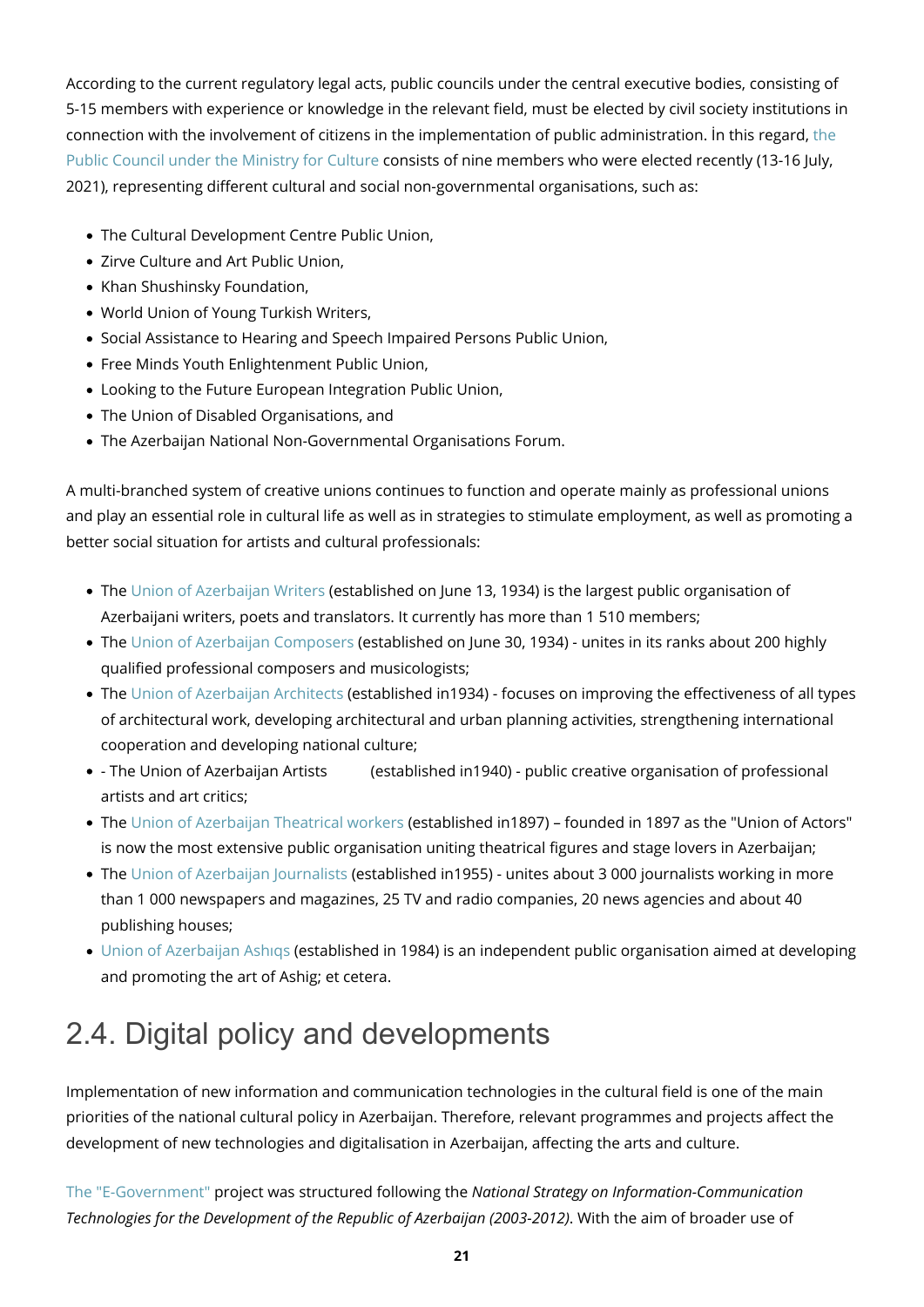According to the current regulatory legal acts, public councils under the central executive bodies, consisting of 5-15 members with experience or knowledge in the relevant field, must be elected by civil society institutions in connection with the involvement of citizens in the implementation of public administration. İn this regard, the Public Council under the Ministry for Culture consists of nine members who were elected recently (13-16 July, 2021), representing different cultural and social non-governmental organisations, such as:

- The Cultural Development Centre Public Union,
- Zirve Culture and Art Public Union,
- Khan Shushinsky Foundation,
- World Union of Young Turkish Writers,
- Social Assistance to Hearing and Speech Impaired Persons Public Union,
- Free Minds Youth Enlightenment Public Union,
- Looking to the Future European Integration Public Union,
- The Union of Disabled Organisations, and
- The Azerbaijan National Non-Governmental Organisations Forum.

A multi-branched system of creative unions continues to function and operate mainly as professional unions and play an essential role in cultural life as well as in strategies to stimulate employment, as well as promoting a better social situation for artists and cultural professionals:

- The Union of Azerbaijan Writers (established on June 13, 1934) is the largest public organisation of Azerbaijani writers, poets and translators. It currently has more than 1 510 members;
- The Union of Azerbaijan Composers (established on June 30, 1934) - unites in its ranks about 200 highly qualified professional composers and musicologists;
- The Union of Azerbaijan Architects (established in1934) - focuses on improving the effectiveness of all types of architectural work, developing architectural and urban planning activities, strengthening international cooperation and developing national culture;
- - The Union of Azerbaijan Artists (established in1940) - public creative organisation of professional artists and art critics;
- The Union of Azerbaijan Theatrical workers (established in1897) – founded in 1897 as the "Union of Actors" is now the most extensive public organisation uniting theatrical figures and stage lovers in Azerbaijan;
- The Union of Azerbaijan Journalists (established in1955) - unites about 3 000 journalists working in more than 1 000 newspapers and magazines, 25 TV and radio companies, 20 news agencies and about 40 publishing houses;
- Union of Azerbaijan Ashıqs (established in 1984) is an independent public organisation aimed at developing and promoting the art of Ashig; et cetera.

## 2.4. Digital policy and developments

Implementation of new information and communication technologies in the cultural field is one of the main priorities of the national cultural policy in Azerbaijan. Therefore, relevant programmes and projects affect the development of new technologies and digitalisation in Azerbaijan, affecting the arts and culture.

The "E-Government" project was structured following the *National Strategy on Information-Communication Technologies for the Development of the Republic of Azerbaijan (2003-2012)*. With the aim of broader use of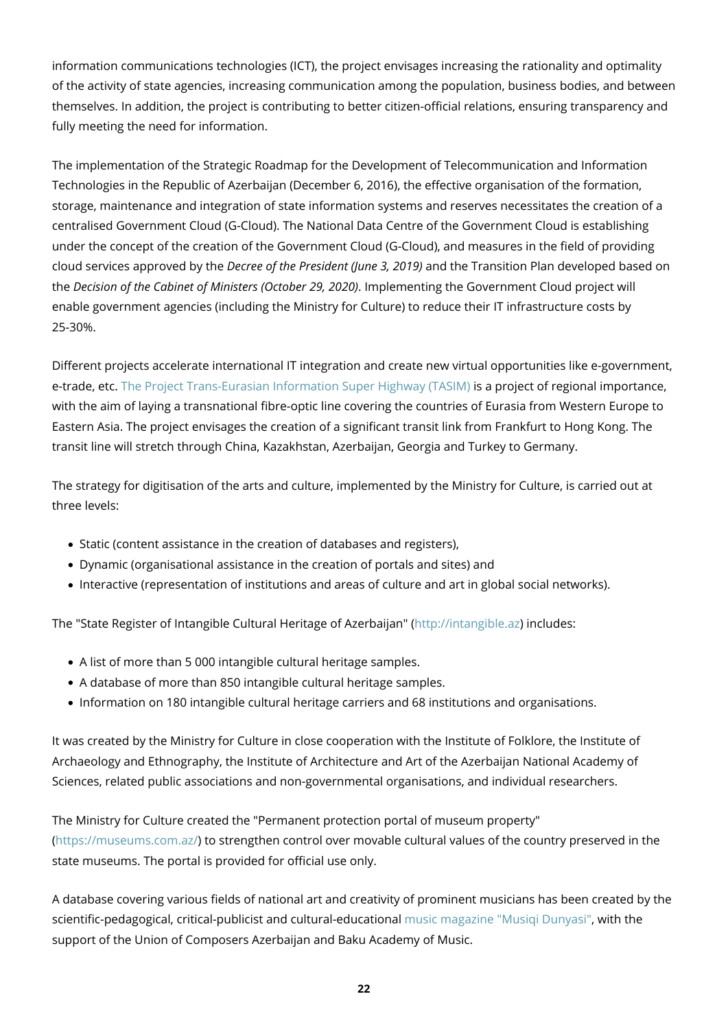information communications technologies (ICT), the project envisages increasing the rationality and optimality of the activity of state agencies, increasing communication among the population, business bodies, and between themselves. In addition, the project is contributing to better citizen-official relations, ensuring transparency and fully meeting the need for information.

The implementation of the Strategic Roadmap for the Development of Telecommunication and Information Technologies in the Republic of Azerbaijan (December 6, 2016), the effective organisation of the formation, storage, maintenance and integration of state information systems and reserves necessitates the creation of a centralised Government Cloud (G-Cloud). The National Data Centre of the Government Cloud is establishing under the concept of the creation of the Government Cloud (G-Cloud), and measures in the field of providing cloud services approved by the *Decree of the President (June 3, 2019)* and the Transition Plan developed based on the *Decision of the Cabinet of Ministers (October 29, 2020)*. Implementing the Government Cloud project will enable government agencies (including the Ministry for Culture) to reduce their IT infrastructure costs by 25-30%.

Different projects accelerate international IT integration and create new virtual opportunities like e-government, e-trade, etc. The Project Trans-Eurasian Information Super Highway (TASIM) is a project of regional importance, with the aim of laying a transnational fibre-optic line covering the countries of Eurasia from Western Europe to Eastern Asia. The project envisages the creation of a significant transit link from Frankfurt to Hong Kong. The transit line will stretch through China, Kazakhstan, Azerbaijan, Georgia and Turkey to Germany.

The strategy for digitisation of the arts and culture, implemented by the Ministry for Culture, is carried out at three levels:

- Static (content assistance in the creation of databases and registers),
- Dynamic (organisational assistance in the creation of portals and sites) and
- Interactive (representation of institutions and areas of culture and art in global social networks).

The "State Register of Intangible Cultural Heritage of Azerbaijan" (http://intangible.az) includes:

- A list of more than 5 000 intangible cultural heritage samples.
- A database of more than 850 intangible cultural heritage samples.
- Information on 180 intangible cultural heritage carriers and 68 institutions and organisations.

It was created by the Ministry for Culture in close cooperation with the Institute of Folklore, the Institute of Archaeology and Ethnography, the Institute of Architecture and Art of the Azerbaijan National Academy of Sciences, related public associations and non-governmental organisations, and individual researchers.

The Ministry for Culture created the "Permanent protection portal of museum property" (https://museums.com.az/) to strengthen control over movable cultural values of the country preserved in the state museums. The portal is provided for official use only.

A database covering various fields of national art and creativity of prominent musicians has been created by the scientific-pedagogical, critical-publicist and cultural-educational music magazine "Musiqi Dunyasi", with the support of the Union of Composers Azerbaijan and Baku Academy of Music.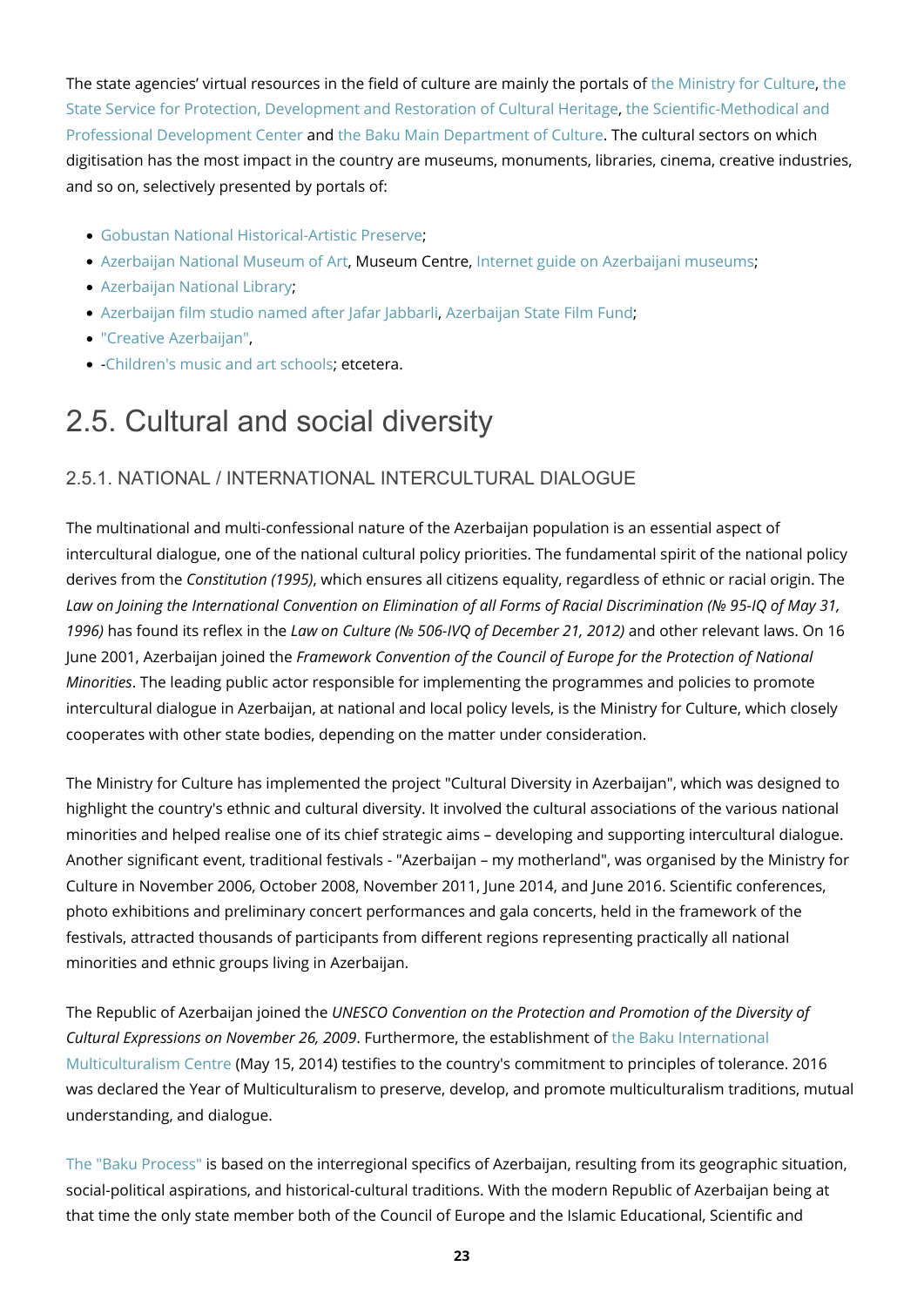The state agencies' virtual resources in the field of culture are mainly the portals of the Ministry for Culture, the State Service for Protection, Development and Restoration of Cultural Heritage, the Scientific-Methodical and Professional Development Center and the Baku Main Department of Culture. The cultural sectors on which digitisation has the most impact in the country are museums, monuments, libraries, cinema, creative industries, and so on, selectively presented by portals of:

- Gobustan National Historical-Artistic Preserve;
- Azerbaijan National Museum of Art, Museum Centre, Internet guide on Azerbaijani museums;
- Azerbaijan National Library;
- Azerbaijan film studio named after Jafar Jabbarli, Azerbaijan State Film Fund;
- "Creative Azerbaijan",
- -Children's music and art schools; etcetera.

## 2.5. Cultural and social diversity

### 2.5.1. NATIONAL / INTERNATIONAL INTERCULTURAL DIALOGUE

The multinational and multi-confessional nature of the Azerbaijan population is an essential aspect of intercultural dialogue, one of the national cultural policy priorities. The fundamental spirit of the national policy derives from the *Constitution (1995)*, which ensures all citizens equality, regardless of ethnic or racial origin. The *Law on Joining the International Convention on Elimination of all Forms of Racial Discrimination (№ 95-IQ of May 31, 1996)* has found its reflex in the *Law on Culture (№ 506-IVQ of December 21, 2012)* and other relevant laws. On 16 June 2001, Azerbaijan joined the *Framework Convention of the Council of Europe for the Protection of National Minorities*. The leading public actor responsible for implementing the programmes and policies to promote intercultural dialogue in Azerbaijan, at national and local policy levels, is the Ministry for Culture, which closely cooperates with other state bodies, depending on the matter under consideration.

The Ministry for Culture has implemented the project "Cultural Diversity in Azerbaijan", which was designed to highlight the country's ethnic and cultural diversity. It involved the cultural associations of the various national minorities and helped realise one of its chief strategic aims – developing and supporting intercultural dialogue. Another significant event, traditional festivals - "Azerbaijan – my motherland", was organised by the Ministry for Culture in November 2006, October 2008, November 2011, June 2014, and June 2016. Scientific conferences, photo exhibitions and preliminary concert performances and gala concerts, held in the framework of the festivals, attracted thousands of participants from different regions representing practically all national minorities and ethnic groups living in Azerbaijan.

The Republic of Azerbaijan joined the *UNESCO Convention on the Protection and Promotion of the Diversity of Cultural Expressions on November 26, 2009*. Furthermore, the establishment of the Baku International Multiculturalism Centre (May 15, 2014) testifies to the country's commitment to principles of tolerance. 2016 was declared the Year of Multiculturalism to preserve, develop, and promote multiculturalism traditions, mutual understanding, and dialogue.

The "Baku Process" is based on the interregional specifics of Azerbaijan, resulting from its geographic situation, social-political aspirations, and historical-cultural traditions. With the modern Republic of Azerbaijan being at that time the only state member both of the Council of Europe and the Islamic Educational, Scientific and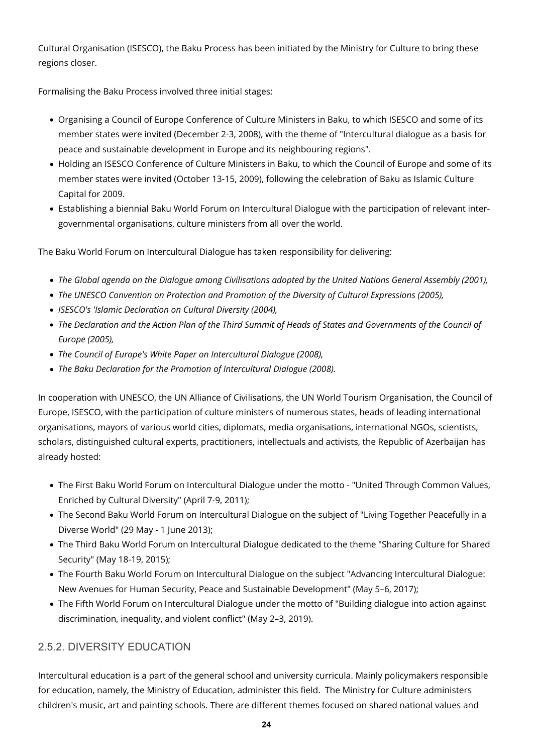Cultural Organisation (ISESCO), the Baku Process has been initiated by the Ministry for Culture to bring these regions closer.

Formalising the Baku Process involved three initial stages:

- Organising a Council of Europe Conference of Culture Ministers in Baku, to which ISESCO and some of its member states were invited (December 2-3, 2008), with the theme of "Intercultural dialogue as a basis for peace and sustainable development in Europe and its neighbouring regions".
- Holding an ISESCO Conference of Culture Ministers in Baku, to which the Council of Europe and some of its member states were invited (October 13-15, 2009), following the celebration of Baku as Islamic Culture Capital for 2009.
- Establishing a biennial Baku World Forum on Intercultural Dialogue with the participation of relevant inter-governmental organisations, culture ministers from all over the world.

The Baku World Forum on Intercultural Dialogue has taken responsibility for delivering:

- *The Global agenda on the Dialogue among Civilisations adopted by the United Nations General Assembly (2001),*
- *The UNESCO Convention on Protection and Promotion of the Diversity of Cultural Expressions (2005),*
- *ISESCO's 'Islamic Declaration on Cultural Diversity (2004),*
- *The Declaration and the Action Plan of the Third Summit of Heads of States and Governments of the Council of Europe (2005),*
- *The Council of Europe's White Paper on Intercultural Dialogue (2008),*
- *The Baku Declaration for the Promotion of Intercultural Dialogue (2008).*

In cooperation with UNESCO, the UN Alliance of Civilisations, the UN World Tourism Organisation, the Council of Europe, ISESCO, with the participation of culture ministers of numerous states, heads of leading international organisations, mayors of various world cities, diplomats, media organisations, international NGOs, scientists, scholars, distinguished cultural experts, practitioners, intellectuals and activists, the Republic of Azerbaijan has already hosted:

- The First Baku World Forum on Intercultural Dialogue under the motto - "United Through Common Values, Enriched by Cultural Diversity" (April 7-9, 2011);
- The Second Baku World Forum on Intercultural Dialogue on the subject of "Living Together Peacefully in a Diverse World" (29 May - 1 June 2013);
- The Third Baku World Forum on Intercultural Dialogue dedicated to the theme "Sharing Culture for Shared Security" (May 18-19, 2015);
- The Fourth Baku World Forum on Intercultural Dialogue on the subject "Advancing Intercultural Dialogue: New Avenues for Human Security, Peace and Sustainable Development" (May 5–6, 2017);
- The Fifth World Forum on Intercultural Dialogue under the motto of "Building dialogue into action against discrimination, inequality, and violent conflict" (May 2–3, 2019).

### 2.5.2. DIVERSITY EDUCATION

Intercultural education is a part of the general school and university curricula. Mainly policymakers responsible for education, namely, the Ministry of Education, administer this field. The Ministry for Culture administers children's music, art and painting schools. There are different themes focused on shared national values and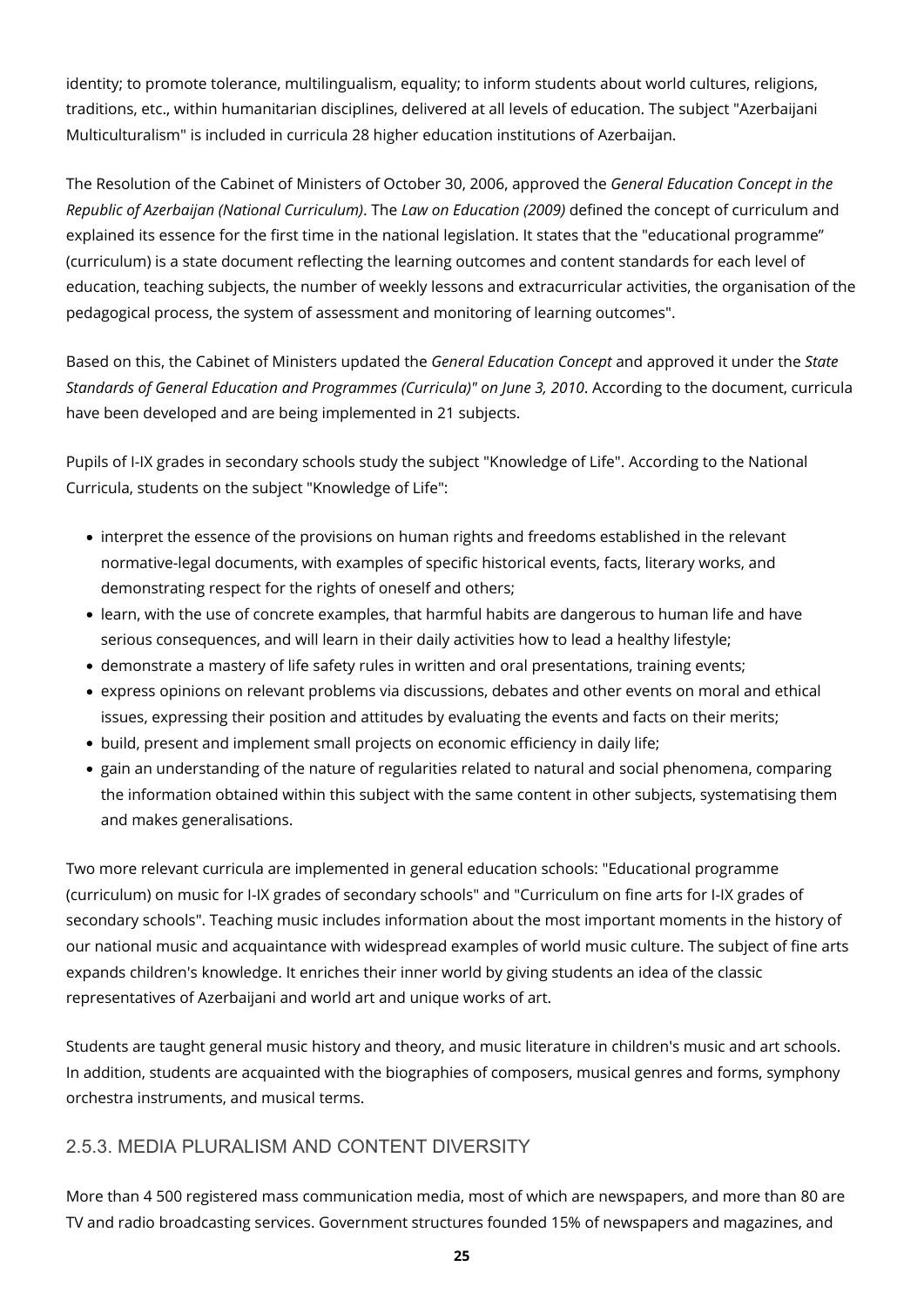identity; to promote tolerance, multilingualism, equality; to inform students about world cultures, religions, traditions, etc., within humanitarian disciplines, delivered at all levels of education. The subject "Azerbaijani Multiculturalism" is included in curricula 28 higher education institutions of Azerbaijan.

The Resolution of the Cabinet of Ministers of October 30, 2006, approved the *General Education Concept in the Republic of Azerbaijan (National Curriculum)*. The *Law on Education (2009)* defined the concept of curriculum and explained its essence for the first time in the national legislation. It states that the "educational programme" (curriculum) is a state document reflecting the learning outcomes and content standards for each level of education, teaching subjects, the number of weekly lessons and extracurricular activities, the organisation of the pedagogical process, the system of assessment and monitoring of learning outcomes".

Based on this, the Cabinet of Ministers updated the *General Education Concept* and approved it under the *State Standards of General Education and Programmes (Curricula)" on June 3, 2010*. According to the document, curricula have been developed and are being implemented in 21 subjects.

Pupils of I-IX grades in secondary schools study the subject "Knowledge of Life". According to the National Curricula, students on the subject "Knowledge of Life":

- interpret the essence of the provisions on human rights and freedoms established in the relevant normative-legal documents, with examples of specific historical events, facts, literary works, and demonstrating respect for the rights of oneself and others;
- learn, with the use of concrete examples, that harmful habits are dangerous to human life and have serious consequences, and will learn in their daily activities how to lead a healthy lifestyle;
- demonstrate a mastery of life safety rules in written and oral presentations, training events;
- express opinions on relevant problems via discussions, debates and other events on moral and ethical issues, expressing their position and attitudes by evaluating the events and facts on their merits;
- build, present and implement small projects on economic efficiency in daily life;
- gain an understanding of the nature of regularities related to natural and social phenomena, comparing the information obtained within this subject with the same content in other subjects, systematising them and makes generalisations.

Two more relevant curricula are implemented in general education schools: "Educational programme (curriculum) on music for I-IX grades of secondary schools" and "Curriculum on fine arts for I-IX grades of secondary schools". Teaching music includes information about the most important moments in the history of our national music and acquaintance with widespread examples of world music culture. The subject of fine arts expands children's knowledge. It enriches their inner world by giving students an idea of the classic representatives of Azerbaijani and world art and unique works of art.

Students are taught general music history and theory, and music literature in children's music and art schools. In addition, students are acquainted with the biographies of composers, musical genres and forms, symphony orchestra instruments, and musical terms.

### 2.5.3. MEDIA PLURALISM AND CONTENT DIVERSITY

More than 4 500 registered mass communication media, most of which are newspapers, and more than 80 are TV and radio broadcasting services. Government structures founded 15% of newspapers and magazines, and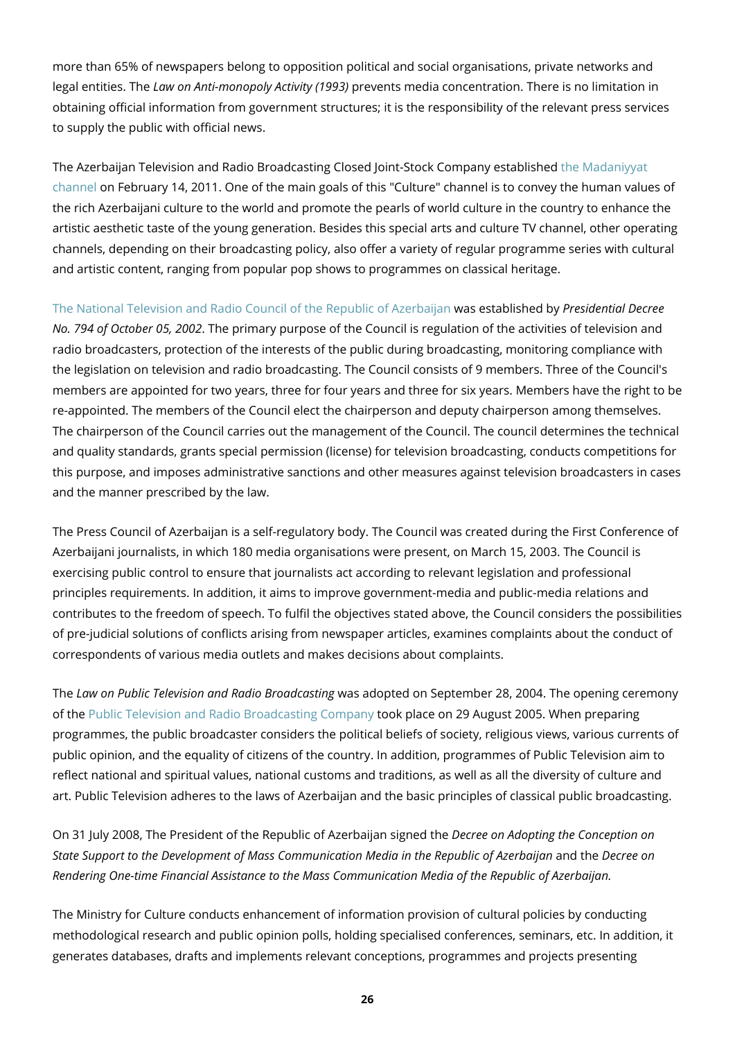more than 65% of newspapers belong to opposition political and social organisations, private networks and legal entities. The *Law on Anti-monopoly Activity (1993)* prevents media concentration. There is no limitation in obtaining official information from government structures; it is the responsibility of the relevant press services to supply the public with official news.

The Azerbaijan Television and Radio Broadcasting Closed Joint-Stock Company established the Madaniyyat channel on February 14, 2011. One of the main goals of this "Culture" channel is to convey the human values of the rich Azerbaijani culture to the world and promote the pearls of world culture in the country to enhance the artistic aesthetic taste of the young generation. Besides this special arts and culture TV channel, other operating channels, depending on their broadcasting policy, also offer a variety of regular programme series with cultural and artistic content, ranging from popular pop shows to programmes on classical heritage.

The National Television and Radio Council of the Republic of Azerbaijan was established by *Presidential Decree No. 794 of October 05, 2002*. The primary purpose of the Council is regulation of the activities of television and radio broadcasters, protection of the interests of the public during broadcasting, monitoring compliance with the legislation on television and radio broadcasting. The Council consists of 9 members. Three of the Council's members are appointed for two years, three for four years and three for six years. Members have the right to be re-appointed. The members of the Council elect the chairperson and deputy chairperson among themselves. The chairperson of the Council carries out the management of the Council. The council determines the technical and quality standards, grants special permission (license) for television broadcasting, conducts competitions for this purpose, and imposes administrative sanctions and other measures against television broadcasters in cases and the manner prescribed by the law.

The Press Council of Azerbaijan is a self-regulatory body. The Council was created during the First Conference of Azerbaijani journalists, in which 180 media organisations were present, on March 15, 2003. The Council is exercising public control to ensure that journalists act according to relevant legislation and professional principles requirements. In addition, it aims to improve government-media and public-media relations and contributes to the freedom of speech. To fulfil the objectives stated above, the Council considers the possibilities of pre-judicial solutions of conflicts arising from newspaper articles, examines complaints about the conduct of correspondents of various media outlets and makes decisions about complaints.

The *Law on Public Television and Radio Broadcasting* was adopted on September 28, 2004. The opening ceremony of the Public Television and Radio Broadcasting Company took place on 29 August 2005. When preparing programmes, the public broadcaster considers the political beliefs of society, religious views, various currents of public opinion, and the equality of citizens of the country. In addition, programmes of Public Television aim to reflect national and spiritual values, national customs and traditions, as well as all the diversity of culture and art. Public Television adheres to the laws of Azerbaijan and the basic principles of classical public broadcasting.

On 31 July 2008, The President of the Republic of Azerbaijan signed the *Decree on Adopting the Conception on State Support to the Development of Mass Communication Media in the Republic of Azerbaijan* and the *Decree on Rendering One-time Financial Assistance to the Mass Communication Media of the Republic of Azerbaijan.*

The Ministry for Culture conducts enhancement of information provision of cultural policies by conducting methodological research and public opinion polls, holding specialised conferences, seminars, etc. In addition, it generates databases, drafts and implements relevant conceptions, programmes and projects presenting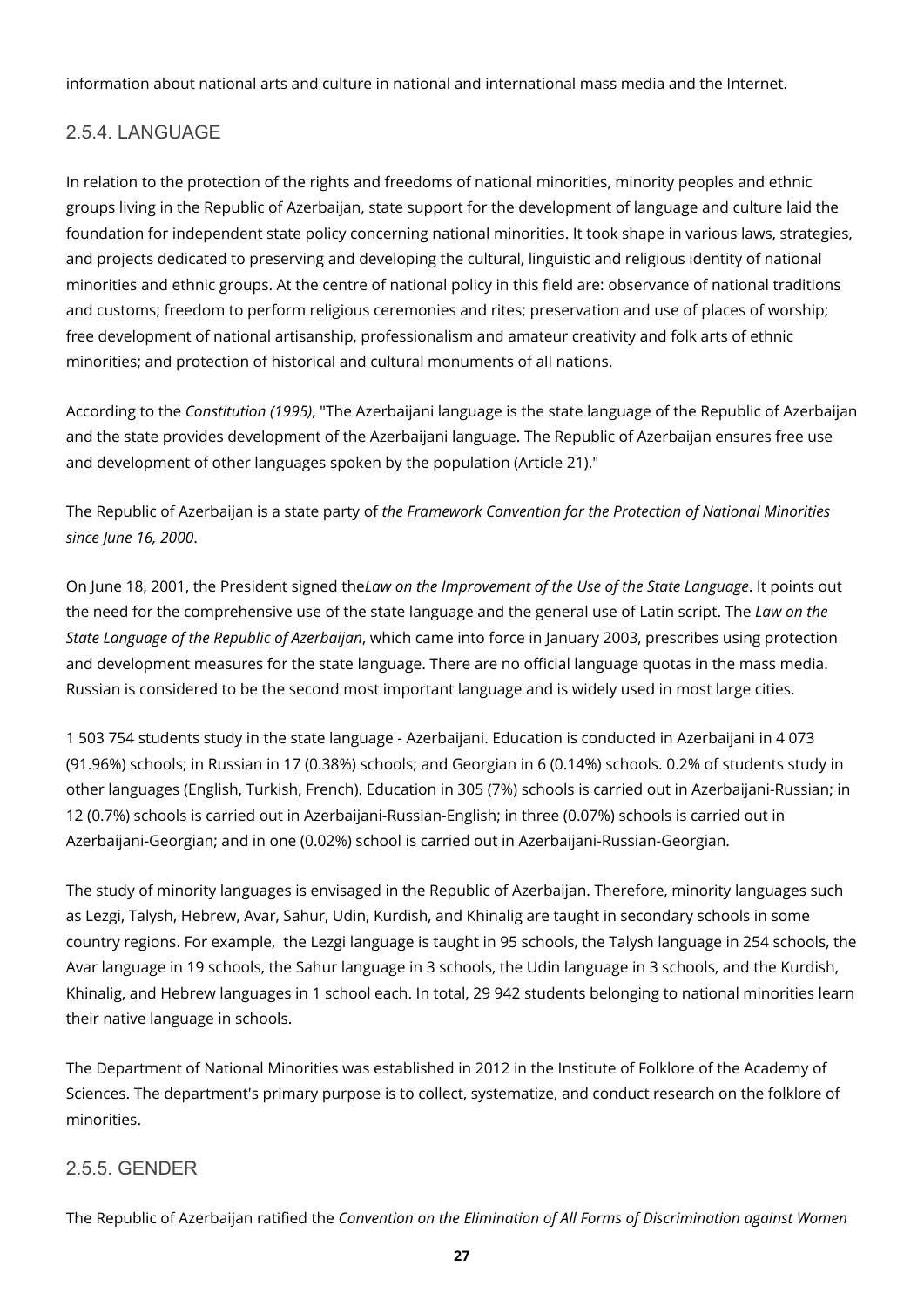information about national arts and culture in national and international mass media and the Internet.

### 2.5.4. LANGUAGE

In relation to the protection of the rights and freedoms of national minorities, minority peoples and ethnic groups living in the Republic of Azerbaijan, state support for the development of language and culture laid the foundation for independent state policy concerning national minorities. It took shape in various laws, strategies, and projects dedicated to preserving and developing the cultural, linguistic and religious identity of national minorities and ethnic groups. At the centre of national policy in this field are: observance of national traditions and customs; freedom to perform religious ceremonies and rites; preservation and use of places of worship; free development of national artisanship, professionalism and amateur creativity and folk arts of ethnic minorities; and protection of historical and cultural monuments of all nations.

According to the *Constitution (1995)*, "The Azerbaijani language is the state language of the Republic of Azerbaijan and the state provides development of the Azerbaijani language. The Republic of Azerbaijan ensures free use and development of other languages spoken by the population (Article 21)."

The Republic of Azerbaijan is a state party of *the Framework Convention for the Protection of National Minorities since June 16, 2000*.

On June 18, 2001, the President signed the*Law on the Improvement of the Use of the State Language*. It points out the need for the comprehensive use of the state language and the general use of Latin script. The *Law on the State Language of the Republic of Azerbaijan*, which came into force in January 2003, prescribes using protection and development measures for the state language. There are no official language quotas in the mass media. Russian is considered to be the second most important language and is widely used in most large cities.

1 503 754 students study in the state language - Azerbaijani. Education is conducted in Azerbaijani in 4 073 (91.96%) schools; in Russian in 17 (0.38%) schools; and Georgian in 6 (0.14%) schools. 0.2% of students study in other languages (English, Turkish, French). Education in 305 (7%) schools is carried out in Azerbaijani-Russian; in 12 (0.7%) schools is carried out in Azerbaijani-Russian-English; in three (0.07%) schools is carried out in Azerbaijani-Georgian; and in one (0.02%) school is carried out in Azerbaijani-Russian-Georgian.

The study of minority languages is envisaged in the Republic of Azerbaijan. Therefore, minority languages such as Lezgi, Talysh, Hebrew, Avar, Sahur, Udin, Kurdish, and Khinalig are taught in secondary schools in some country regions. For example, the Lezgi language is taught in 95 schools, the Talysh language in 254 schools, the Avar language in 19 schools, the Sahur language in 3 schools, the Udin language in 3 schools, and the Kurdish, Khinalig, and Hebrew languages in 1 school each. In total, 29 942 students belonging to national minorities learn their native language in schools.

The Department of National Minorities was established in 2012 in the Institute of Folklore of the Academy of Sciences. The department's primary purpose is to collect, systematize, and conduct research on the folklore of minorities.

### 2.5.5. GENDER

The Republic of Azerbaijan ratified the *Convention on the Elimination of All Forms of Discrimination against Women*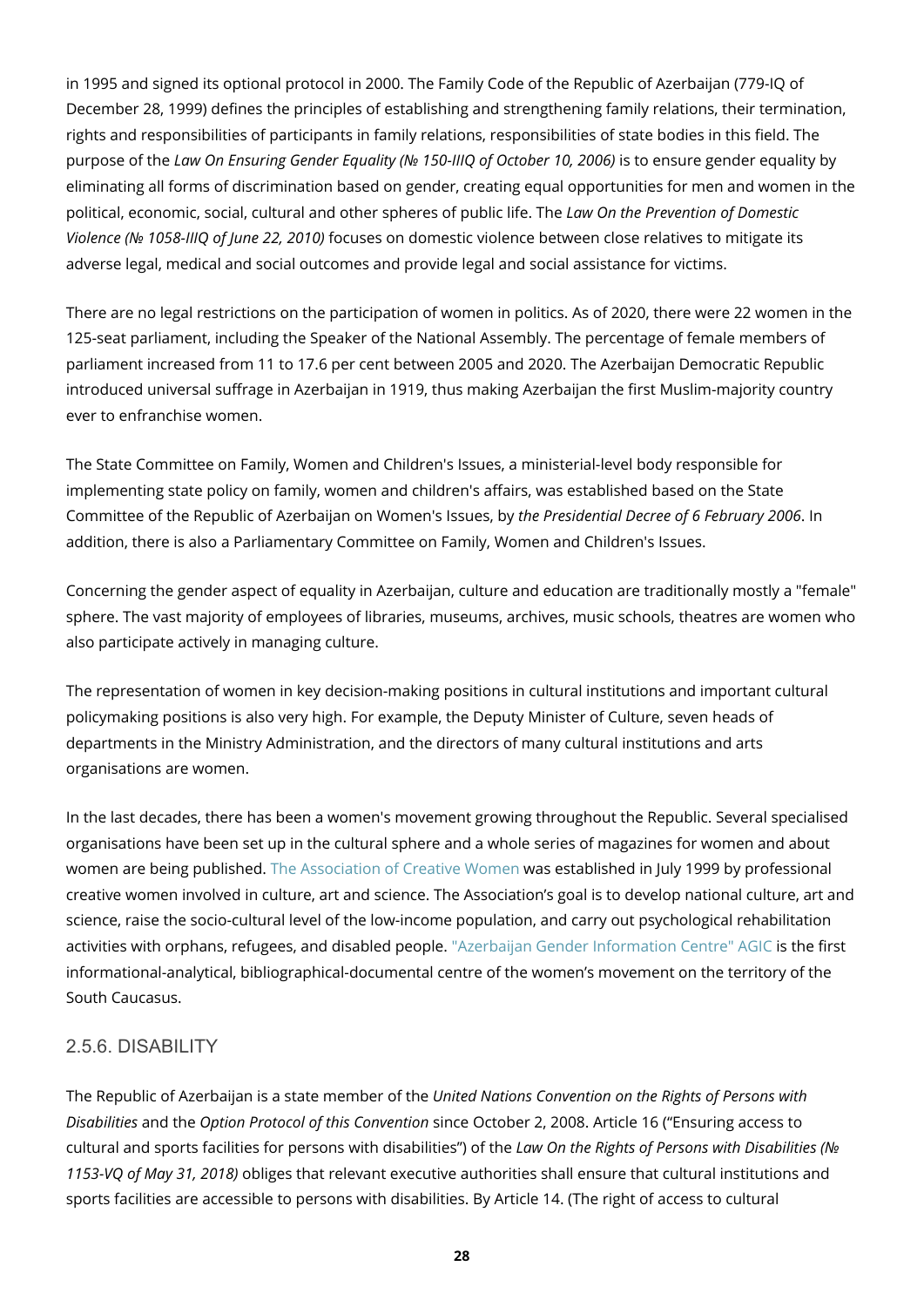in 1995 and signed its optional protocol in 2000. The Family Code of the Republic of Azerbaijan (779-IQ of December 28, 1999) defines the principles of establishing and strengthening family relations, their termination, rights and responsibilities of participants in family relations, responsibilities of state bodies in this field. The purpose of the *Law On Ensuring Gender Equality (№ 150-IIIQ of October 10, 2006)* is to ensure gender equality by eliminating all forms of discrimination based on gender, creating equal opportunities for men and women in the political, economic, social, cultural and other spheres of public life. The *Law On the Prevention of Domestic Violence (№ 1058-IIIQ of June 22, 2010)* focuses on domestic violence between close relatives to mitigate its adverse legal, medical and social outcomes and provide legal and social assistance for victims.

There are no legal restrictions on the participation of women in politics. As of 2020, there were 22 women in the 125-seat parliament, including the Speaker of the National Assembly. The percentage of female members of parliament increased from 11 to 17.6 per cent between 2005 and 2020. The Azerbaijan Democratic Republic introduced universal suffrage in Azerbaijan in 1919, thus making Azerbaijan the first Muslim-majority country ever to enfranchise women.

The State Committee on Family, Women and Children's Issues, a ministerial-level body responsible for implementing state policy on family, women and children's affairs, was established based on the State Committee of the Republic of Azerbaijan on Women's Issues, by *the Presidential Decree of 6 February 2006*. In addition, there is also a Parliamentary Committee on Family, Women and Children's Issues.

Concerning the gender aspect of equality in Azerbaijan, culture and education are traditionally mostly a "female" sphere. The vast majority of employees of libraries, museums, archives, music schools, theatres are women who also participate actively in managing culture.

The representation of women in key decision-making positions in cultural institutions and important cultural policymaking positions is also very high. For example, the Deputy Minister of Culture, seven heads of departments in the Ministry Administration, and the directors of many cultural institutions and arts organisations are women.

In the last decades, there has been a women's movement growing throughout the Republic. Several specialised organisations have been set up in the cultural sphere and a whole series of magazines for women and about women are being published. The Association of Creative Women was established in July 1999 by professional creative women involved in culture, art and science. The Association's goal is to develop national culture, art and science, raise the socio-cultural level of the low-income population, and carry out psychological rehabilitation activities with orphans, refugees, and disabled people. "Azerbaijan Gender Information Centre" AGIC is the first informational-analytical, bibliographical-documental centre of the women's movement on the territory of the South Caucasus.

### 2.5.6. DISABILITY

The Republic of Azerbaijan is a state member of the *United Nations Convention on the Rights of Persons with Disabilities* and the *Option Protocol of this Convention* since October 2, 2008. Article 16 ("Ensuring access to cultural and sports facilities for persons with disabilities") of the *Law On the Rights of Persons with Disabilities (№ 1153-VQ of May 31, 2018)* obliges that relevant executive authorities shall ensure that cultural institutions and sports facilities are accessible to persons with disabilities. By Article 14. (The right of access to cultural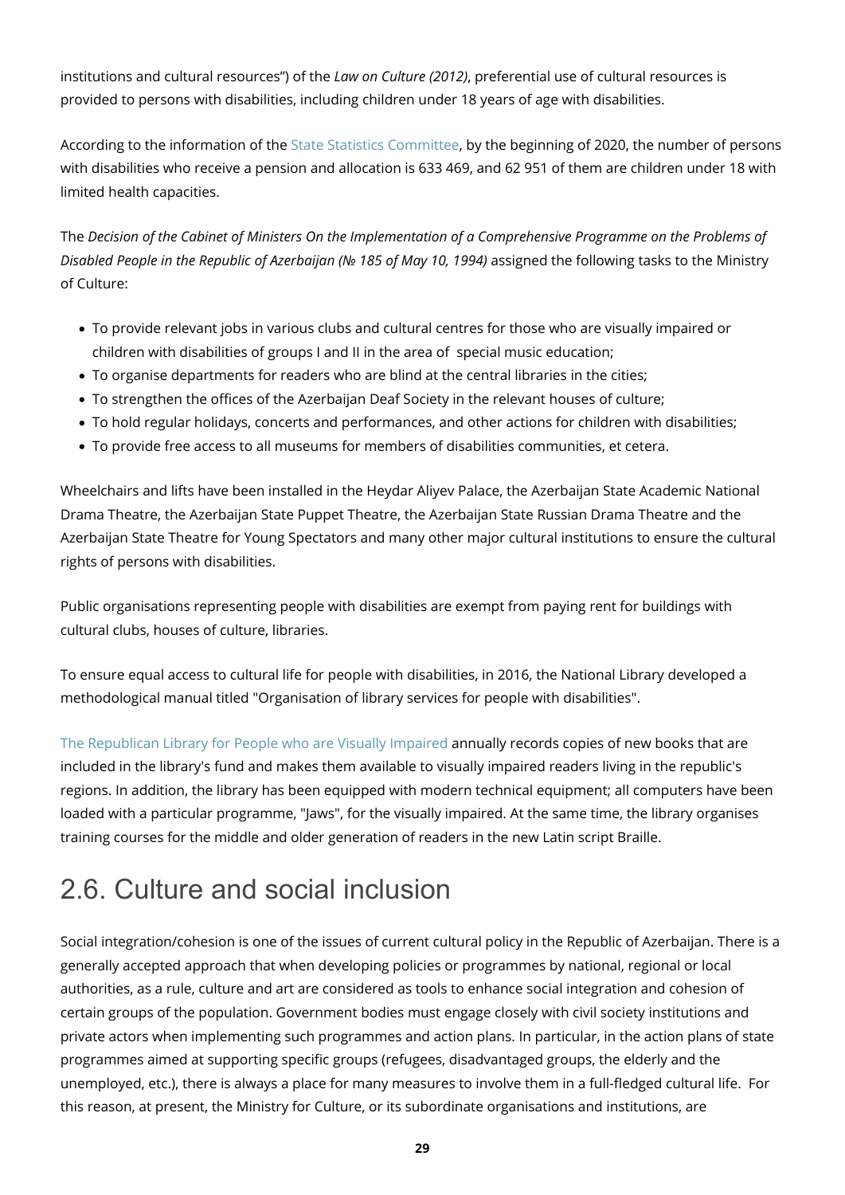institutions and cultural resources") of the *Law on Culture (2012)*, preferential use of cultural resources is provided to persons with disabilities, including children under 18 years of age with disabilities.

According to the information of the State Statistics Committee, by the beginning of 2020, the number of persons with disabilities who receive a pension and allocation is 633 469, and 62 951 of them are children under 18 with limited health capacities.

The *Decision of the Cabinet of Ministers On the Implementation of a Comprehensive Programme on the Problems of Disabled People in the Republic of Azerbaijan (№ 185 of May 10, 1994)* assigned the following tasks to the Ministry of Culture:

- To provide relevant jobs in various clubs and cultural centres for those who are visually impaired or children with disabilities of groups I and II in the area of special music education;
- To organise departments for readers who are blind at the central libraries in the cities;
- To strengthen the offices of the Azerbaijan Deaf Society in the relevant houses of culture;
- To hold regular holidays, concerts and performances, and other actions for children with disabilities;
- To provide free access to all museums for members of disabilities communities, et cetera.

Wheelchairs and lifts have been installed in the Heydar Aliyev Palace, the Azerbaijan State Academic National Drama Theatre, the Azerbaijan State Puppet Theatre, the Azerbaijan State Russian Drama Theatre and the Azerbaijan State Theatre for Young Spectators and many other major cultural institutions to ensure the cultural rights of persons with disabilities.

Public organisations representing people with disabilities are exempt from paying rent for buildings with cultural clubs, houses of culture, libraries.

To ensure equal access to cultural life for people with disabilities, in 2016, the National Library developed a methodological manual titled "Organisation of library services for people with disabilities".

The Republican Library for People who are Visually Impaired annually records copies of new books that are included in the library's fund and makes them available to visually impaired readers living in the republic's regions. In addition, the library has been equipped with modern technical equipment; all computers have been loaded with a particular programme, "Jaws", for the visually impaired. At the same time, the library organises training courses for the middle and older generation of readers in the new Latin script Braille.

## 2.6. Culture and social inclusion

Social integration/cohesion is one of the issues of current cultural policy in the Republic of Azerbaijan. There is a generally accepted approach that when developing policies or programmes by national, regional or local authorities, as a rule, culture and art are considered as tools to enhance social integration and cohesion of certain groups of the population. Government bodies must engage closely with civil society institutions and private actors when implementing such programmes and action plans. In particular, in the action plans of state programmes aimed at supporting specific groups (refugees, disadvantaged groups, the elderly and the unemployed, etc.), there is always a place for many measures to involve them in a full-fledged cultural life. For this reason, at present, the Ministry for Culture, or its subordinate organisations and institutions, are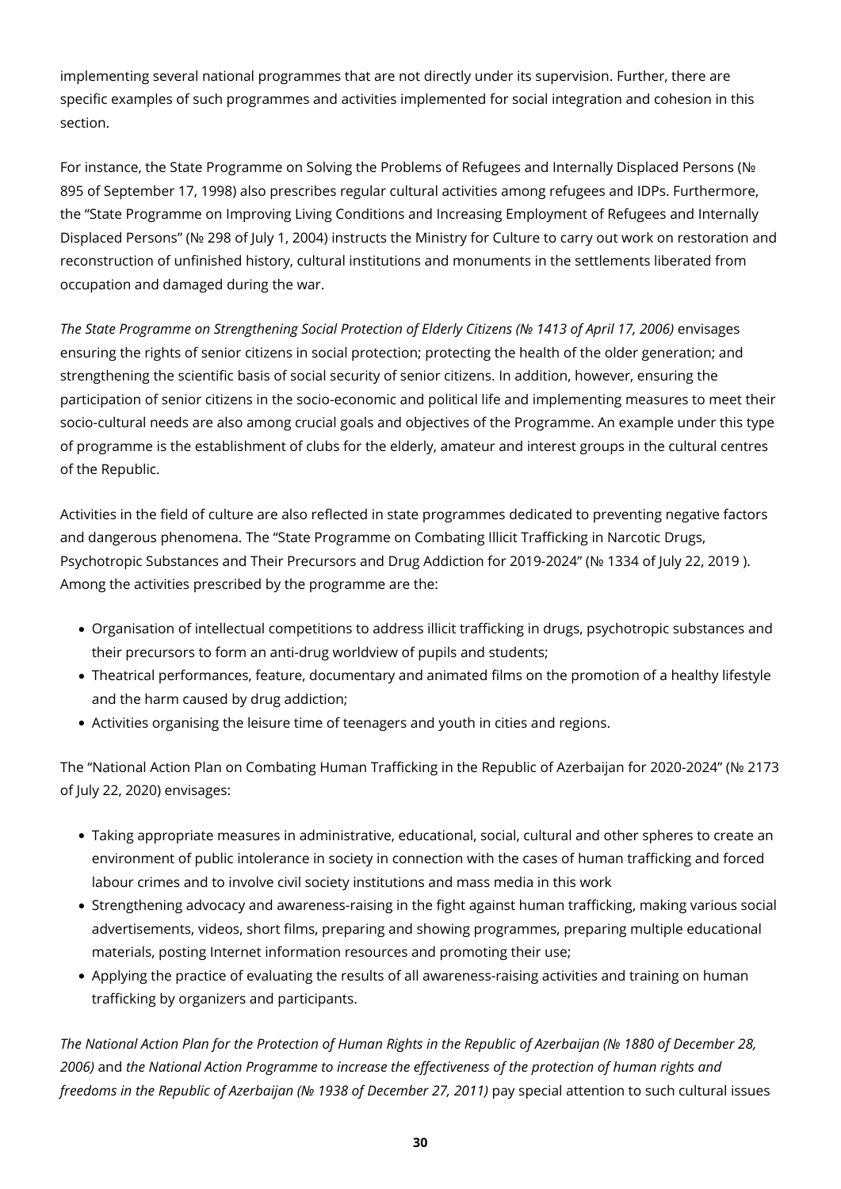implementing several national programmes that are not directly under its supervision. Further, there are specific examples of such programmes and activities implemented for social integration and cohesion in this section.

For instance, the State Programme on Solving the Problems of Refugees and Internally Displaced Persons (№ 895 of September 17, 1998) also prescribes regular cultural activities among refugees and IDPs. Furthermore, the "State Programme on Improving Living Conditions and Increasing Employment of Refugees and Internally Displaced Persons" (№ 298 of July 1, 2004) instructs the Ministry for Culture to carry out work on restoration and reconstruction of unfinished history, cultural institutions and monuments in the settlements liberated from occupation and damaged during the war.

*The State Programme on Strengthening Social Protection of Elderly Citizens (№ 1413 of April 17, 2006)* envisages ensuring the rights of senior citizens in social protection; protecting the health of the older generation; and strengthening the scientific basis of social security of senior citizens. In addition, however, ensuring the participation of senior citizens in the socio-economic and political life and implementing measures to meet their socio-cultural needs are also among crucial goals and objectives of the Programme. An example under this type of programme is the establishment of clubs for the elderly, amateur and interest groups in the cultural centres of the Republic.

Activities in the field of culture are also reflected in state programmes dedicated to preventing negative factors and dangerous phenomena. The "State Programme on Combating Illicit Trafficking in Narcotic Drugs, Psychotropic Substances and Their Precursors and Drug Addiction for 2019-2024" (№ 1334 of July 22, 2019 ). Among the activities prescribed by the programme are the:

- Organisation of intellectual competitions to address illicit trafficking in drugs, psychotropic substances and their precursors to form an anti-drug worldview of pupils and students;
- Theatrical performances, feature, documentary and animated films on the promotion of a healthy lifestyle and the harm caused by drug addiction;
- Activities organising the leisure time of teenagers and youth in cities and regions.

The "National Action Plan on Combating Human Trafficking in the Republic of Azerbaijan for 2020-2024" (№ 2173 of July 22, 2020) envisages:

- Taking appropriate measures in administrative, educational, social, cultural and other spheres to create an environment of public intolerance in society in connection with the cases of human trafficking and forced labour crimes and to involve civil society institutions and mass media in this work
- Strengthening advocacy and awareness-raising in the fight against human trafficking, making various social advertisements, videos, short films, preparing and showing programmes, preparing multiple educational materials, posting Internet information resources and promoting their use;
- Applying the practice of evaluating the results of all awareness-raising activities and training on human trafficking by organizers and participants.

*The National Action Plan for the Protection of Human Rights in the Republic of Azerbaijan (№ 1880 of December 28, 2006)* and *the National Action Programme to increase the effectiveness of the protection of human rights and freedoms in the Republic of Azerbaijan (№ 1938 of December 27, 2011)* pay special attention to such cultural issues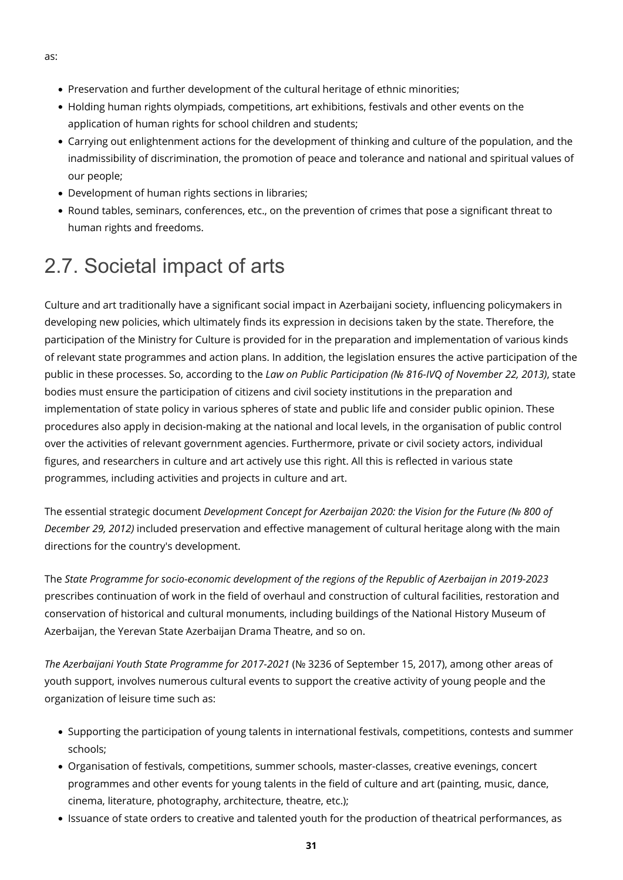as:

- Preservation and further development of the cultural heritage of ethnic minorities;
- Holding human rights olympiads, competitions, art exhibitions, festivals and other events on the application of human rights for school children and students;
- Carrying out enlightenment actions for the development of thinking and culture of the population, and the inadmissibility of discrimination, the promotion of peace and tolerance and national and spiritual values of our people;
- Development of human rights sections in libraries;
- Round tables, seminars, conferences, etc., on the prevention of crimes that pose a significant threat to human rights and freedoms.

# 2.7. Societal impact of arts

Culture and art traditionally have a significant social impact in Azerbaijani society, influencing policymakers in developing new policies, which ultimately finds its expression in decisions taken by the state. Therefore, the participation of the Ministry for Culture is provided for in the preparation and implementation of various kinds of relevant state programmes and action plans. In addition, the legislation ensures the active participation of the public in these processes. So, according to the *Law on Public Participation (№ 816-IVQ of November 22, 2013)*, state bodies must ensure the participation of citizens and civil society institutions in the preparation and implementation of state policy in various spheres of state and public life and consider public opinion. These procedures also apply in decision-making at the national and local levels, in the organisation of public control over the activities of relevant government agencies. Furthermore, private or civil society actors, individual figures, and researchers in culture and art actively use this right. All this is reflected in various state programmes, including activities and projects in culture and art.

The essential strategic document *Development Concept for Azerbaijan 2020: the Vision for the Future (№ 800 of December 29, 2012)* included preservation and effective management of cultural heritage along with the main directions for the country's development.

The *State Programme for socio-economic development of the regions of the Republic of Azerbaijan in 2019-2023* prescribes continuation of work in the field of overhaul and construction of cultural facilities, restoration and conservation of historical and cultural monuments, including buildings of the National History Museum of Azerbaijan, the Yerevan State Azerbaijan Drama Theatre, and so on.

*The Azerbaijani Youth State Programme for 2017-2021* (№ 3236 of September 15, 2017), among other areas of youth support, involves numerous cultural events to support the creative activity of young people and the organization of leisure time such as:

- Supporting the participation of young talents in international festivals, competitions, contests and summer schools;
- Organisation of festivals, competitions, summer schools, master-classes, creative evenings, concert programmes and other events for young talents in the field of culture and art (painting, music, dance, cinema, literature, photography, architecture, theatre, etc.);
- Issuance of state orders to creative and talented youth for the production of theatrical performances, as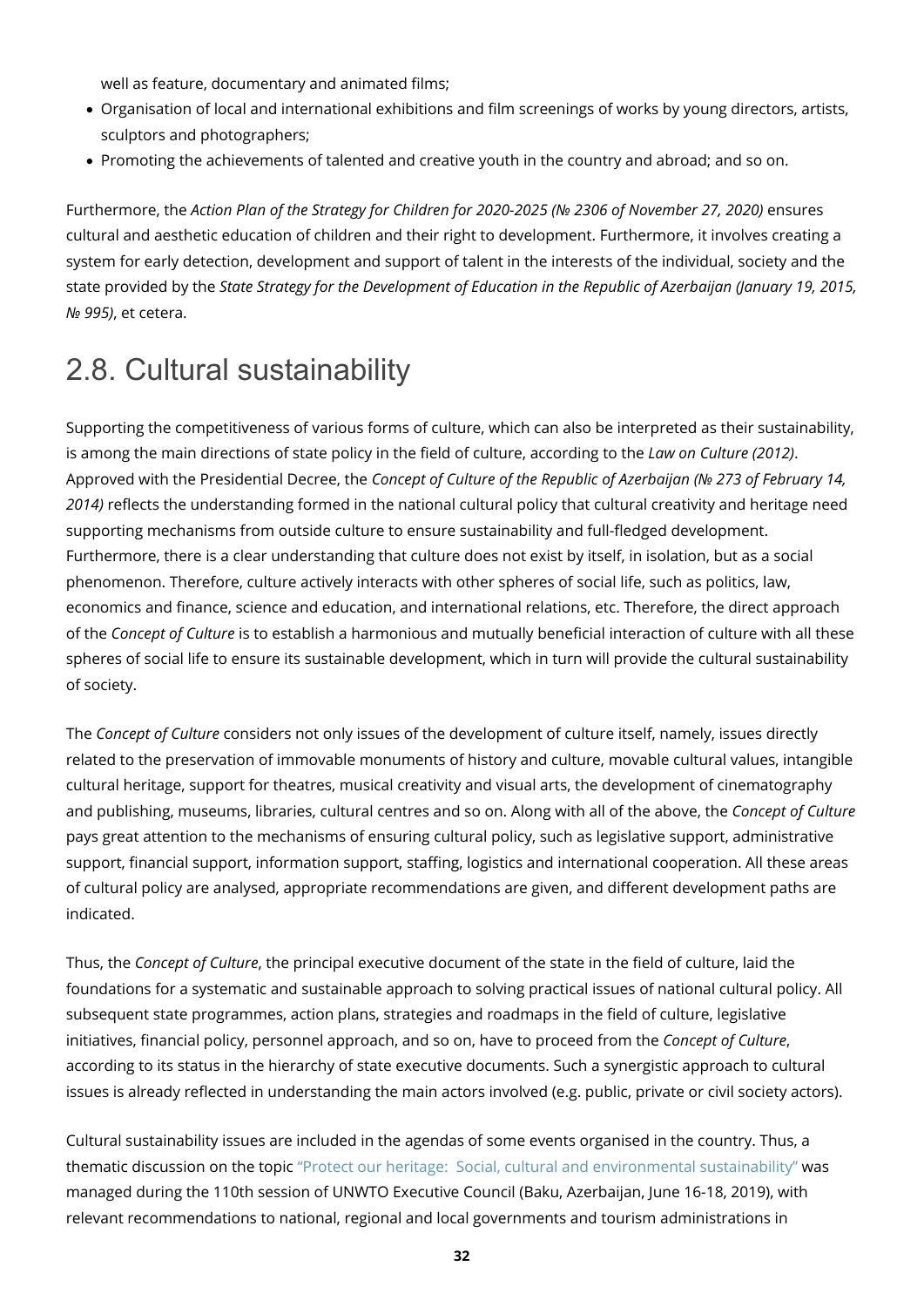well as feature, documentary and animated films;

- Organisation of local and international exhibitions and film screenings of works by young directors, artists, sculptors and photographers;
- Promoting the achievements of talented and creative youth in the country and abroad; and so on.

Furthermore, the *Action Plan of the Strategy for Children for 2020-2025 (№ 2306 of November 27, 2020)* ensures cultural and aesthetic education of children and their right to development. Furthermore, it involves creating a system for early detection, development and support of talent in the interests of the individual, society and the state provided by the *State Strategy for the Development of Education in the Republic of Azerbaijan (January 19, 2015, № 995)*, et cetera.

## 2.8. Cultural sustainability

Supporting the competitiveness of various forms of culture, which can also be interpreted as their sustainability, is among the main directions of state policy in the field of culture, according to the *Law on Culture (2012)*. Approved with the Presidential Decree, the *Concept of Culture of the Republic of Azerbaijan (№ 273 of February 14, 2014)* reflects the understanding formed in the national cultural policy that cultural creativity and heritage need supporting mechanisms from outside culture to ensure sustainability and full-fledged development. Furthermore, there is a clear understanding that culture does not exist by itself, in isolation, but as a social phenomenon. Therefore, culture actively interacts with other spheres of social life, such as politics, law, economics and finance, science and education, and international relations, etc. Therefore, the direct approach of the *Concept of Culture* is to establish a harmonious and mutually beneficial interaction of culture with all these spheres of social life to ensure its sustainable development, which in turn will provide the cultural sustainability of society.

The *Concept of Culture* considers not only issues of the development of culture itself, namely, issues directly related to the preservation of immovable monuments of history and culture, movable cultural values, intangible cultural heritage, support for theatres, musical creativity and visual arts, the development of cinematography and publishing, museums, libraries, cultural centres and so on. Along with all of the above, the *Concept of Culture* pays great attention to the mechanisms of ensuring cultural policy, such as legislative support, administrative support, financial support, information support, staffing, logistics and international cooperation. All these areas of cultural policy are analysed, appropriate recommendations are given, and different development paths are indicated.

Thus, the *Concept of Culture*, the principal executive document of the state in the field of culture, laid the foundations for a systematic and sustainable approach to solving practical issues of national cultural policy. All subsequent state programmes, action plans, strategies and roadmaps in the field of culture, legislative initiatives, financial policy, personnel approach, and so on, have to proceed from the *Concept of Culture*, according to its status in the hierarchy of state executive documents. Such a synergistic approach to cultural issues is already reflected in understanding the main actors involved (e.g. public, private or civil society actors).

Cultural sustainability issues are included in the agendas of some events organised in the country. Thus, a thematic discussion on the topic "Protect our heritage: Social, cultural and environmental sustainability" was managed during the 110th session of UNWTO Executive Council (Baku, Azerbaijan, June 16-18, 2019), with relevant recommendations to national, regional and local governments and tourism administrations in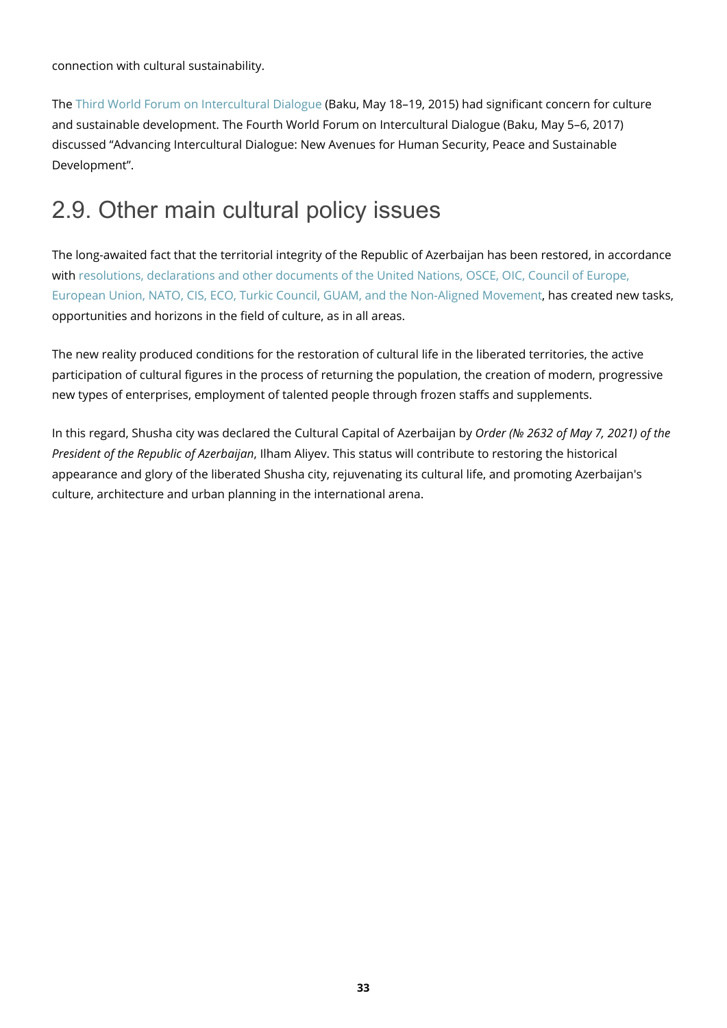connection with cultural sustainability.

The Third World Forum on Intercultural Dialogue (Baku, May 18–19, 2015) had significant concern for culture and sustainable development. The Fourth World Forum on Intercultural Dialogue (Baku, May 5–6, 2017) discussed "Advancing Intercultural Dialogue: New Avenues for Human Security, Peace and Sustainable Development".

## 2.9. Other main cultural policy issues

The long-awaited fact that the territorial integrity of the Republic of Azerbaijan has been restored, in accordance with resolutions, declarations and other documents of the United Nations, OSCE, OIC, Council of Europe, European Union, NATO, CIS, ECO, Turkic Council, GUAM, and the Non-Aligned Movement, has created new tasks, opportunities and horizons in the field of culture, as in all areas.

The new reality produced conditions for the restoration of cultural life in the liberated territories, the active participation of cultural figures in the process of returning the population, the creation of modern, progressive new types of enterprises, employment of talented people through frozen staffs and supplements.

In this regard, Shusha city was declared the Cultural Capital of Azerbaijan by *Order (№ 2632 of May 7, 2021) of the President of the Republic of Azerbaijan*, Ilham Aliyev. This status will contribute to restoring the historical appearance and glory of the liberated Shusha city, rejuvenating its cultural life, and promoting Azerbaijan's culture, architecture and urban planning in the international arena.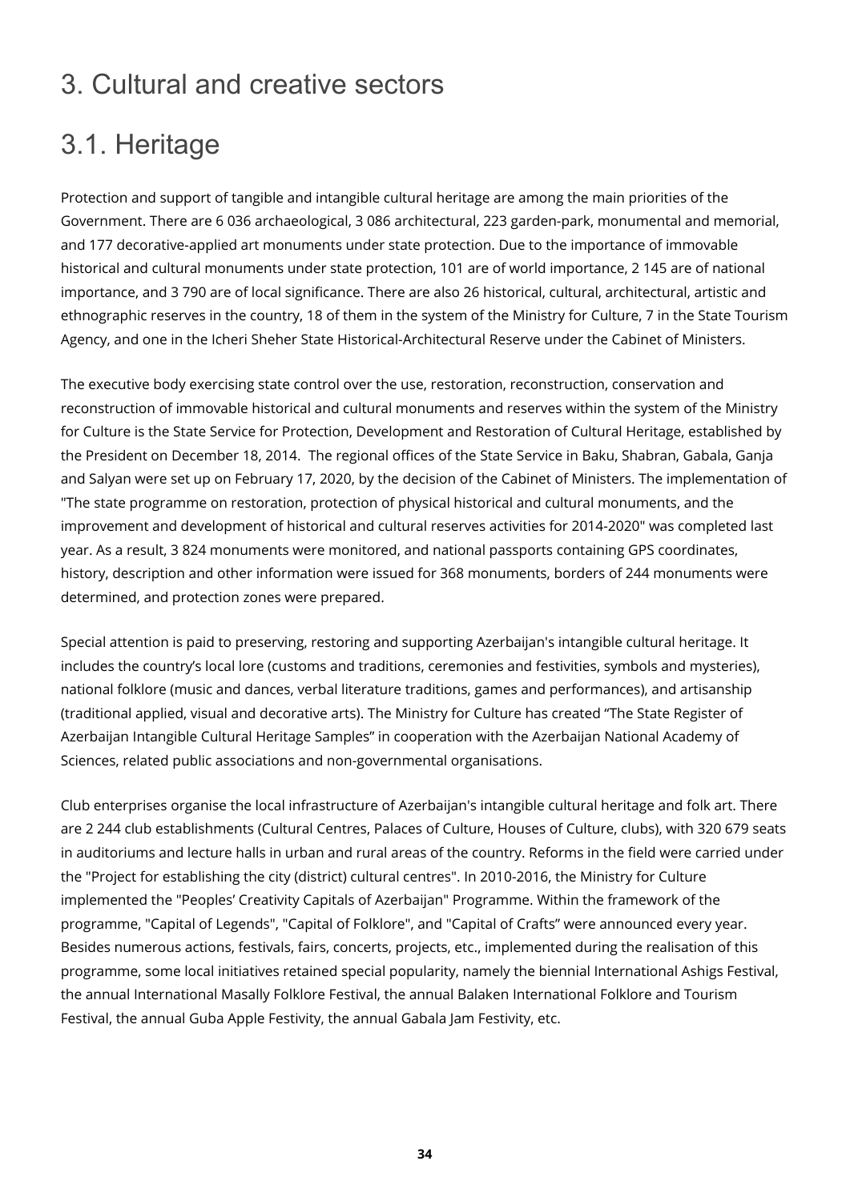# 3. Cultural and creative sectors

## 3.1. Heritage

Protection and support of tangible and intangible cultural heritage are among the main priorities of the Government. There are 6 036 archaeological, 3 086 architectural, 223 garden-park, monumental and memorial, and 177 decorative-applied art monuments under state protection. Due to the importance of immovable historical and cultural monuments under state protection, 101 are of world importance, 2 145 are of national importance, and 3 790 are of local significance. There are also 26 historical, cultural, architectural, artistic and ethnographic reserves in the country, 18 of them in the system of the Ministry for Culture, 7 in the State Tourism Agency, and one in the Icheri Sheher State Historical-Architectural Reserve under the Cabinet of Ministers.

The executive body exercising state control over the use, restoration, reconstruction, conservation and reconstruction of immovable historical and cultural monuments and reserves within the system of the Ministry for Culture is the State Service for Protection, Development and Restoration of Cultural Heritage, established by the President on December 18, 2014. The regional offices of the State Service in Baku, Shabran, Gabala, Ganja and Salyan were set up on February 17, 2020, by the decision of the Cabinet of Ministers. The implementation of "The state programme on restoration, protection of physical historical and cultural monuments, and the improvement and development of historical and cultural reserves activities for 2014-2020" was completed last year. As a result, 3 824 monuments were monitored, and national passports containing GPS coordinates, history, description and other information were issued for 368 monuments, borders of 244 monuments were determined, and protection zones were prepared.

Special attention is paid to preserving, restoring and supporting Azerbaijan's intangible cultural heritage. It includes the country's local lore (customs and traditions, ceremonies and festivities, symbols and mysteries), national folklore (music and dances, verbal literature traditions, games and performances), and artisanship (traditional applied, visual and decorative arts). The Ministry for Culture has created "The State Register of Azerbaijan Intangible Cultural Heritage Samples" in cooperation with the Azerbaijan National Academy of Sciences, related public associations and non-governmental organisations.

Club enterprises organise the local infrastructure of Azerbaijan's intangible cultural heritage and folk art. There are 2 244 club establishments (Cultural Centres, Palaces of Culture, Houses of Culture, clubs), with 320 679 seats in auditoriums and lecture halls in urban and rural areas of the country. Reforms in the field were carried under the "Project for establishing the city (district) cultural centres". In 2010-2016, the Ministry for Culture implemented the "Peoples' Creativity Capitals of Azerbaijan" Programme. Within the framework of the programme, "Capital of Legends", "Capital of Folklore", and "Capital of Crafts" were announced every year. Besides numerous actions, festivals, fairs, concerts, projects, etc., implemented during the realisation of this programme, some local initiatives retained special popularity, namely the biennial International Ashigs Festival, the annual International Masally Folklore Festival, the annual Balaken International Folklore and Tourism Festival, the annual Guba Apple Festivity, the annual Gabala Jam Festivity, etc.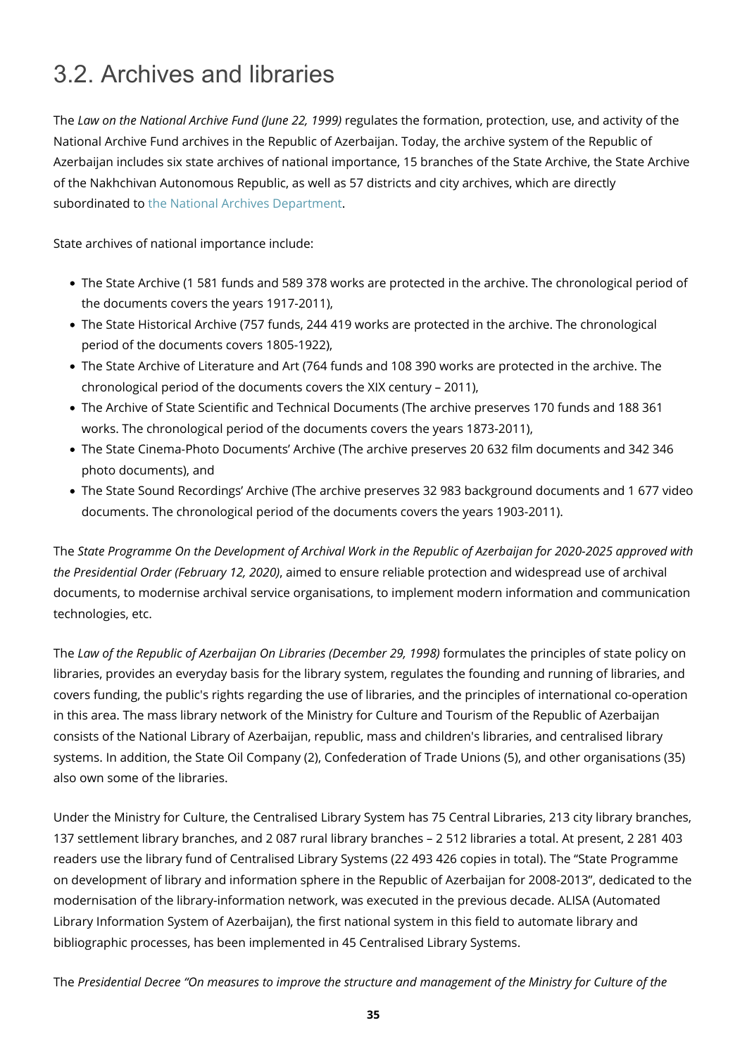# 3.2. Archives and libraries

The *Law on the National Archive Fund (June 22, 1999)* regulates the formation, protection, use, and activity of the National Archive Fund archives in the Republic of Azerbaijan. Today, the archive system of the Republic of Azerbaijan includes six state archives of national importance, 15 branches of the State Archive, the State Archive of the Nakhchivan Autonomous Republic, as well as 57 districts and city archives, which are directly subordinated to the National Archives Department.

State archives of national importance include:

- The State Archive (1 581 funds and 589 378 works are protected in the archive. The chronological period of the documents covers the years 1917-2011),
- The State Historical Archive (757 funds, 244 419 works are protected in the archive. The chronological period of the documents covers 1805-1922),
- The State Archive of Literature and Art (764 funds and 108 390 works are protected in the archive. The chronological period of the documents covers the XIX century – 2011),
- The Archive of State Scientific and Technical Documents (The archive preserves 170 funds and 188 361 works. The chronological period of the documents covers the years 1873-2011),
- The State Cinema-Photo Documents' Archive (The archive preserves 20 632 film documents and 342 346 photo documents), and
- The State Sound Recordings' Archive (The archive preserves 32 983 background documents and 1 677 video documents. The chronological period of the documents covers the years 1903-2011).

The *State Programme On the Development of Archival Work in the Republic of Azerbaijan for 2020-2025 approved with the Presidential Order (February 12, 2020)*, aimed to ensure reliable protection and widespread use of archival documents, to modernise archival service organisations, to implement modern information and communication technologies, etc.

The *Law of the Republic of Azerbaijan On Libraries (December 29, 1998)* formulates the principles of state policy on libraries, provides an everyday basis for the library system, regulates the founding and running of libraries, and covers funding, the public's rights regarding the use of libraries, and the principles of international co-operation in this area. The mass library network of the Ministry for Culture and Tourism of the Republic of Azerbaijan consists of the National Library of Azerbaijan, republic, mass and children's libraries, and centralised library systems. In addition, the State Oil Company (2), Confederation of Trade Unions (5), and other organisations (35) also own some of the libraries.

Under the Ministry for Culture, the Centralised Library System has 75 Central Libraries, 213 city library branches, 137 settlement library branches, and 2 087 rural library branches – 2 512 libraries a total. At present, 2 281 403 readers use the library fund of Centralised Library Systems (22 493 426 copies in total). The "State Programme on development of library and information sphere in the Republic of Azerbaijan for 2008-2013", dedicated to the modernisation of the library-information network, was executed in the previous decade. ALISA (Automated Library Information System of Azerbaijan), the first national system in this field to automate library and bibliographic processes, has been implemented in 45 Centralised Library Systems.

The *Presidential Decree "On measures to improve the structure and management of the Ministry for Culture of the*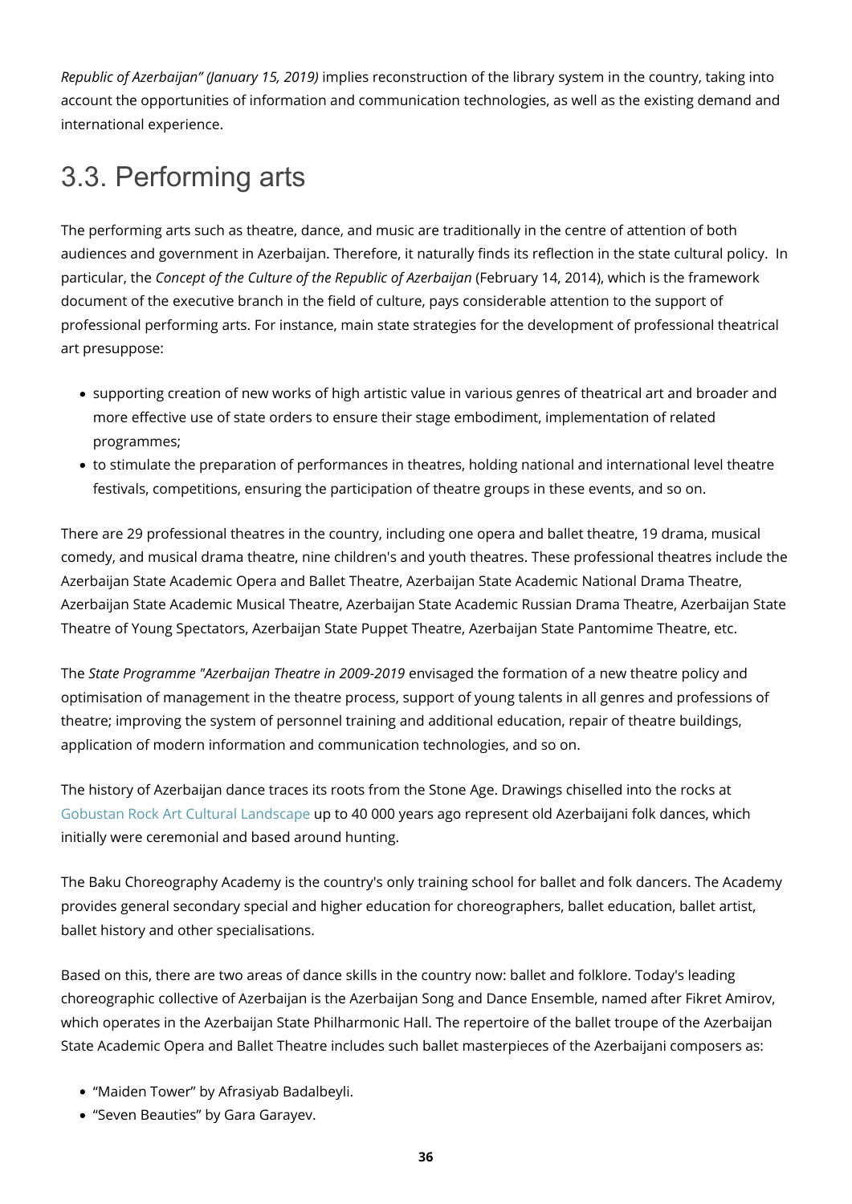*Republic of Azerbaijan" (January 15, 2019)* implies reconstruction of the library system in the country, taking into account the opportunities of information and communication technologies, as well as the existing demand and international experience.

## 3.3. Performing arts

The performing arts such as theatre, dance, and music are traditionally in the centre of attention of both audiences and government in Azerbaijan. Therefore, it naturally finds its reflection in the state cultural policy. In particular, the *Concept of the Culture of the Republic of Azerbaijan* (February 14, 2014), which is the framework document of the executive branch in the field of culture, pays considerable attention to the support of professional performing arts. For instance, main state strategies for the development of professional theatrical art presuppose:

- supporting creation of new works of high artistic value in various genres of theatrical art and broader and more effective use of state orders to ensure their stage embodiment, implementation of related programmes;
- to stimulate the preparation of performances in theatres, holding national and international level theatre festivals, competitions, ensuring the participation of theatre groups in these events, and so on.

There are 29 professional theatres in the country, including one opera and ballet theatre, 19 drama, musical comedy, and musical drama theatre, nine children's and youth theatres. These professional theatres include the Azerbaijan State Academic Opera and Ballet Theatre, Azerbaijan State Academic National Drama Theatre, Azerbaijan State Academic Musical Theatre, Azerbaijan State Academic Russian Drama Theatre, Azerbaijan State Theatre of Young Spectators, Azerbaijan State Puppet Theatre, Azerbaijan State Pantomime Theatre, etc.

The *State Programme "Azerbaijan Theatre in 2009-2019* envisaged the formation of a new theatre policy and optimisation of management in the theatre process, support of young talents in all genres and professions of theatre; improving the system of personnel training and additional education, repair of theatre buildings, application of modern information and communication technologies, and so on.

The history of Azerbaijan dance traces its roots from the Stone Age. Drawings chiselled into the rocks at Gobustan Rock Art Cultural Landscape up to 40 000 years ago represent old Azerbaijani folk dances, which initially were ceremonial and based around hunting.

The Baku Choreography Academy is the country's only training school for ballet and folk dancers. The Academy provides general secondary special and higher education for choreographers, ballet education, ballet artist, ballet history and other specialisations.

Based on this, there are two areas of dance skills in the country now: ballet and folklore. Today's leading choreographic collective of Azerbaijan is the Azerbaijan Song and Dance Ensemble, named after Fikret Amirov, which operates in the Azerbaijan State Philharmonic Hall. The repertoire of the ballet troupe of the Azerbaijan State Academic Opera and Ballet Theatre includes such ballet masterpieces of the Azerbaijani composers as:

- "Maiden Tower" by Afrasiyab Badalbeyli.
- "Seven Beauties" by Gara Garayev.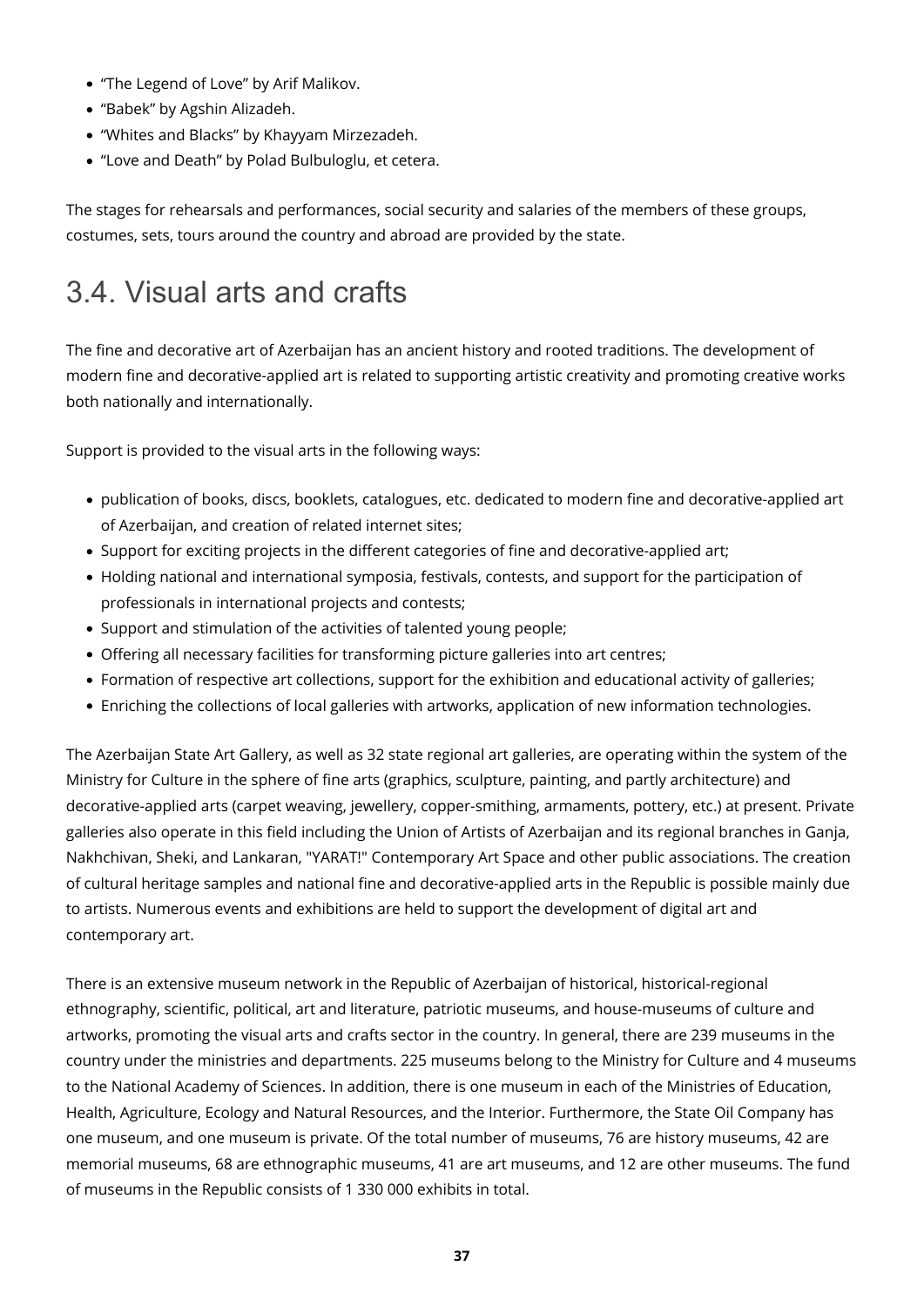- “The Legend of Love” by Arif Malikov.
- “Babek” by Agshin Alizadeh.
- “Whites and Blacks” by Khayyam Mirzezadeh.
- “Love and Death” by Polad Bulbuloglu, et cetera.

The stages for rehearsals and performances, social security and salaries of the members of these groups, costumes, sets, tours around the country and abroad are provided by the state.

## 3.4. Visual arts and crafts

The fine and decorative art of Azerbaijan has an ancient history and rooted traditions. The development of modern fine and decorative-applied art is related to supporting artistic creativity and promoting creative works both nationally and internationally.

Support is provided to the visual arts in the following ways:

- publication of books, discs, booklets, catalogues, etc. dedicated to modern fine and decorative-applied art of Azerbaijan, and creation of related internet sites;
- Support for exciting projects in the different categories of fine and decorative-applied art;
- Holding national and international symposia, festivals, contests, and support for the participation of professionals in international projects and contests;
- Support and stimulation of the activities of talented young people;
- Offering all necessary facilities for transforming picture galleries into art centres;
- Formation of respective art collections, support for the exhibition and educational activity of galleries;
- Enriching the collections of local galleries with artworks, application of new information technologies.

The Azerbaijan State Art Gallery, as well as 32 state regional art galleries, are operating within the system of the Ministry for Culture in the sphere of fine arts (graphics, sculpture, painting, and partly architecture) and decorative-applied arts (carpet weaving, jewellery, copper-smithing, armaments, pottery, etc.) at present. Private galleries also operate in this field including the Union of Artists of Azerbaijan and its regional branches in Ganja, Nakhchivan, Sheki, and Lankaran, "YARAT!" Contemporary Art Space and other public associations. The creation of cultural heritage samples and national fine and decorative-applied arts in the Republic is possible mainly due to artists. Numerous events and exhibitions are held to support the development of digital art and contemporary art.

There is an extensive museum network in the Republic of Azerbaijan of historical, historical-regional ethnography, scientific, political, art and literature, patriotic museums, and house-museums of culture and artworks, promoting the visual arts and crafts sector in the country. In general, there are 239 museums in the country under the ministries and departments. 225 museums belong to the Ministry for Culture and 4 museums to the National Academy of Sciences. In addition, there is one museum in each of the Ministries of Education, Health, Agriculture, Ecology and Natural Resources, and the Interior. Furthermore, the State Oil Company has one museum, and one museum is private. Of the total number of museums, 76 are history museums, 42 are memorial museums, 68 are ethnographic museums, 41 are art museums, and 12 are other museums. The fund of museums in the Republic consists of 1 330 000 exhibits in total.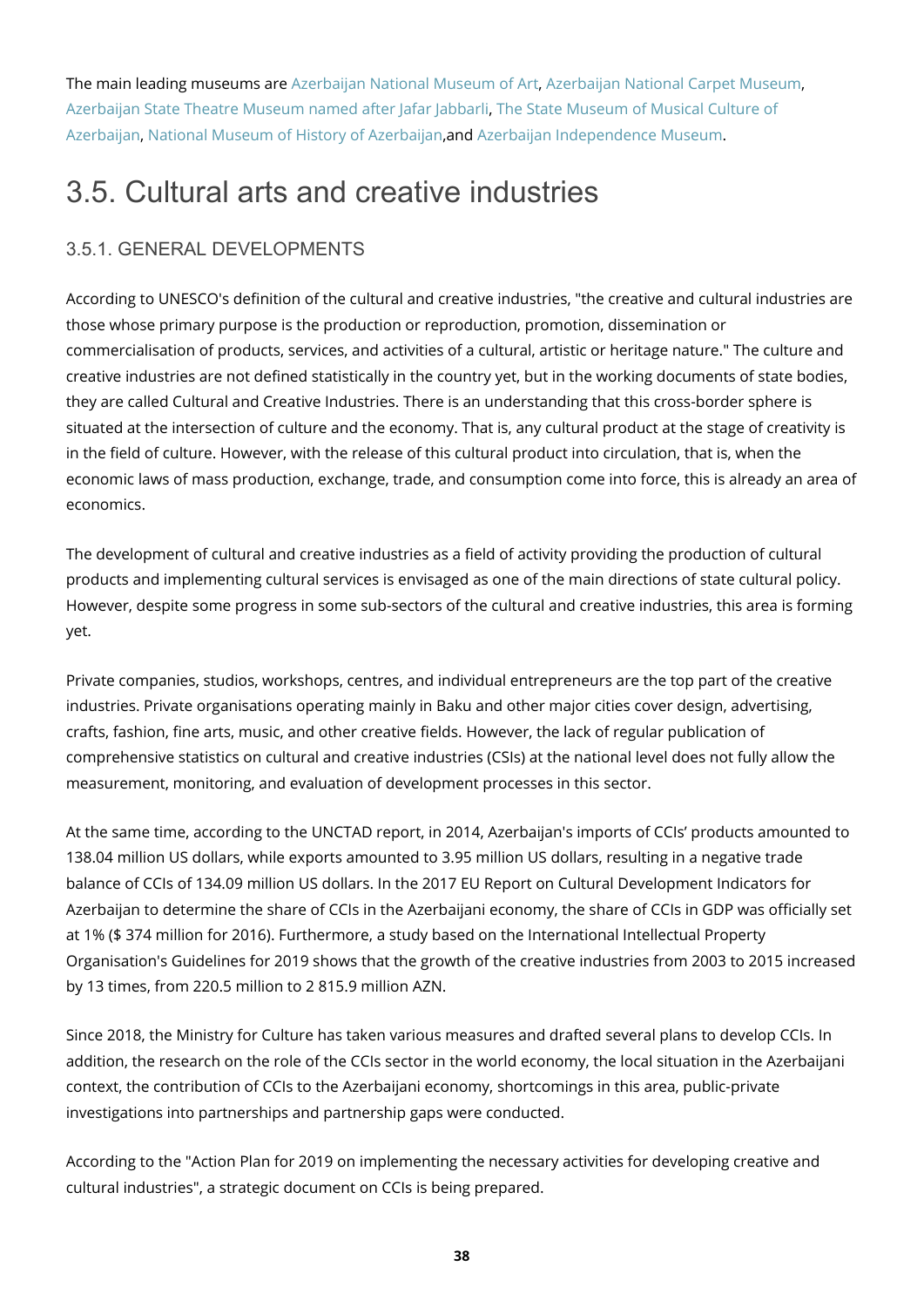The main leading museums are Azerbaijan National Museum of Art, Azerbaijan National Carpet Museum, Azerbaijan State Theatre Museum named after Jafar Jabbarli, The State Museum of Musical Culture of Azerbaijan, National Museum of History of Azerbaijan,and Azerbaijan Independence Museum.

# 3.5. Cultural arts and creative industries

## 3.5.1. GENERAL DEVELOPMENTS

According to UNESCO's definition of the cultural and creative industries, "the creative and cultural industries are those whose primary purpose is the production or reproduction, promotion, dissemination or commercialisation of products, services, and activities of a cultural, artistic or heritage nature." The culture and creative industries are not defined statistically in the country yet, but in the working documents of state bodies, they are called Cultural and Creative Industries. There is an understanding that this cross-border sphere is situated at the intersection of culture and the economy. That is, any cultural product at the stage of creativity is in the field of culture. However, with the release of this cultural product into circulation, that is, when the economic laws of mass production, exchange, trade, and consumption come into force, this is already an area of economics.

The development of cultural and creative industries as a field of activity providing the production of cultural products and implementing cultural services is envisaged as one of the main directions of state cultural policy. However, despite some progress in some sub-sectors of the cultural and creative industries, this area is forming yet.

Private companies, studios, workshops, centres, and individual entrepreneurs are the top part of the creative industries. Private organisations operating mainly in Baku and other major cities cover design, advertising, crafts, fashion, fine arts, music, and other creative fields. However, the lack of regular publication of comprehensive statistics on cultural and creative industries (CSIs) at the national level does not fully allow the measurement, monitoring, and evaluation of development processes in this sector.

At the same time, according to the UNCTAD report, in 2014, Azerbaijan's imports of CCIs' products amounted to 138.04 million US dollars, while exports amounted to 3.95 million US dollars, resulting in a negative trade balance of CCIs of 134.09 million US dollars. In the 2017 EU Report on Cultural Development Indicators for Azerbaijan to determine the share of CCIs in the Azerbaijani economy, the share of CCIs in GDP was officially set at 1% ($ 374 million for 2016). Furthermore, a study based on the International Intellectual Property Organisation's Guidelines for 2019 shows that the growth of the creative industries from 2003 to 2015 increased by 13 times, from 220.5 million to 2 815.9 million AZN.

Since 2018, the Ministry for Culture has taken various measures and drafted several plans to develop CCIs. In addition, the research on the role of the CCIs sector in the world economy, the local situation in the Azerbaijani context, the contribution of CCIs to the Azerbaijani economy, shortcomings in this area, public-private investigations into partnerships and partnership gaps were conducted.

According to the "Action Plan for 2019 on implementing the necessary activities for developing creative and cultural industries", a strategic document on CCIs is being prepared.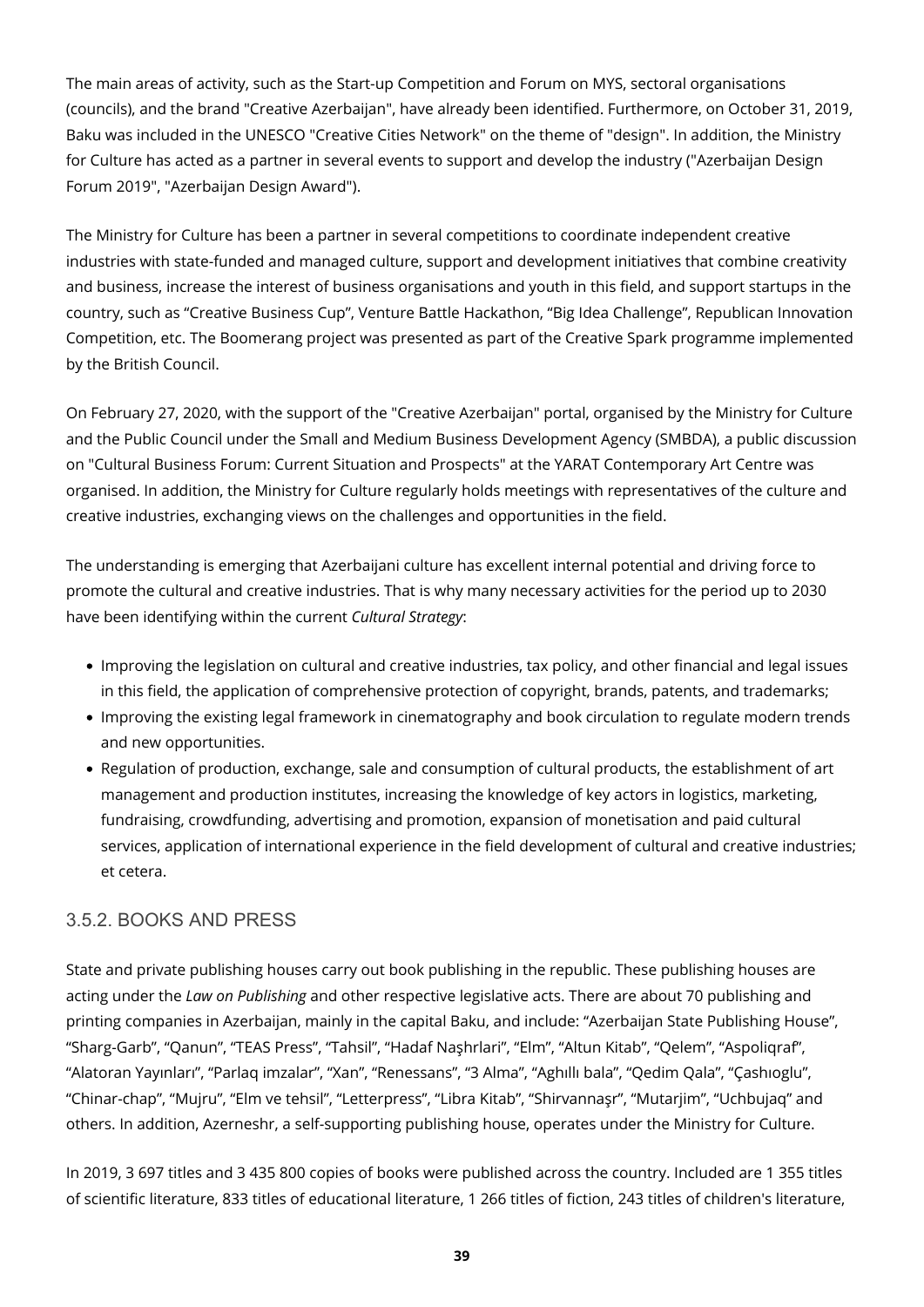The main areas of activity, such as the Start-up Competition and Forum on MYS, sectoral organisations (councils), and the brand "Creative Azerbaijan", have already been identified. Furthermore, on October 31, 2019, Baku was included in the UNESCO "Creative Cities Network" on the theme of "design". In addition, the Ministry for Culture has acted as a partner in several events to support and develop the industry ("Azerbaijan Design Forum 2019", "Azerbaijan Design Award").

The Ministry for Culture has been a partner in several competitions to coordinate independent creative industries with state-funded and managed culture, support and development initiatives that combine creativity and business, increase the interest of business organisations and youth in this field, and support startups in the country, such as "Creative Business Cup", Venture Battle Hackathon, "Big Idea Challenge", Republican Innovation Competition, etc. The Boomerang project was presented as part of the Creative Spark programme implemented by the British Council.

On February 27, 2020, with the support of the "Creative Azerbaijan" portal, organised by the Ministry for Culture and the Public Council under the Small and Medium Business Development Agency (SMBDA), a public discussion on "Cultural Business Forum: Current Situation and Prospects" at the YARAT Contemporary Art Centre was organised. In addition, the Ministry for Culture regularly holds meetings with representatives of the culture and creative industries, exchanging views on the challenges and opportunities in the field.

The understanding is emerging that Azerbaijani culture has excellent internal potential and driving force to promote the cultural and creative industries. That is why many necessary activities for the period up to 2030 have been identifying within the current *Cultural Strategy*:

- Improving the legislation on cultural and creative industries, tax policy, and other financial and legal issues in this field, the application of comprehensive protection of copyright, brands, patents, and trademarks;
- Improving the existing legal framework in cinematography and book circulation to regulate modern trends and new opportunities.
- Regulation of production, exchange, sale and consumption of cultural products, the establishment of art management and production institutes, increasing the knowledge of key actors in logistics, marketing, fundraising, crowdfunding, advertising and promotion, expansion of monetisation and paid cultural services, application of international experience in the field development of cultural and creative industries; et cetera.

### 3.5.2. BOOKS AND PRESS

State and private publishing houses carry out book publishing in the republic. These publishing houses are acting under the *Law on Publishing* and other respective legislative acts. There are about 70 publishing and printing companies in Azerbaijan, mainly in the capital Baku, and include: "Azerbaijan State Publishing House", "Sharg-Garb", "Qanun", "TEAS Press", "Tahsil", "Hadaf Naşhrlari", "Elm", "Altun Kitab", "Qelem", "Aspoliqraf", "Alatoran Yayınları", "Parlaq imzalar", "Xan", "Renessans", "3 Alma", "Aghıllı bala", "Qedim Qala", "Çashıoglu", "Chinar-chap", "Mujru", "Elm ve tehsil", "Letterpress", "Libra Kitab", "Shirvannaşr", "Mutarjim", "Uchbujaq" and others. In addition, Azerneshr, a self-supporting publishing house, operates under the Ministry for Culture.

In 2019, 3 697 titles and 3 435 800 copies of books were published across the country. Included are 1 355 titles of scientific literature, 833 titles of educational literature, 1 266 titles of fiction, 243 titles of children's literature,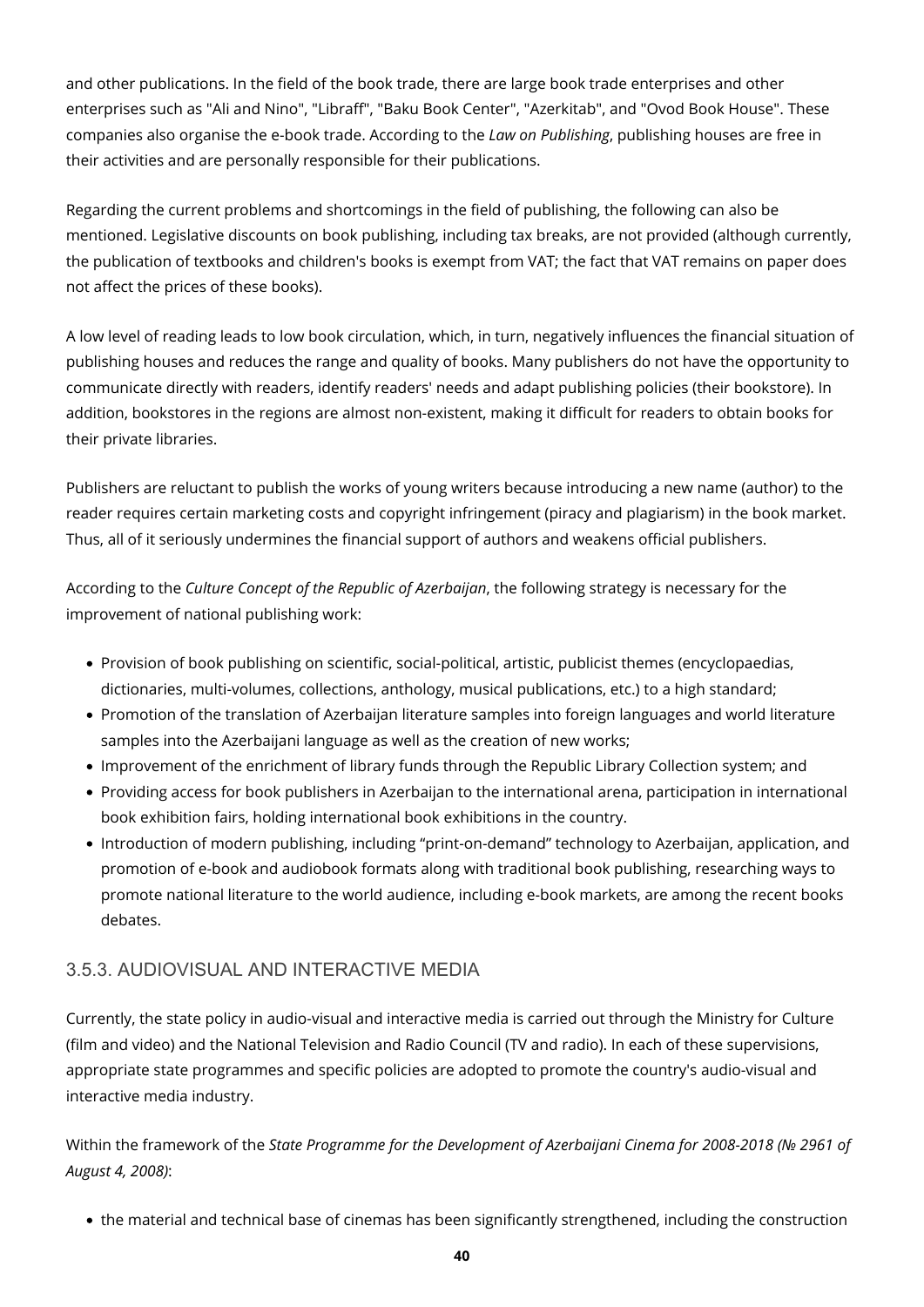and other publications. In the field of the book trade, there are large book trade enterprises and other enterprises such as "Ali and Nino", "Libraff", "Baku Book Center", "Azerkitab", and "Ovod Book House". These companies also organise the e-book trade. According to the *Law on Publishing*, publishing houses are free in their activities and are personally responsible for their publications.

Regarding the current problems and shortcomings in the field of publishing, the following can also be mentioned. Legislative discounts on book publishing, including tax breaks, are not provided (although currently, the publication of textbooks and children's books is exempt from VAT; the fact that VAT remains on paper does not affect the prices of these books).

A low level of reading leads to low book circulation, which, in turn, negatively influences the financial situation of publishing houses and reduces the range and quality of books. Many publishers do not have the opportunity to communicate directly with readers, identify readers' needs and adapt publishing policies (their bookstore). In addition, bookstores in the regions are almost non-existent, making it difficult for readers to obtain books for their private libraries.

Publishers are reluctant to publish the works of young writers because introducing a new name (author) to the reader requires certain marketing costs and copyright infringement (piracy and plagiarism) in the book market. Thus, all of it seriously undermines the financial support of authors and weakens official publishers.

According to the *Culture Concept of the Republic of Azerbaijan*, the following strategy is necessary for the improvement of national publishing work:

- Provision of book publishing on scientific, social-political, artistic, publicist themes (encyclopaedias, dictionaries, multi-volumes, collections, anthology, musical publications, etc.) to a high standard;
- Promotion of the translation of Azerbaijan literature samples into foreign languages and world literature samples into the Azerbaijani language as well as the creation of new works;
- Improvement of the enrichment of library funds through the Republic Library Collection system; and
- Providing access for book publishers in Azerbaijan to the international arena, participation in international book exhibition fairs, holding international book exhibitions in the country.
- Introduction of modern publishing, including "print-on-demand" technology to Azerbaijan, application, and promotion of e-book and audiobook formats along with traditional book publishing, researching ways to promote national literature to the world audience, including e-book markets, are among the recent books debates.

### 3.5.3. AUDIOVISUAL AND INTERACTIVE MEDIA

Currently, the state policy in audio-visual and interactive media is carried out through the Ministry for Culture (film and video) and the National Television and Radio Council (TV and radio). In each of these supervisions, appropriate state programmes and specific policies are adopted to promote the country's audio-visual and interactive media industry.

Within the framework of the *State Programme for the Development of Azerbaijani Cinema for 2008-2018 (№ 2961 of August 4, 2008)*:

- the material and technical base of cinemas has been significantly strengthened, including the construction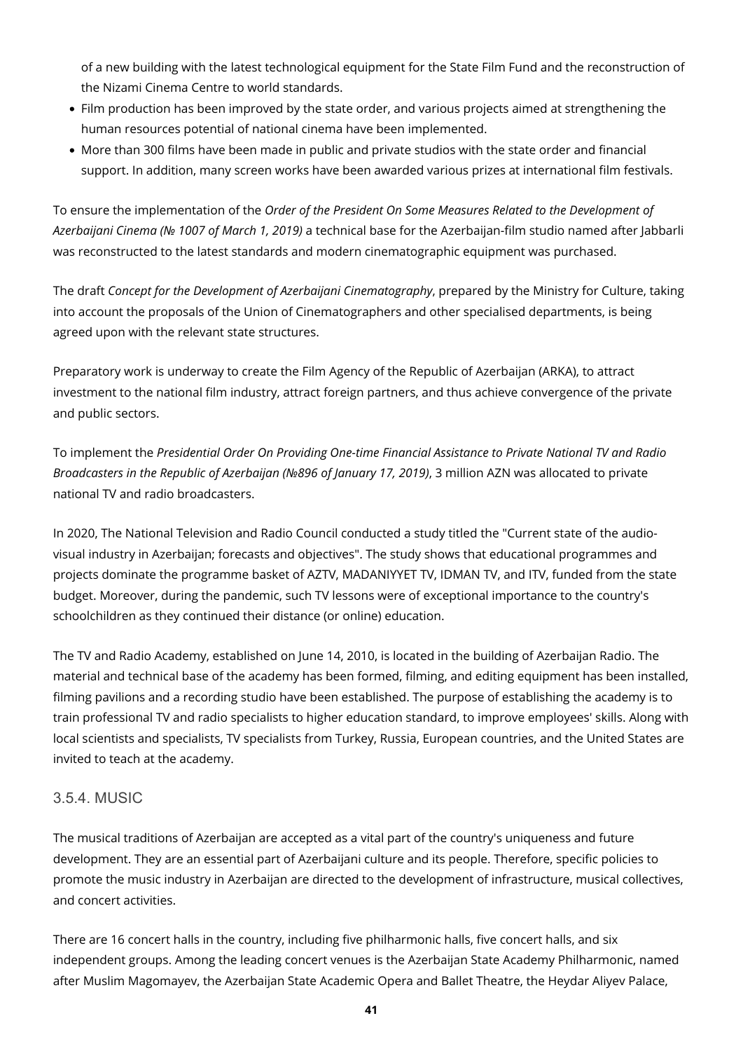of a new building with the latest technological equipment for the State Film Fund and the reconstruction of the Nizami Cinema Centre to world standards.

- Film production has been improved by the state order, and various projects aimed at strengthening the human resources potential of national cinema have been implemented.
- More than 300 films have been made in public and private studios with the state order and financial support. In addition, many screen works have been awarded various prizes at international film festivals.

To ensure the implementation of the *Order of the President On Some Measures Related to the Development of Azerbaijani Cinema (№ 1007 of March 1, 2019)* a technical base for the Azerbaijan-film studio named after Jabbarli was reconstructed to the latest standards and modern cinematographic equipment was purchased.

The draft *Concept for the Development of Azerbaijani Cinematography*, prepared by the Ministry for Culture, taking into account the proposals of the Union of Cinematographers and other specialised departments, is being agreed upon with the relevant state structures.

Preparatory work is underway to create the Film Agency of the Republic of Azerbaijan (ARKA), to attract investment to the national film industry, attract foreign partners, and thus achieve convergence of the private and public sectors.

To implement the *Presidential Order On Providing One-time Financial Assistance to Private National TV and Radio Broadcasters in the Republic of Azerbaijan (№896 of January 17, 2019)*, 3 million AZN was allocated to private national TV and radio broadcasters.

In 2020, The National Television and Radio Council conducted a study titled the "Current state of the audio-visual industry in Azerbaijan; forecasts and objectives". The study shows that educational programmes and projects dominate the programme basket of AZTV, MADANIYYET TV, IDMAN TV, and ITV, funded from the state budget. Moreover, during the pandemic, such TV lessons were of exceptional importance to the country's schoolchildren as they continued their distance (or online) education.

The TV and Radio Academy, established on June 14, 2010, is located in the building of Azerbaijan Radio. The material and technical base of the academy has been formed, filming, and editing equipment has been installed, filming pavilions and a recording studio have been established. The purpose of establishing the academy is to train professional TV and radio specialists to higher education standard, to improve employees' skills. Along with local scientists and specialists, TV specialists from Turkey, Russia, European countries, and the United States are invited to teach at the academy.

### 3.5.4. MUSIC

The musical traditions of Azerbaijan are accepted as a vital part of the country's uniqueness and future development. They are an essential part of Azerbaijani culture and its people. Therefore, specific policies to promote the music industry in Azerbaijan are directed to the development of infrastructure, musical collectives, and concert activities.

There are 16 concert halls in the country, including five philharmonic halls, five concert halls, and six independent groups. Among the leading concert venues is the Azerbaijan State Academy Philharmonic, named after Muslim Magomayev, the Azerbaijan State Academic Opera and Ballet Theatre, the Heydar Aliyev Palace,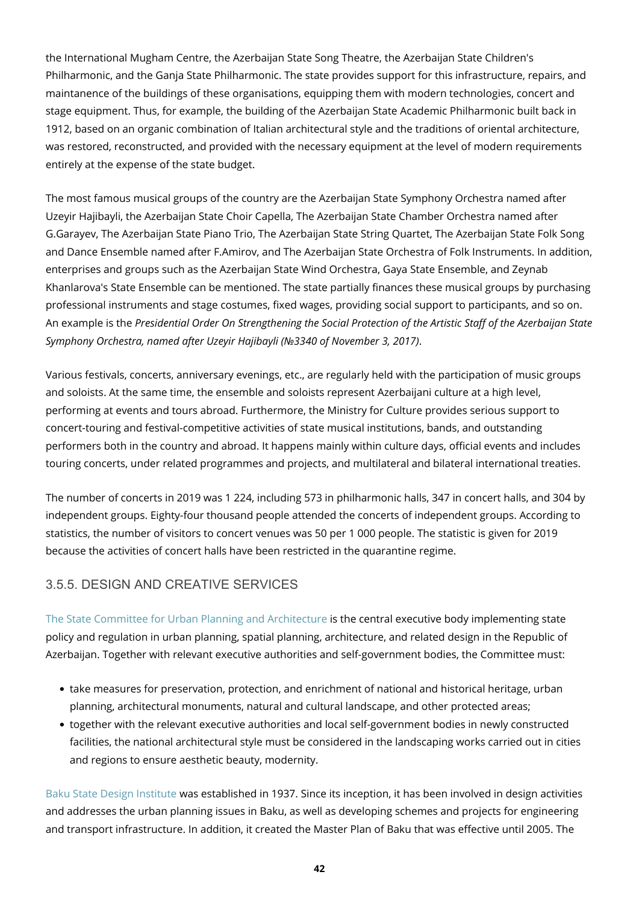the International Mugham Centre, the Azerbaijan State Song Theatre, the Azerbaijan State Children's Philharmonic, and the Ganja State Philharmonic. The state provides support for this infrastructure, repairs, and maintanence of the buildings of these organisations, equipping them with modern technologies, concert and stage equipment. Thus, for example, the building of the Azerbaijan State Academic Philharmonic built back in 1912, based on an organic combination of Italian architectural style and the traditions of oriental architecture, was restored, reconstructed, and provided with the necessary equipment at the level of modern requirements entirely at the expense of the state budget.

The most famous musical groups of the country are the Azerbaijan State Symphony Orchestra named after Uzeyir Hajibayli, the Azerbaijan State Choir Capella, The Azerbaijan State Chamber Orchestra named after G.Garayev, The Azerbaijan State Piano Trio, The Azerbaijan State String Quartet, The Azerbaijan State Folk Song and Dance Ensemble named after F.Amirov, and The Azerbaijan State Orchestra of Folk Instruments. In addition, enterprises and groups such as the Azerbaijan State Wind Orchestra, Gaya State Ensemble, and Zeynab Khanlarova's State Ensemble can be mentioned. The state partially finances these musical groups by purchasing professional instruments and stage costumes, fixed wages, providing social support to participants, and so on. An example is the *Presidential Order On Strengthening the Social Protection of the Artistic Staff of the Azerbaijan State Symphony Orchestra, named after Uzeyir Hajibayli (№3340 of November 3, 2017)*.

Various festivals, concerts, anniversary evenings, etc., are regularly held with the participation of music groups and soloists. At the same time, the ensemble and soloists represent Azerbaijani culture at a high level, performing at events and tours abroad. Furthermore, the Ministry for Culture provides serious support to concert-touring and festival-competitive activities of state musical institutions, bands, and outstanding performers both in the country and abroad. It happens mainly within culture days, official events and includes touring concerts, under related programmes and projects, and multilateral and bilateral international treaties.

The number of concerts in 2019 was 1 224, including 573 in philharmonic halls, 347 in concert halls, and 304 by independent groups. Eighty-four thousand people attended the concerts of independent groups. According to statistics, the number of visitors to concert venues was 50 per 1 000 people. The statistic is given for 2019 because the activities of concert halls have been restricted in the quarantine regime.

### 3.5.5. DESIGN AND CREATIVE SERVICES

The State Committee for Urban Planning and Architecture is the central executive body implementing state policy and regulation in urban planning, spatial planning, architecture, and related design in the Republic of Azerbaijan. Together with relevant executive authorities and self-government bodies, the Committee must:

- take measures for preservation, protection, and enrichment of national and historical heritage, urban planning, architectural monuments, natural and cultural landscape, and other protected areas;
- together with the relevant executive authorities and local self-government bodies in newly constructed facilities, the national architectural style must be considered in the landscaping works carried out in cities and regions to ensure aesthetic beauty, modernity.

Baku State Design Institute was established in 1937. Since its inception, it has been involved in design activities and addresses the urban planning issues in Baku, as well as developing schemes and projects for engineering and transport infrastructure. In addition, it created the Master Plan of Baku that was effective until 2005. The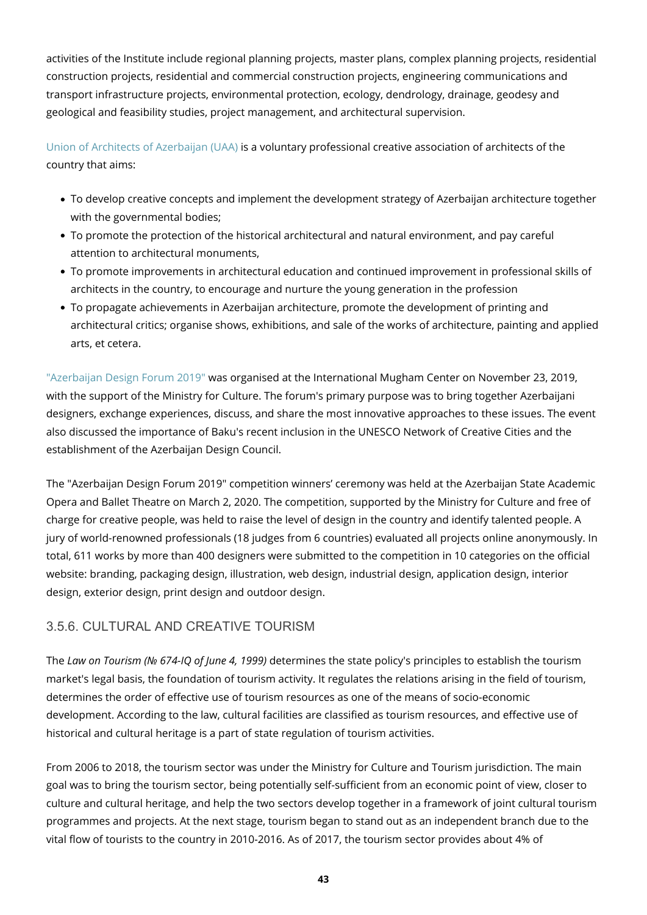activities of the Institute include regional planning projects, master plans, complex planning projects, residential construction projects, residential and commercial construction projects, engineering communications and transport infrastructure projects, environmental protection, ecology, dendrology, drainage, geodesy and geological and feasibility studies, project management, and architectural supervision.

Union of Architects of Azerbaijan (UAA) is a voluntary professional creative association of architects of the country that aims:

- To develop creative concepts and implement the development strategy of Azerbaijan architecture together with the governmental bodies;
- To promote the protection of the historical architectural and natural environment, and pay careful attention to architectural monuments,
- To promote improvements in architectural education and continued improvement in professional skills of architects in the country, to encourage and nurture the young generation in the profession
- To propagate achievements in Azerbaijan architecture, promote the development of printing and architectural critics; organise shows, exhibitions, and sale of the works of architecture, painting and applied arts, et cetera.

"Azerbaijan Design Forum 2019" was organised at the International Mugham Center on November 23, 2019, with the support of the Ministry for Culture. The forum's primary purpose was to bring together Azerbaijani designers, exchange experiences, discuss, and share the most innovative approaches to these issues. The event also discussed the importance of Baku's recent inclusion in the UNESCO Network of Creative Cities and the establishment of the Azerbaijan Design Council.

The "Azerbaijan Design Forum 2019" competition winners' ceremony was held at the Azerbaijan State Academic Opera and Ballet Theatre on March 2, 2020. The competition, supported by the Ministry for Culture and free of charge for creative people, was held to raise the level of design in the country and identify talented people. A jury of world-renowned professionals (18 judges from 6 countries) evaluated all projects online anonymously. In total, 611 works by more than 400 designers were submitted to the competition in 10 categories on the official website: branding, packaging design, illustration, web design, industrial design, application design, interior design, exterior design, print design and outdoor design.

### 3.5.6. CULTURAL AND CREATIVE TOURISM

The *Law on Tourism (№ 674-IQ of June 4, 1999)* determines the state policy's principles to establish the tourism market's legal basis, the foundation of tourism activity. It regulates the relations arising in the field of tourism, determines the order of effective use of tourism resources as one of the means of socio-economic development. According to the law, cultural facilities are classified as tourism resources, and effective use of historical and cultural heritage is a part of state regulation of tourism activities.

From 2006 to 2018, the tourism sector was under the Ministry for Culture and Tourism jurisdiction. The main goal was to bring the tourism sector, being potentially self-sufficient from an economic point of view, closer to culture and cultural heritage, and help the two sectors develop together in a framework of joint cultural tourism programmes and projects. At the next stage, tourism began to stand out as an independent branch due to the vital flow of tourists to the country in 2010-2016. As of 2017, the tourism sector provides about 4% of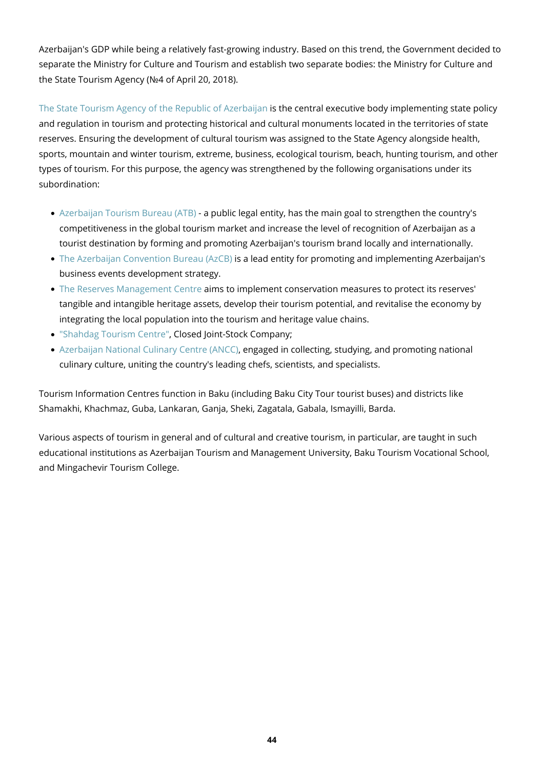Azerbaijan's GDP while being a relatively fast-growing industry. Based on this trend, the Government decided to separate the Ministry for Culture and Tourism and establish two separate bodies: the Ministry for Culture and the State Tourism Agency (№4 of April 20, 2018).

The State Tourism Agency of the Republic of Azerbaijan is the central executive body implementing state policy and regulation in tourism and protecting historical and cultural monuments located in the territories of state reserves. Ensuring the development of cultural tourism was assigned to the State Agency alongside health, sports, mountain and winter tourism, extreme, business, ecological tourism, beach, hunting tourism, and other types of tourism. For this purpose, the agency was strengthened by the following organisations under its subordination:

- Azerbaijan Tourism Bureau (ATB) - a public legal entity, has the main goal to strengthen the country's competitiveness in the global tourism market and increase the level of recognition of Azerbaijan as a tourist destination by forming and promoting Azerbaijan's tourism brand locally and internationally.
- The Azerbaijan Convention Bureau (AzCB) is a lead entity for promoting and implementing Azerbaijan's business events development strategy.
- The Reserves Management Centre aims to implement conservation measures to protect its reserves' tangible and intangible heritage assets, develop their tourism potential, and revitalise the economy by integrating the local population into the tourism and heritage value chains.
- "Shahdag Tourism Centre", Closed Joint-Stock Company;
- Azerbaijan National Culinary Centre (ANCC), engaged in collecting, studying, and promoting national culinary culture, uniting the country's leading chefs, scientists, and specialists.

Tourism Information Centres function in Baku (including Baku City Tour tourist buses) and districts like Shamakhi, Khachmaz, Guba, Lankaran, Ganja, Sheki, Zagatala, Gabala, Ismayilli, Barda.

Various aspects of tourism in general and of cultural and creative tourism, in particular, are taught in such educational institutions as Azerbaijan Tourism and Management University, Baku Tourism Vocational School, and Mingachevir Tourism College.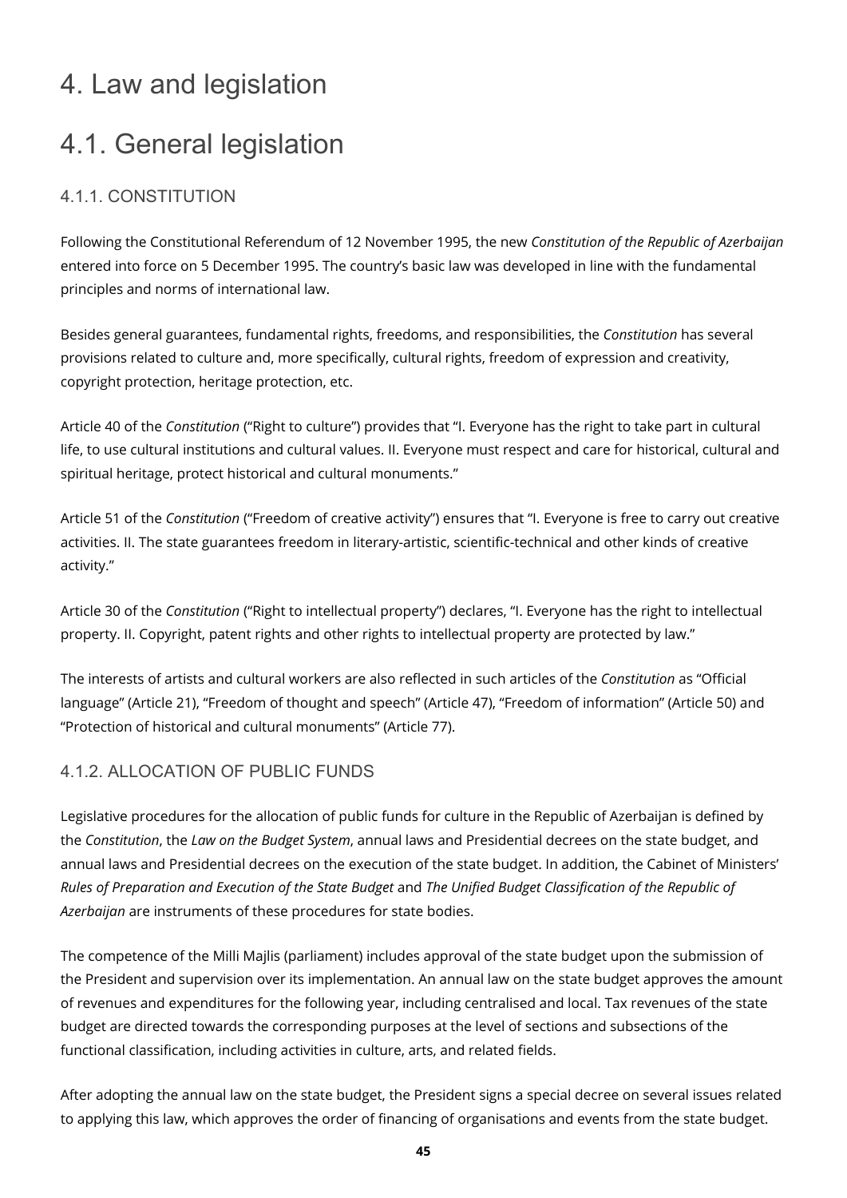# 4. Law and legislation

# 4.1. General legislation

## 4.1.1. CONSTITUTION

Following the Constitutional Referendum of 12 November 1995, the new *Constitution of the Republic of Azerbaijan* entered into force on 5 December 1995. The country's basic law was developed in line with the fundamental principles and norms of international law.

Besides general guarantees, fundamental rights, freedoms, and responsibilities, the *Constitution* has several provisions related to culture and, more specifically, cultural rights, freedom of expression and creativity, copyright protection, heritage protection, etc.

Article 40 of the *Constitution* ("Right to culture") provides that "I. Everyone has the right to take part in cultural life, to use cultural institutions and cultural values. II. Everyone must respect and care for historical, cultural and spiritual heritage, protect historical and cultural monuments."

Article 51 of the *Constitution* ("Freedom of creative activity") ensures that "I. Everyone is free to carry out creative activities. II. The state guarantees freedom in literary-artistic, scientific-technical and other kinds of creative activity."

Article 30 of the *Constitution* ("Right to intellectual property") declares, "I. Everyone has the right to intellectual property. II. Copyright, patent rights and other rights to intellectual property are protected by law."

The interests of artists and cultural workers are also reflected in such articles of the *Constitution* as "Official language" (Article 21), "Freedom of thought and speech" (Article 47), "Freedom of information" (Article 50) and "Protection of historical and cultural monuments" (Article 77).

## 4.1.2. ALLOCATION OF PUBLIC FUNDS

Legislative procedures for the allocation of public funds for culture in the Republic of Azerbaijan is defined by the *Constitution*, the *Law on the Budget System*, annual laws and Presidential decrees on the state budget, and annual laws and Presidential decrees on the execution of the state budget. In addition, the Cabinet of Ministers' *Rules of Preparation and Execution of the State Budget* and *The Unified Budget Classification of the Republic of Azerbaijan* are instruments of these procedures for state bodies.

The competence of the Milli Majlis (parliament) includes approval of the state budget upon the submission of the President and supervision over its implementation. An annual law on the state budget approves the amount of revenues and expenditures for the following year, including centralised and local. Tax revenues of the state budget are directed towards the corresponding purposes at the level of sections and subsections of the functional classification, including activities in culture, arts, and related fields.

After adopting the annual law on the state budget, the President signs a special decree on several issues related to applying this law, which approves the order of financing of organisations and events from the state budget.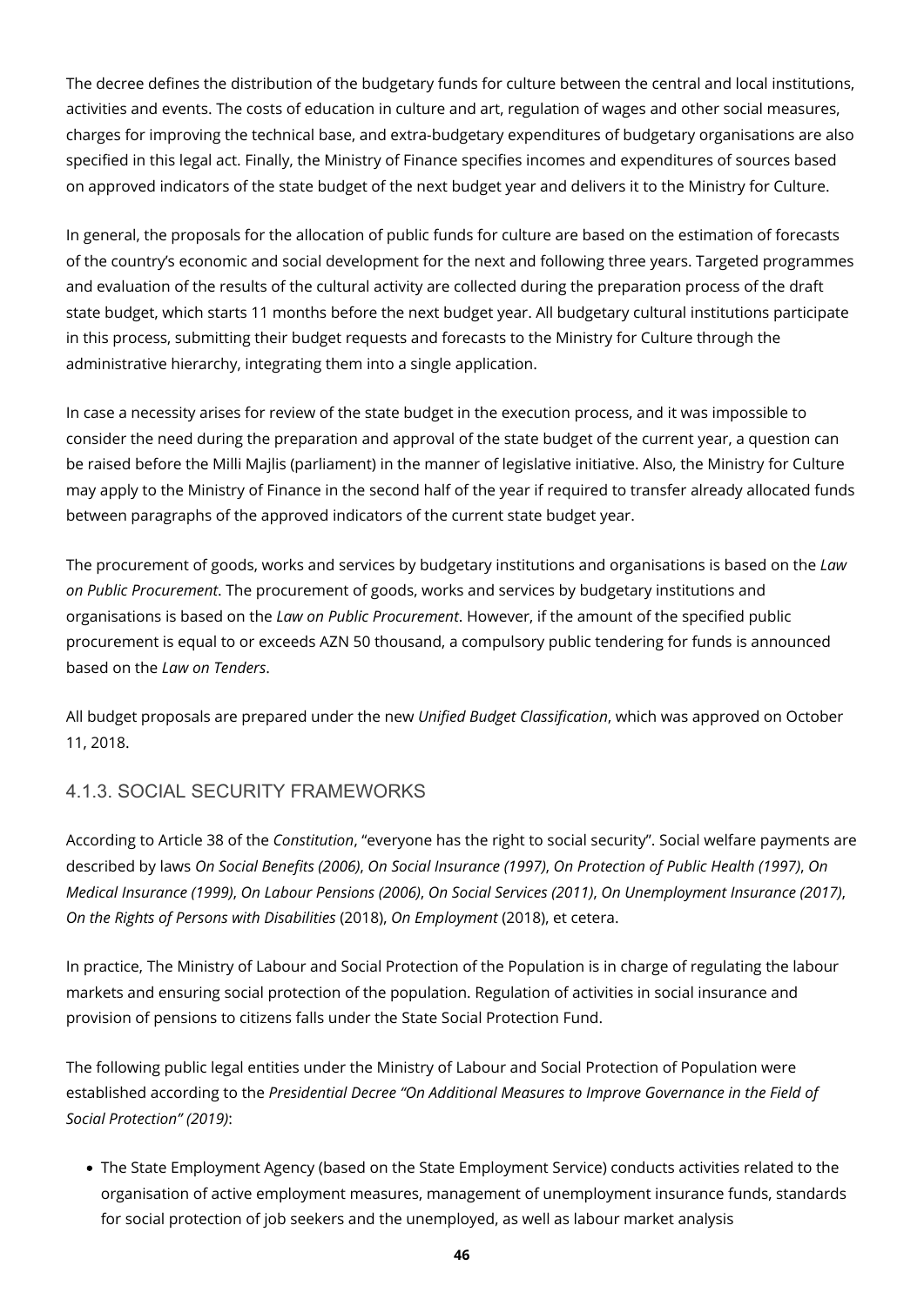The decree defines the distribution of the budgetary funds for culture between the central and local institutions, activities and events. The costs of education in culture and art, regulation of wages and other social measures, charges for improving the technical base, and extra-budgetary expenditures of budgetary organisations are also specified in this legal act. Finally, the Ministry of Finance specifies incomes and expenditures of sources based on approved indicators of the state budget of the next budget year and delivers it to the Ministry for Culture.

In general, the proposals for the allocation of public funds for culture are based on the estimation of forecasts of the country's economic and social development for the next and following three years. Targeted programmes and evaluation of the results of the cultural activity are collected during the preparation process of the draft state budget, which starts 11 months before the next budget year. All budgetary cultural institutions participate in this process, submitting their budget requests and forecasts to the Ministry for Culture through the administrative hierarchy, integrating them into a single application.

In case a necessity arises for review of the state budget in the execution process, and it was impossible to consider the need during the preparation and approval of the state budget of the current year, a question can be raised before the Milli Majlis (parliament) in the manner of legislative initiative. Also, the Ministry for Culture may apply to the Ministry of Finance in the second half of the year if required to transfer already allocated funds between paragraphs of the approved indicators of the current state budget year.

The procurement of goods, works and services by budgetary institutions and organisations is based on the *Law on Public Procurement*. The procurement of goods, works and services by budgetary institutions and organisations is based on the *Law on Public Procurement*. However, if the amount of the specified public procurement is equal to or exceeds AZN 50 thousand, a compulsory public tendering for funds is announced based on the *Law on Tenders*.

All budget proposals are prepared under the new *Unified Budget Classification*, which was approved on October 11, 2018.

### 4.1.3. SOCIAL SECURITY FRAMEWORKS

According to Article 38 of the *Constitution*, "everyone has the right to social security". Social welfare payments are described by laws *On Social Benefits (2006)*, *On Social Insurance (1997)*, *On Protection of Public Health (1997)*, *On Medical Insurance (1999)*, *On Labour Pensions (2006)*, *On Social Services (2011)*, *On Unemployment Insurance (2017)*, *On the Rights of Persons with Disabilities* (2018), *On Employment* (2018), et cetera.

In practice, The Ministry of Labour and Social Protection of the Population is in charge of regulating the labour markets and ensuring social protection of the population. Regulation of activities in social insurance and provision of pensions to citizens falls under the State Social Protection Fund.

The following public legal entities under the Ministry of Labour and Social Protection of Population were established according to the *Presidential Decree "On Additional Measures to Improve Governance in the Field of Social Protection" (2019)*:

- The State Employment Agency (based on the State Employment Service) conducts activities related to the organisation of active employment measures, management of unemployment insurance funds, standards for social protection of job seekers and the unemployed, as well as labour market analysis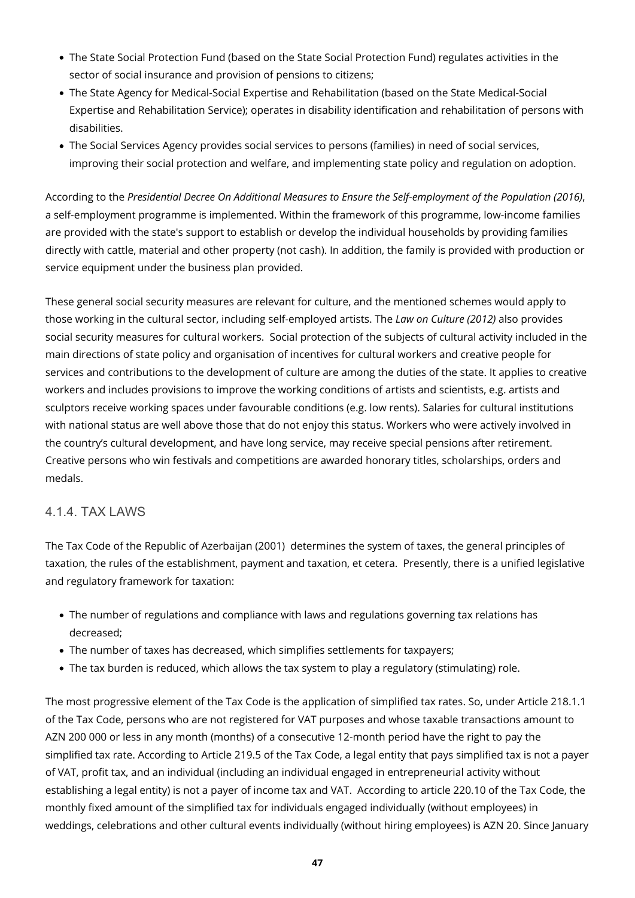- The State Social Protection Fund (based on the State Social Protection Fund) regulates activities in the sector of social insurance and provision of pensions to citizens;
- The State Agency for Medical-Social Expertise and Rehabilitation (based on the State Medical-Social Expertise and Rehabilitation Service); operates in disability identification and rehabilitation of persons with disabilities.
- The Social Services Agency provides social services to persons (families) in need of social services, improving their social protection and welfare, and implementing state policy and regulation on adoption.

According to the *Presidential Decree On Additional Measures to Ensure the Self-employment of the Population (2016)*, a self-employment programme is implemented. Within the framework of this programme, low-income families are provided with the state's support to establish or develop the individual households by providing families directly with cattle, material and other property (not cash). In addition, the family is provided with production or service equipment under the business plan provided.

These general social security measures are relevant for culture, and the mentioned schemes would apply to those working in the cultural sector, including self-employed artists. The *Law on Culture (2012)* also provides social security measures for cultural workers. Social protection of the subjects of cultural activity included in the main directions of state policy and organisation of incentives for cultural workers and creative people for services and contributions to the development of culture are among the duties of the state. It applies to creative workers and includes provisions to improve the working conditions of artists and scientists, e.g. artists and sculptors receive working spaces under favourable conditions (e.g. low rents). Salaries for cultural institutions with national status are well above those that do not enjoy this status. Workers who were actively involved in the country's cultural development, and have long service, may receive special pensions after retirement. Creative persons who win festivals and competitions are awarded honorary titles, scholarships, orders and medals.

### 4.1.4. TAX LAWS

The Tax Code of the Republic of Azerbaijan (2001) determines the system of taxes, the general principles of taxation, the rules of the establishment, payment and taxation, et cetera. Presently, there is a unified legislative and regulatory framework for taxation:

- The number of regulations and compliance with laws and regulations governing tax relations has decreased;
- The number of taxes has decreased, which simplifies settlements for taxpayers;
- The tax burden is reduced, which allows the tax system to play a regulatory (stimulating) role.

The most progressive element of the Tax Code is the application of simplified tax rates. So, under Article 218.1.1 of the Tax Code, persons who are not registered for VAT purposes and whose taxable transactions amount to AZN 200 000 or less in any month (months) of a consecutive 12-month period have the right to pay the simplified tax rate. According to Article 219.5 of the Tax Code, a legal entity that pays simplified tax is not a payer of VAT, profit tax, and an individual (including an individual engaged in entrepreneurial activity without establishing a legal entity) is not a payer of income tax and VAT. According to article 220.10 of the Tax Code, the monthly fixed amount of the simplified tax for individuals engaged individually (without employees) in weddings, celebrations and other cultural events individually (without hiring employees) is AZN 20. Since January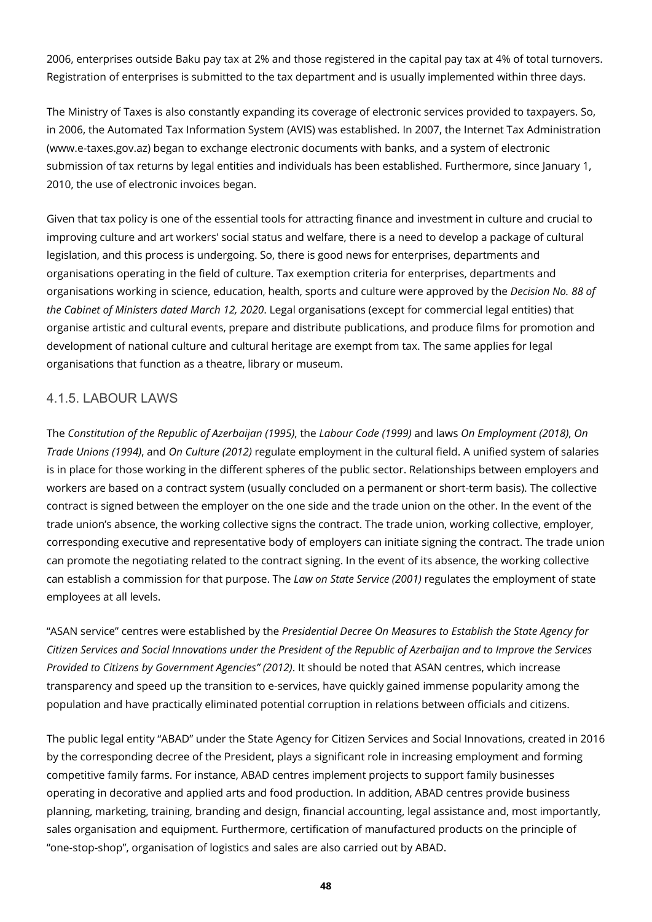2006, enterprises outside Baku pay tax at 2% and those registered in the capital pay tax at 4% of total turnovers. Registration of enterprises is submitted to the tax department and is usually implemented within three days.

The Ministry of Taxes is also constantly expanding its coverage of electronic services provided to taxpayers. So, in 2006, the Automated Tax Information System (AVIS) was established. In 2007, the Internet Tax Administration (www.e-taxes.gov.az) began to exchange electronic documents with banks, and a system of electronic submission of tax returns by legal entities and individuals has been established. Furthermore, since January 1, 2010, the use of electronic invoices began.

Given that tax policy is one of the essential tools for attracting finance and investment in culture and crucial to improving culture and art workers' social status and welfare, there is a need to develop a package of cultural legislation, and this process is undergoing. So, there is good news for enterprises, departments and organisations operating in the field of culture. Tax exemption criteria for enterprises, departments and organisations working in science, education, health, sports and culture were approved by the *Decision No. 88 of the Cabinet of Ministers dated March 12, 2020*. Legal organisations (except for commercial legal entities) that organise artistic and cultural events, prepare and distribute publications, and produce films for promotion and development of national culture and cultural heritage are exempt from tax. The same applies for legal organisations that function as a theatre, library or museum.

### 4.1.5. LABOUR LAWS

The *Constitution of the Republic of Azerbaijan (1995)*, the *Labour Code (1999)* and laws *On Employment (2018)*, *On Trade Unions (1994)*, and *On Culture (2012)* regulate employment in the cultural field. A unified system of salaries is in place for those working in the different spheres of the public sector. Relationships between employers and workers are based on a contract system (usually concluded on a permanent or short-term basis). The collective contract is signed between the employer on the one side and the trade union on the other. In the event of the trade union's absence, the working collective signs the contract. The trade union, working collective, employer, corresponding executive and representative body of employers can initiate signing the contract. The trade union can promote the negotiating related to the contract signing. In the event of its absence, the working collective can establish a commission for that purpose. The *Law on State Service (2001)* regulates the employment of state employees at all levels.

"ASAN service" centres were established by the *Presidential Decree On Measures to Establish the State Agency for Citizen Services and Social Innovations under the President of the Republic of Azerbaijan and to Improve the Services Provided to Citizens by Government Agencies" (2012)*. It should be noted that ASAN centres, which increase transparency and speed up the transition to e-services, have quickly gained immense popularity among the population and have practically eliminated potential corruption in relations between officials and citizens.

The public legal entity "ABAD" under the State Agency for Citizen Services and Social Innovations, created in 2016 by the corresponding decree of the President, plays a significant role in increasing employment and forming competitive family farms. For instance, ABAD centres implement projects to support family businesses operating in decorative and applied arts and food production. In addition, ABAD centres provide business planning, marketing, training, branding and design, financial accounting, legal assistance and, most importantly, sales organisation and equipment. Furthermore, certification of manufactured products on the principle of "one-stop-shop", organisation of logistics and sales are also carried out by ABAD.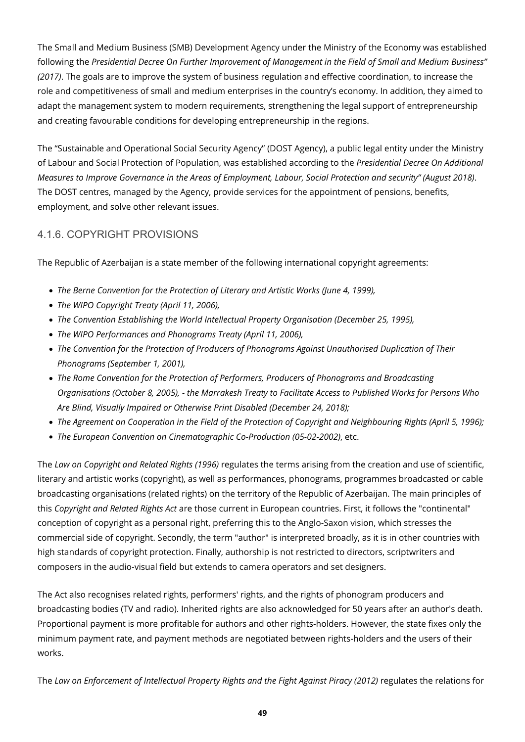The Small and Medium Business (SMB) Development Agency under the Ministry of the Economy was established following the *Presidential Decree On Further Improvement of Management in the Field of Small and Medium Business" (2017)*. The goals are to improve the system of business regulation and effective coordination, to increase the role and competitiveness of small and medium enterprises in the country's economy. In addition, they aimed to adapt the management system to modern requirements, strengthening the legal support of entrepreneurship and creating favourable conditions for developing entrepreneurship in the regions.

The "Sustainable and Operational Social Security Agency" (DOST Agency), a public legal entity under the Ministry of Labour and Social Protection of Population, was established according to the *Presidential Decree On Additional Measures to Improve Governance in the Areas of Employment, Labour, Social Protection and security" (August 2018)*. The DOST centres, managed by the Agency, provide services for the appointment of pensions, benefits, employment, and solve other relevant issues.

### 4.1.6. COPYRIGHT PROVISIONS

The Republic of Azerbaijan is a state member of the following international copyright agreements:

- *The Berne Convention for the Protection of Literary and Artistic Works (June 4, 1999),*
- *The WIPO Copyright Treaty (April 11, 2006),*
- *The Convention Establishing the World Intellectual Property Organisation (December 25, 1995),*
- *The WIPO Performances and Phonograms Treaty (April 11, 2006),*
- *The Convention for the Protection of Producers of Phonograms Against Unauthorised Duplication of Their Phonograms (September 1, 2001),*
- *The Rome Convention for the Protection of Performers, Producers of Phonograms and Broadcasting Organisations (October 8, 2005), - the Marrakesh Treaty to Facilitate Access to Published Works for Persons Who Are Blind, Visually Impaired or Otherwise Print Disabled (December 24, 2018);*
- *The Agreement on Cooperation in the Field of the Protection of Copyright and Neighbouring Rights (April 5, 1996);*
- *The European Convention on Cinematographic Co-Production (05-02-2002)*, etc.

The *Law on Copyright and Related Rights (1996)* regulates the terms arising from the creation and use of scientific, literary and artistic works (copyright), as well as performances, phonograms, programmes broadcasted or cable broadcasting organisations (related rights) on the territory of the Republic of Azerbaijan. The main principles of this *Copyright and Related Rights Act* are those current in European countries. First, it follows the "continental" conception of copyright as a personal right, preferring this to the Anglo-Saxon vision, which stresses the commercial side of copyright. Secondly, the term "author" is interpreted broadly, as it is in other countries with high standards of copyright protection. Finally, authorship is not restricted to directors, scriptwriters and composers in the audio-visual field but extends to camera operators and set designers.

The Act also recognises related rights, performers' rights, and the rights of phonogram producers and broadcasting bodies (TV and radio). Inherited rights are also acknowledged for 50 years after an author's death. Proportional payment is more profitable for authors and other rights-holders. However, the state fixes only the minimum payment rate, and payment methods are negotiated between rights-holders and the users of their works.

The *Law on Enforcement of Intellectual Property Rights and the Fight Against Piracy (2012)* regulates the relations for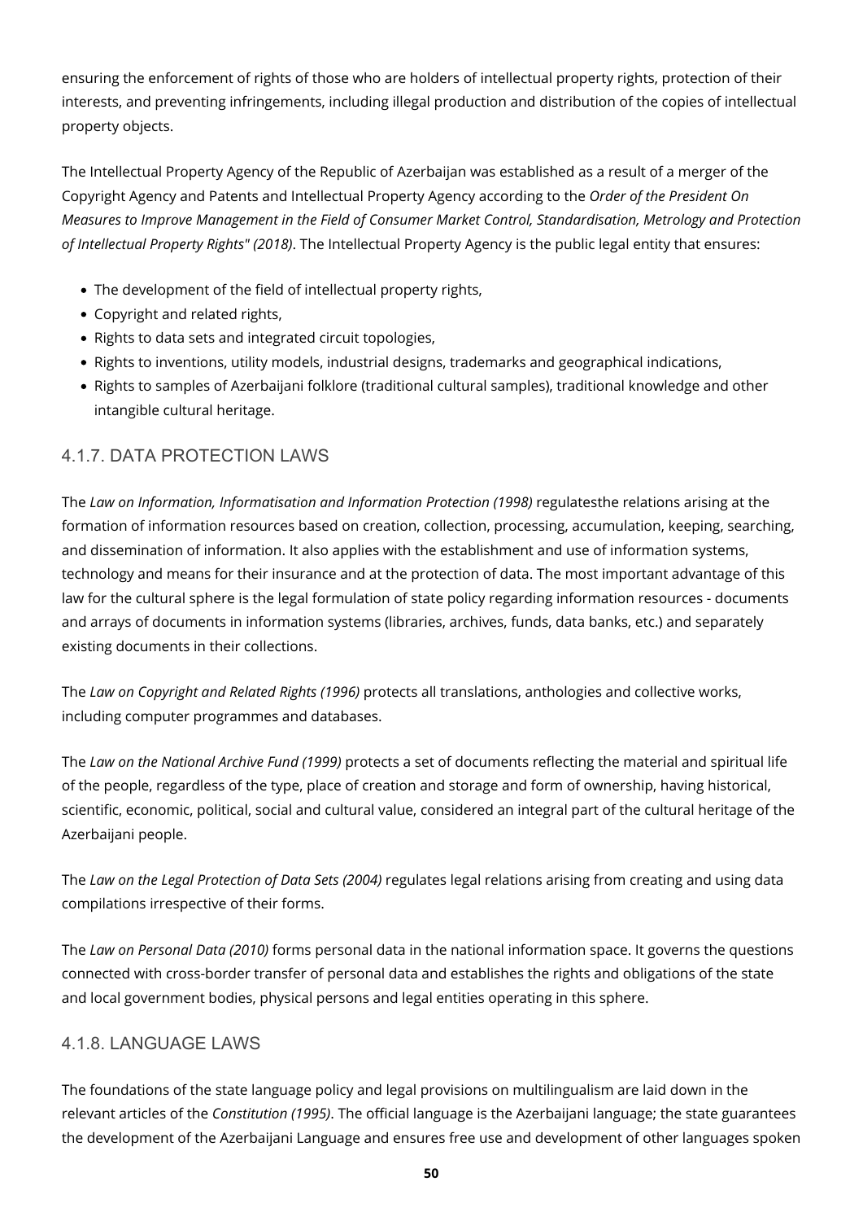ensuring the enforcement of rights of those who are holders of intellectual property rights, protection of their interests, and preventing infringements, including illegal production and distribution of the copies of intellectual property objects.

The Intellectual Property Agency of the Republic of Azerbaijan was established as a result of a merger of the Copyright Agency and Patents and Intellectual Property Agency according to the *Order of the President On Measures to Improve Management in the Field of Consumer Market Control, Standardisation, Metrology and Protection of Intellectual Property Rights" (2018)*. The Intellectual Property Agency is the public legal entity that ensures:

- The development of the field of intellectual property rights,
- Copyright and related rights,
- Rights to data sets and integrated circuit topologies,
- Rights to inventions, utility models, industrial designs, trademarks and geographical indications,
- Rights to samples of Azerbaijani folklore (traditional cultural samples), traditional knowledge and other intangible cultural heritage.

### 4.1.7. DATA PROTECTION LAWS

The *Law on Information, Informatisation and Information Protection (1998)* regulatesthe relations arising at the formation of information resources based on creation, collection, processing, accumulation, keeping, searching, and dissemination of information. It also applies with the establishment and use of information systems, technology and means for their insurance and at the protection of data. The most important advantage of this law for the cultural sphere is the legal formulation of state policy regarding information resources - documents and arrays of documents in information systems (libraries, archives, funds, data banks, etc.) and separately existing documents in their collections.

The *Law on Copyright and Related Rights (1996)* protects all translations, anthologies and collective works, including computer programmes and databases.

The *Law on the National Archive Fund (1999)* protects a set of documents reflecting the material and spiritual life of the people, regardless of the type, place of creation and storage and form of ownership, having historical, scientific, economic, political, social and cultural value, considered an integral part of the cultural heritage of the Azerbaijani people.

The *Law on the Legal Protection of Data Sets (2004)* regulates legal relations arising from creating and using data compilations irrespective of their forms.

The *Law on Personal Data (2010)* forms personal data in the national information space. It governs the questions connected with cross-border transfer of personal data and establishes the rights and obligations of the state and local government bodies, physical persons and legal entities operating in this sphere.

### 4.1.8. LANGUAGE LAWS

The foundations of the state language policy and legal provisions on multilingualism are laid down in the relevant articles of the *Constitution (1995)*. The official language is the Azerbaijani language; the state guarantees the development of the Azerbaijani Language and ensures free use and development of other languages spoken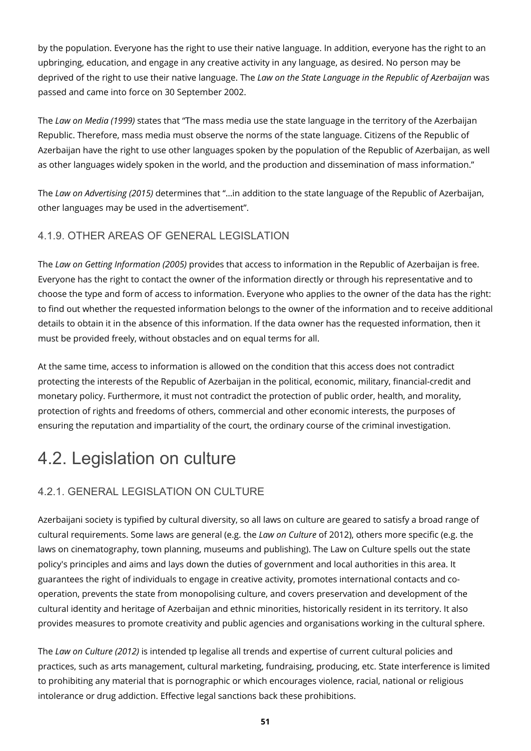by the population. Everyone has the right to use their native language. In addition, everyone has the right to an upbringing, education, and engage in any creative activity in any language, as desired. No person may be deprived of the right to use their native language. The *Law on the State Language in the Republic of Azerbaijan* was passed and came into force on 30 September 2002.

The *Law on Media (1999)* states that "The mass media use the state language in the territory of the Azerbaijan Republic. Therefore, mass media must observe the norms of the state language. Citizens of the Republic of Azerbaijan have the right to use other languages spoken by the population of the Republic of Azerbaijan, as well as other languages widely spoken in the world, and the production and dissemination of mass information."

The *Law on Advertising (2015)* determines that "...in addition to the state language of the Republic of Azerbaijan, other languages may be used in the advertisement".

### 4.1.9. OTHER AREAS OF GENERAL LEGISLATION

The *Law on Getting Information (2005)* provides that access to information in the Republic of Azerbaijan is free. Everyone has the right to contact the owner of the information directly or through his representative and to choose the type and form of access to information. Everyone who applies to the owner of the data has the right: to find out whether the requested information belongs to the owner of the information and to receive additional details to obtain it in the absence of this information. If the data owner has the requested information, then it must be provided freely, without obstacles and on equal terms for all.

At the same time, access to information is allowed on the condition that this access does not contradict protecting the interests of the Republic of Azerbaijan in the political, economic, military, financial-credit and monetary policy. Furthermore, it must not contradict the protection of public order, health, and morality, protection of rights and freedoms of others, commercial and other economic interests, the purposes of ensuring the reputation and impartiality of the court, the ordinary course of the criminal investigation.

## 4.2. Legislation on culture

### 4.2.1. GENERAL LEGISLATION ON CULTURE

Azerbaijani society is typified by cultural diversity, so all laws on culture are geared to satisfy a broad range of cultural requirements. Some laws are general (e.g. the *Law on Culture* of 2012), others more specific (e.g. the laws on cinematography, town planning, museums and publishing). The Law on Culture spells out the state policy's principles and aims and lays down the duties of government and local authorities in this area. It guarantees the right of individuals to engage in creative activity, promotes international contacts and co-operation, prevents the state from monopolising culture, and covers preservation and development of the cultural identity and heritage of Azerbaijan and ethnic minorities, historically resident in its territory. It also provides measures to promote creativity and public agencies and organisations working in the cultural sphere.

The *Law on Culture (2012)* is intended tp legalise all trends and expertise of current cultural policies and practices, such as arts management, cultural marketing, fundraising, producing, etc. State interference is limited to prohibiting any material that is pornographic or which encourages violence, racial, national or religious intolerance or drug addiction. Effective legal sanctions back these prohibitions.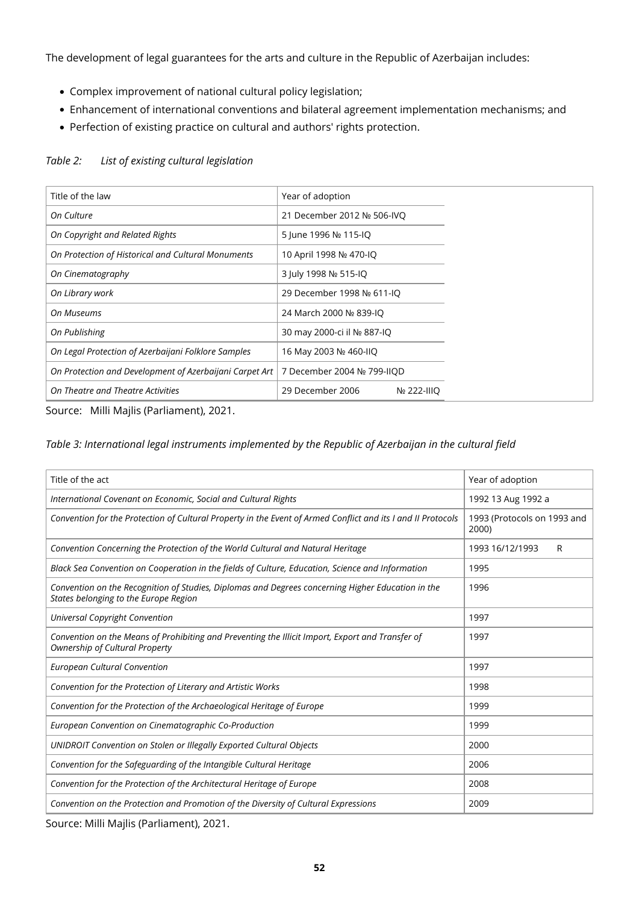The development of legal guarantees for the arts and culture in the Republic of Azerbaijan includes:

- Complex improvement of national cultural policy legislation;
- Enhancement of international conventions and bilateral agreement implementation mechanisms; and
- Perfection of existing practice on cultural and authors' rights protection.

*Table 2: List of existing cultural legislation*

| Title of the law | Year of adoption |
|---|---|
| *On Culture* | 21 December 2012 № 506-IVQ |
| *On Copyright and Related Rights* | 5 June 1996 № 115-IQ |
| *On Protection of Historical and Cultural Monuments* | 10 April 1998 № 470-IQ |
| *On Cinematography* | 3 July 1998 № 515-IQ |
| *On Library work* | 29 December 1998 № 611-IQ |
| *On Museums* | 24 March 2000 № 839-IQ |
| *On Publishing* | 30 may 2000-ci il № 887-IQ |
| *On Legal Protection of Azerbaijani Folklore Samples* | 16 May 2003 № 460-IIQ |
| *On Protection and Development of Azerbaijani Carpet Art* | 7 December 2004 № 799-IIQD |
| *On Theatre and Theatre Activities* | 29 December 2006 № 222-IIIQ |

Source: Milli Majlis (Parliament), 2021.

*Table 3: International legal instruments implemented by the Republic of Azerbaijan in the cultural field*

| Title of the act | Year of adoption |
|---|---|
| *International Covenant on Economic, Social and Cultural Rights* | 1992 13 Aug 1992 a |
| *Convention for the Protection of Cultural Property in the Event of Armed Conflict and its I and II Protocols* | 1993 (Protocols on 1993 and 2000) |
| *Convention Concerning the Protection of the World Cultural and Natural Heritage* | 1993 16/12/1993 R |
| *Black Sea Convention on Cooperation in the fields of Culture, Education, Science and Information* | 1995 |
| *Convention on the Recognition of Studies, Diplomas and Degrees concerning Higher Education in the States belonging to the Europe Region* | 1996 |
| *Universal Copyright Convention* | 1997 |
| *Convention on the Means of Prohibiting and Preventing the Illicit Import, Export and Transfer of Ownership of Cultural Property* | 1997 |
| *European Cultural Convention* | 1997 |
| *Convention for the Protection of Literary and Artistic Works* | 1998 |
| *Convention for the Protection of the Archaeological Heritage of Europe* | 1999 |
| *European Convention on Cinematographic Co-Production* | 1999 |
| *UNIDROIT Convention on Stolen or Illegally Exported Cultural Objects* | 2000 |
| *Convention for the Safeguarding of the Intangible Cultural Heritage* | 2006 |
| *Convention for the Protection of the Architectural Heritage of Europe* | 2008 |
| *Convention on the Protection and Promotion of the Diversity of Cultural Expressions* | 2009 |

Source: Milli Majlis (Parliament), 2021.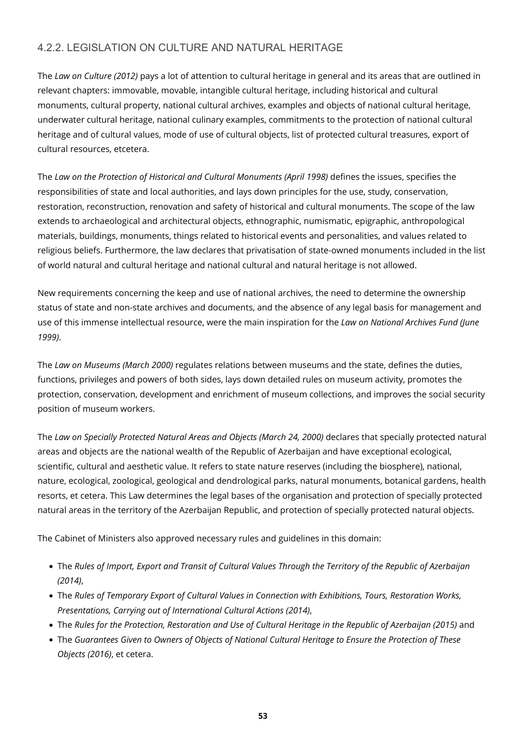### 4.2.2. LEGISLATION ON CULTURE AND NATURAL HERITAGE

The *Law on Culture (2012)* pays a lot of attention to cultural heritage in general and its areas that are outlined in relevant chapters: immovable, movable, intangible cultural heritage, including historical and cultural monuments, cultural property, national cultural archives, examples and objects of national cultural heritage, underwater cultural heritage, national culinary examples, commitments to the protection of national cultural heritage and of cultural values, mode of use of cultural objects, list of protected cultural treasures, export of cultural resources, etcetera.

The *Law on the Protection of Historical and Cultural Monuments (April 1998)* defines the issues, specifies the responsibilities of state and local authorities, and lays down principles for the use, study, conservation, restoration, reconstruction, renovation and safety of historical and cultural monuments. The scope of the law extends to archaeological and architectural objects, ethnographic, numismatic, epigraphic, anthropological materials, buildings, monuments, things related to historical events and personalities, and values related to religious beliefs. Furthermore, the law declares that privatisation of state-owned monuments included in the list of world natural and cultural heritage and national cultural and natural heritage is not allowed.

New requirements concerning the keep and use of national archives, the need to determine the ownership status of state and non-state archives and documents, and the absence of any legal basis for management and use of this immense intellectual resource, were the main inspiration for the *Law on National Archives Fund (June 1999)*.

The *Law on Museums (March 2000)* regulates relations between museums and the state, defines the duties, functions, privileges and powers of both sides, lays down detailed rules on museum activity, promotes the protection, conservation, development and enrichment of museum collections, and improves the social security position of museum workers.

The *Law on Specially Protected Natural Areas and Objects (March 24, 2000)* declares that specially protected natural areas and objects are the national wealth of the Republic of Azerbaijan and have exceptional ecological, scientific, cultural and aesthetic value. It refers to state nature reserves (including the biosphere), national, nature, ecological, zoological, geological and dendrological parks, natural monuments, botanical gardens, health resorts, et cetera. This Law determines the legal bases of the organisation and protection of specially protected natural areas in the territory of the Azerbaijan Republic, and protection of specially protected natural objects.

The Cabinet of Ministers also approved necessary rules and guidelines in this domain:

- The *Rules of Import, Export and Transit of Cultural Values Through the Territory of the Republic of Azerbaijan (2014)*,
- The *Rules of Temporary Export of Cultural Values in Connection with Exhibitions, Tours, Restoration Works, Presentations, Carrying out of International Cultural Actions (2014)*,
- The *Rules for the Protection, Restoration and Use of Cultural Heritage in the Republic of Azerbaijan (2015)* and
- The *Guarantees Given to Owners of Objects of National Cultural Heritage to Ensure the Protection of These Objects (2016)*, et cetera.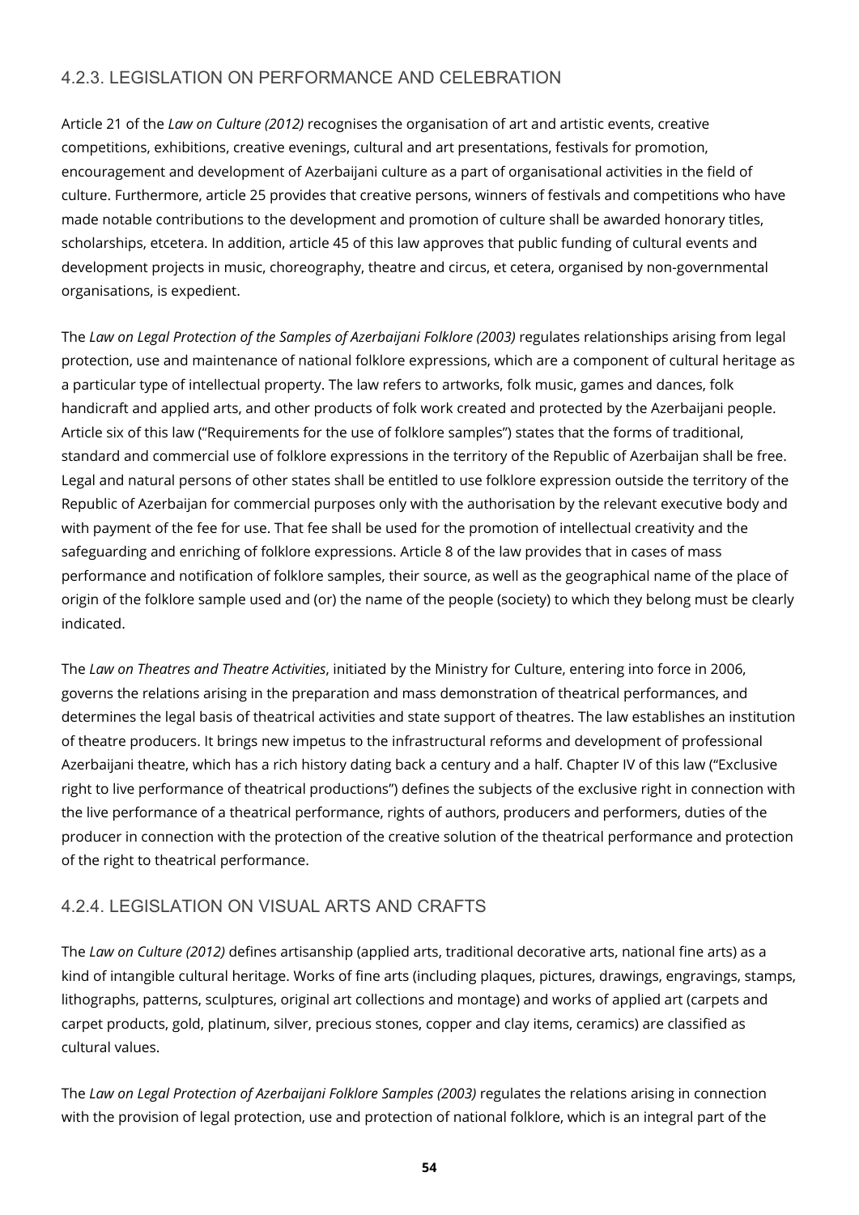### 4.2.3. LEGISLATION ON PERFORMANCE AND CELEBRATION

Article 21 of the *Law on Culture (2012)* recognises the organisation of art and artistic events, creative competitions, exhibitions, creative evenings, cultural and art presentations, festivals for promotion, encouragement and development of Azerbaijani culture as a part of organisational activities in the field of culture. Furthermore, article 25 provides that creative persons, winners of festivals and competitions who have made notable contributions to the development and promotion of culture shall be awarded honorary titles, scholarships, etcetera. In addition, article 45 of this law approves that public funding of cultural events and development projects in music, choreography, theatre and circus, et cetera, organised by non-governmental organisations, is expedient.

The *Law on Legal Protection of the Samples of Azerbaijani Folklore (2003)* regulates relationships arising from legal protection, use and maintenance of national folklore expressions, which are a component of cultural heritage as a particular type of intellectual property. The law refers to artworks, folk music, games and dances, folk handicraft and applied arts, and other products of folk work created and protected by the Azerbaijani people. Article six of this law ("Requirements for the use of folklore samples") states that the forms of traditional, standard and commercial use of folklore expressions in the territory of the Republic of Azerbaijan shall be free. Legal and natural persons of other states shall be entitled to use folklore expression outside the territory of the Republic of Azerbaijan for commercial purposes only with the authorisation by the relevant executive body and with payment of the fee for use. That fee shall be used for the promotion of intellectual creativity and the safeguarding and enriching of folklore expressions. Article 8 of the law provides that in cases of mass performance and notification of folklore samples, their source, as well as the geographical name of the place of origin of the folklore sample used and (or) the name of the people (society) to which they belong must be clearly indicated.

The *Law on Theatres and Theatre Activities*, initiated by the Ministry for Culture, entering into force in 2006, governs the relations arising in the preparation and mass demonstration of theatrical performances, and determines the legal basis of theatrical activities and state support of theatres. The law establishes an institution of theatre producers. It brings new impetus to the infrastructural reforms and development of professional Azerbaijani theatre, which has a rich history dating back a century and a half. Chapter IV of this law ("Exclusive right to live performance of theatrical productions") defines the subjects of the exclusive right in connection with the live performance of a theatrical performance, rights of authors, producers and performers, duties of the producer in connection with the protection of the creative solution of the theatrical performance and protection of the right to theatrical performance.

### 4.2.4. LEGISLATION ON VISUAL ARTS AND CRAFTS

The *Law on Culture (2012)* defines artisanship (applied arts, traditional decorative arts, national fine arts) as a kind of intangible cultural heritage. Works of fine arts (including plaques, pictures, drawings, engravings, stamps, lithographs, patterns, sculptures, original art collections and montage) and works of applied art (carpets and carpet products, gold, platinum, silver, precious stones, copper and clay items, ceramics) are classified as cultural values.

The *Law on Legal Protection of Azerbaijani Folklore Samples (2003)* regulates the relations arising in connection with the provision of legal protection, use and protection of national folklore, which is an integral part of the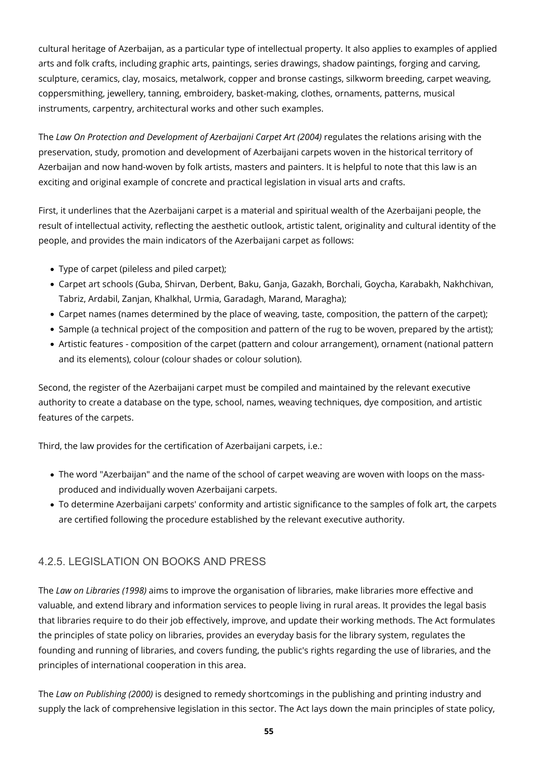cultural heritage of Azerbaijan, as a particular type of intellectual property. It also applies to examples of applied arts and folk crafts, including graphic arts, paintings, series drawings, shadow paintings, forging and carving, sculpture, ceramics, clay, mosaics, metalwork, copper and bronse castings, silkworm breeding, carpet weaving, coppersmithing, jewellery, tanning, embroidery, basket-making, clothes, ornaments, patterns, musical instruments, carpentry, architectural works and other such examples.

The *Law On Protection and Development of Azerbaijani Carpet Art (2004)* regulates the relations arising with the preservation, study, promotion and development of Azerbaijani carpets woven in the historical territory of Azerbaijan and now hand-woven by folk artists, masters and painters. It is helpful to note that this law is an exciting and original example of concrete and practical legislation in visual arts and crafts.

First, it underlines that the Azerbaijani carpet is a material and spiritual wealth of the Azerbaijani people, the result of intellectual activity, reflecting the aesthetic outlook, artistic talent, originality and cultural identity of the people, and provides the main indicators of the Azerbaijani carpet as follows:

- Type of carpet (pileless and piled carpet);
- Carpet art schools (Guba, Shirvan, Derbent, Baku, Ganja, Gazakh, Borchali, Goycha, Karabakh, Nakhchivan, Tabriz, Ardabil, Zanjan, Khalkhal, Urmia, Garadagh, Marand, Maragha);
- Carpet names (names determined by the place of weaving, taste, composition, the pattern of the carpet);
- Sample (a technical project of the composition and pattern of the rug to be woven, prepared by the artist);
- Artistic features - composition of the carpet (pattern and colour arrangement), ornament (national pattern and its elements), colour (colour shades or colour solution).

Second, the register of the Azerbaijani carpet must be compiled and maintained by the relevant executive authority to create a database on the type, school, names, weaving techniques, dye composition, and artistic features of the carpets.

Third, the law provides for the certification of Azerbaijani carpets, i.e.:

- The word "Azerbaijan" and the name of the school of carpet weaving are woven with loops on the mass-produced and individually woven Azerbaijani carpets.
- To determine Azerbaijani carpets' conformity and artistic significance to the samples of folk art, the carpets are certified following the procedure established by the relevant executive authority.

### 4.2.5. LEGISLATION ON BOOKS AND PRESS

The *Law on Libraries (1998)* aims to improve the organisation of libraries, make libraries more effective and valuable, and extend library and information services to people living in rural areas. It provides the legal basis that libraries require to do their job effectively, improve, and update their working methods. The Act formulates the principles of state policy on libraries, provides an everyday basis for the library system, regulates the founding and running of libraries, and covers funding, the public's rights regarding the use of libraries, and the principles of international cooperation in this area.

The *Law on Publishing (2000)* is designed to remedy shortcomings in the publishing and printing industry and supply the lack of comprehensive legislation in this sector. The Act lays down the main principles of state policy,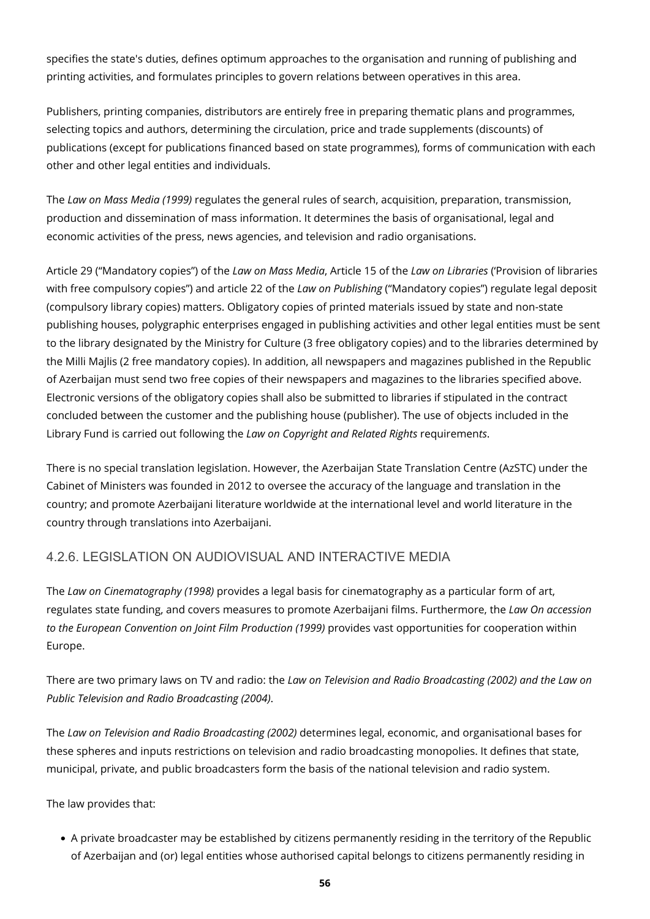specifies the state's duties, defines optimum approaches to the organisation and running of publishing and printing activities, and formulates principles to govern relations between operatives in this area.

Publishers, printing companies, distributors are entirely free in preparing thematic plans and programmes, selecting topics and authors, determining the circulation, price and trade supplements (discounts) of publications (except for publications financed based on state programmes), forms of communication with each other and other legal entities and individuals.

The *Law on Mass Media (1999)* regulates the general rules of search, acquisition, preparation, transmission, production and dissemination of mass information. It determines the basis of organisational, legal and economic activities of the press, news agencies, and television and radio organisations.

Article 29 ("Mandatory copies") of the *Law on Mass Media*, Article 15 of the *Law on Libraries* ('Provision of libraries with free compulsory copies") and article 22 of the *Law on Publishing* ("Mandatory copies") regulate legal deposit (compulsory library copies) matters. Obligatory copies of printed materials issued by state and non-state publishing houses, polygraphic enterprises engaged in publishing activities and other legal entities must be sent to the library designated by the Ministry for Culture (3 free obligatory copies) and to the libraries determined by the Milli Majlis (2 free mandatory copies). In addition, all newspapers and magazines published in the Republic of Azerbaijan must send two free copies of their newspapers and magazines to the libraries specified above. Electronic versions of the obligatory copies shall also be submitted to libraries if stipulated in the contract concluded between the customer and the publishing house (publisher). The use of objects included in the Library Fund is carried out following the *Law on Copyright and Related Rights* requirements.

There is no special translation legislation. However, the Azerbaijan State Translation Centre (AzSTC) under the Cabinet of Ministers was founded in 2012 to oversee the accuracy of the language and translation in the country; and promote Azerbaijani literature worldwide at the international level and world literature in the country through translations into Azerbaijani.

### 4.2.6. LEGISLATION ON AUDIOVISUAL AND INTERACTIVE MEDIA

The *Law on Cinematography (1998)* provides a legal basis for cinematography as a particular form of art, regulates state funding, and covers measures to promote Azerbaijani films. Furthermore, the *Law On accession to the European Convention on Joint Film Production (1999)* provides vast opportunities for cooperation within Europe.

There are two primary laws on TV and radio: the *Law on Television and Radio Broadcasting (2002) and the Law on Public Television and Radio Broadcasting (2004)*.

The *Law on Television and Radio Broadcasting (2002)* determines legal, economic, and organisational bases for these spheres and inputs restrictions on television and radio broadcasting monopolies. It defines that state, municipal, private, and public broadcasters form the basis of the national television and radio system.

The law provides that:

- A private broadcaster may be established by citizens permanently residing in the territory of the Republic of Azerbaijan and (or) legal entities whose authorised capital belongs to citizens permanently residing in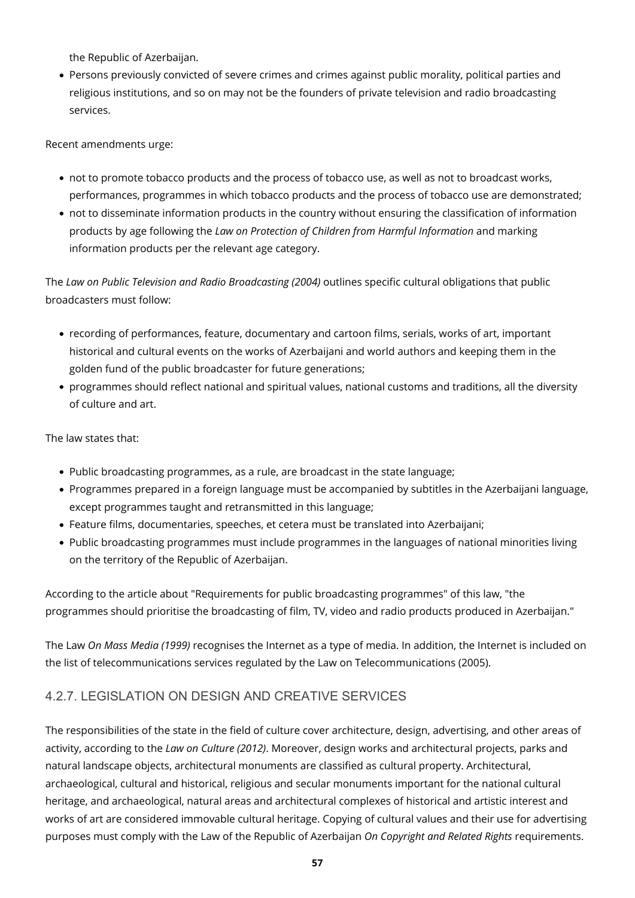the Republic of Azerbaijan.

- Persons previously convicted of severe crimes and crimes against public morality, political parties and religious institutions, and so on may not be the founders of private television and radio broadcasting services.

Recent amendments urge:

- not to promote tobacco products and the process of tobacco use, as well as not to broadcast works, performances, programmes in which tobacco products and the process of tobacco use are demonstrated;
- not to disseminate information products in the country without ensuring the classification of information products by age following the *Law on Protection of Children from Harmful Information* and marking information products per the relevant age category.

The *Law on Public Television and Radio Broadcasting (2004)* outlines specific cultural obligations that public broadcasters must follow:

- recording of performances, feature, documentary and cartoon films, serials, works of art, important historical and cultural events on the works of Azerbaijani and world authors and keeping them in the golden fund of the public broadcaster for future generations;
- programmes should reflect national and spiritual values, national customs and traditions, all the diversity of culture and art.

The law states that:

- Public broadcasting programmes, as a rule, are broadcast in the state language;
- Programmes prepared in a foreign language must be accompanied by subtitles in the Azerbaijani language, except programmes taught and retransmitted in this language;
- Feature films, documentaries, speeches, et cetera must be translated into Azerbaijani;
- Public broadcasting programmes must include programmes in the languages of national minorities living on the territory of the Republic of Azerbaijan.

According to the article about "Requirements for public broadcasting programmes" of this law, "the programmes should prioritise the broadcasting of film, TV, video and radio products produced in Azerbaijan."

The Law *On Mass Media (1999)* recognises the Internet as a type of media. In addition, the Internet is included on the list of telecommunications services regulated by the Law on Telecommunications (2005).

### 4.2.7. LEGISLATION ON DESIGN AND CREATIVE SERVICES

The responsibilities of the state in the field of culture cover architecture, design, advertising, and other areas of activity, according to the *Law on Culture (2012)*. Moreover, design works and architectural projects, parks and natural landscape objects, architectural monuments are classified as cultural property. Architectural, archaeological, cultural and historical, religious and secular monuments important for the national cultural heritage, and archaeological, natural areas and architectural complexes of historical and artistic interest and works of art are considered immovable cultural heritage. Copying of cultural values and their use for advertising purposes must comply with the Law of the Republic of Azerbaijan *On Copyright and Related Rights* requirements.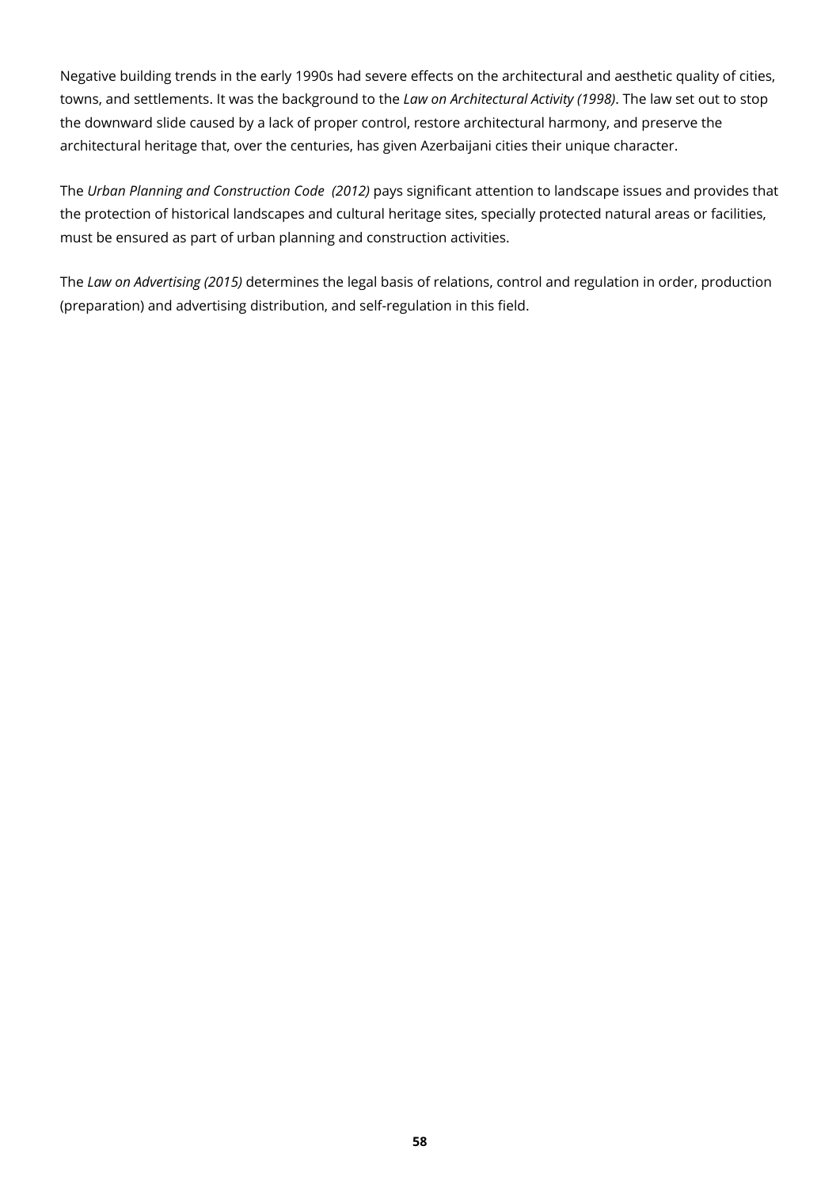Negative building trends in the early 1990s had severe effects on the architectural and aesthetic quality of cities, towns, and settlements. It was the background to the *Law on Architectural Activity (1998)*. The law set out to stop the downward slide caused by a lack of proper control, restore architectural harmony, and preserve the architectural heritage that, over the centuries, has given Azerbaijani cities their unique character.

The *Urban Planning and Construction Code (2012)* pays significant attention to landscape issues and provides that the protection of historical landscapes and cultural heritage sites, specially protected natural areas or facilities, must be ensured as part of urban planning and construction activities.

The *Law on Advertising (2015)* determines the legal basis of relations, control and regulation in order, production (preparation) and advertising distribution, and self-regulation in this field.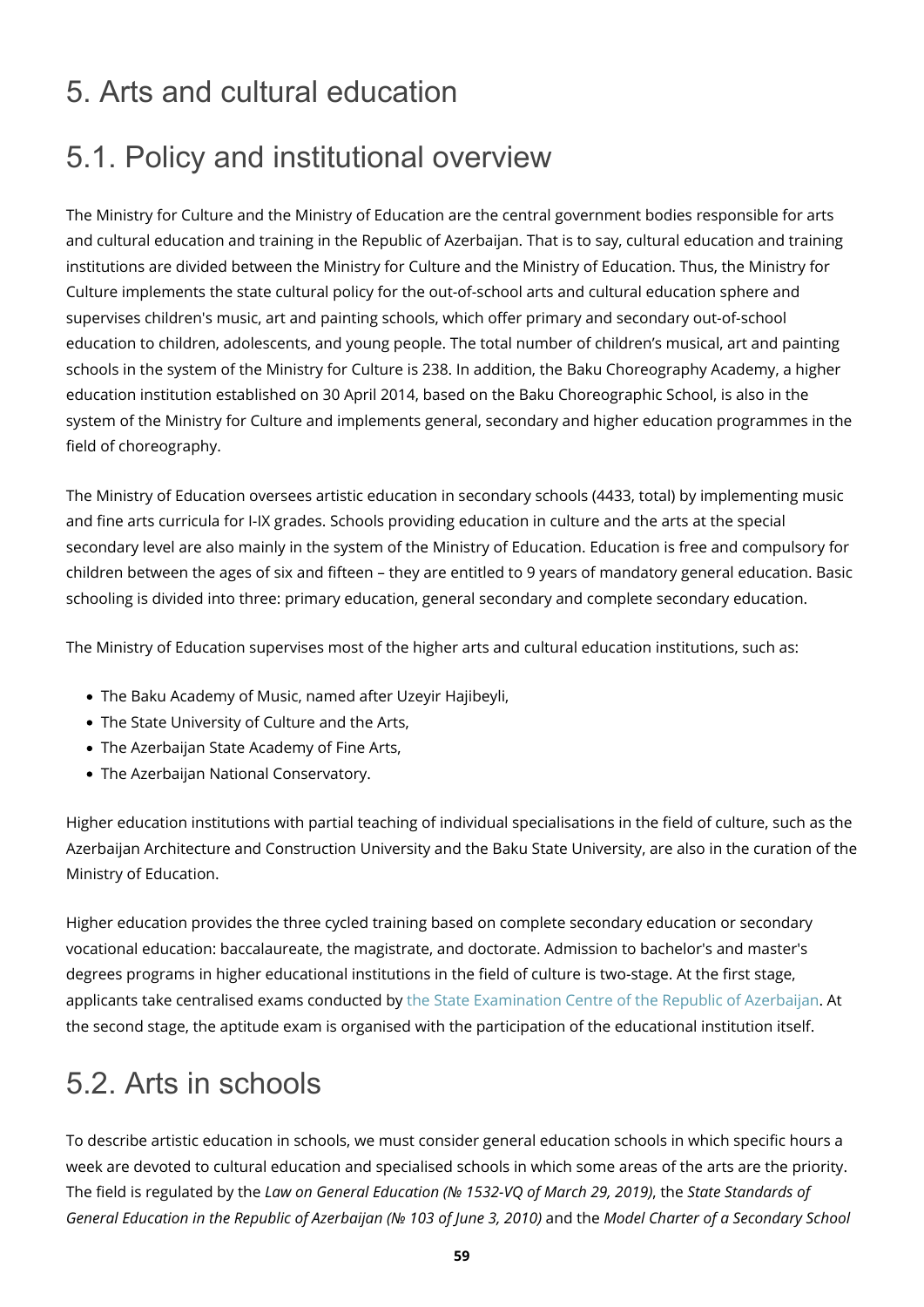# 5. Arts and cultural education

## 5.1. Policy and institutional overview

The Ministry for Culture and the Ministry of Education are the central government bodies responsible for arts and cultural education and training in the Republic of Azerbaijan. That is to say, cultural education and training institutions are divided between the Ministry for Culture and the Ministry of Education. Thus, the Ministry for Culture implements the state cultural policy for the out-of-school arts and cultural education sphere and supervises children's music, art and painting schools, which offer primary and secondary out-of-school education to children, adolescents, and young people. The total number of children's musical, art and painting schools in the system of the Ministry for Culture is 238. In addition, the Baku Choreography Academy, a higher education institution established on 30 April 2014, based on the Baku Choreographic School, is also in the system of the Ministry for Culture and implements general, secondary and higher education programmes in the field of choreography.

The Ministry of Education oversees artistic education in secondary schools (4433, total) by implementing music and fine arts curricula for I-IX grades. Schools providing education in culture and the arts at the special secondary level are also mainly in the system of the Ministry of Education. Education is free and compulsory for children between the ages of six and fifteen – they are entitled to 9 years of mandatory general education. Basic schooling is divided into three: primary education, general secondary and complete secondary education.

The Ministry of Education supervises most of the higher arts and cultural education institutions, such as:

- The Baku Academy of Music, named after Uzeyir Hajibeyli,
- The State University of Culture and the Arts,
- The Azerbaijan State Academy of Fine Arts,
- The Azerbaijan National Conservatory.

Higher education institutions with partial teaching of individual specialisations in the field of culture, such as the Azerbaijan Architecture and Construction University and the Baku State University, are also in the curation of the Ministry of Education.

Higher education provides the three cycled training based on complete secondary education or secondary vocational education: baccalaureate, the magistrate, and doctorate. Admission to bachelor's and master's degrees programs in higher educational institutions in the field of culture is two-stage. At the first stage, applicants take centralised exams conducted by the State Examination Centre of the Republic of Azerbaijan. At the second stage, the aptitude exam is organised with the participation of the educational institution itself.

## 5.2. Arts in schools

To describe artistic education in schools, we must consider general education schools in which specific hours a week are devoted to cultural education and specialised schools in which some areas of the arts are the priority. The field is regulated by the *Law on General Education (№ 1532-VQ of March 29, 2019)*, the *State Standards of General Education in the Republic of Azerbaijan (№ 103 of June 3, 2010)* and the *Model Charter of a Secondary School*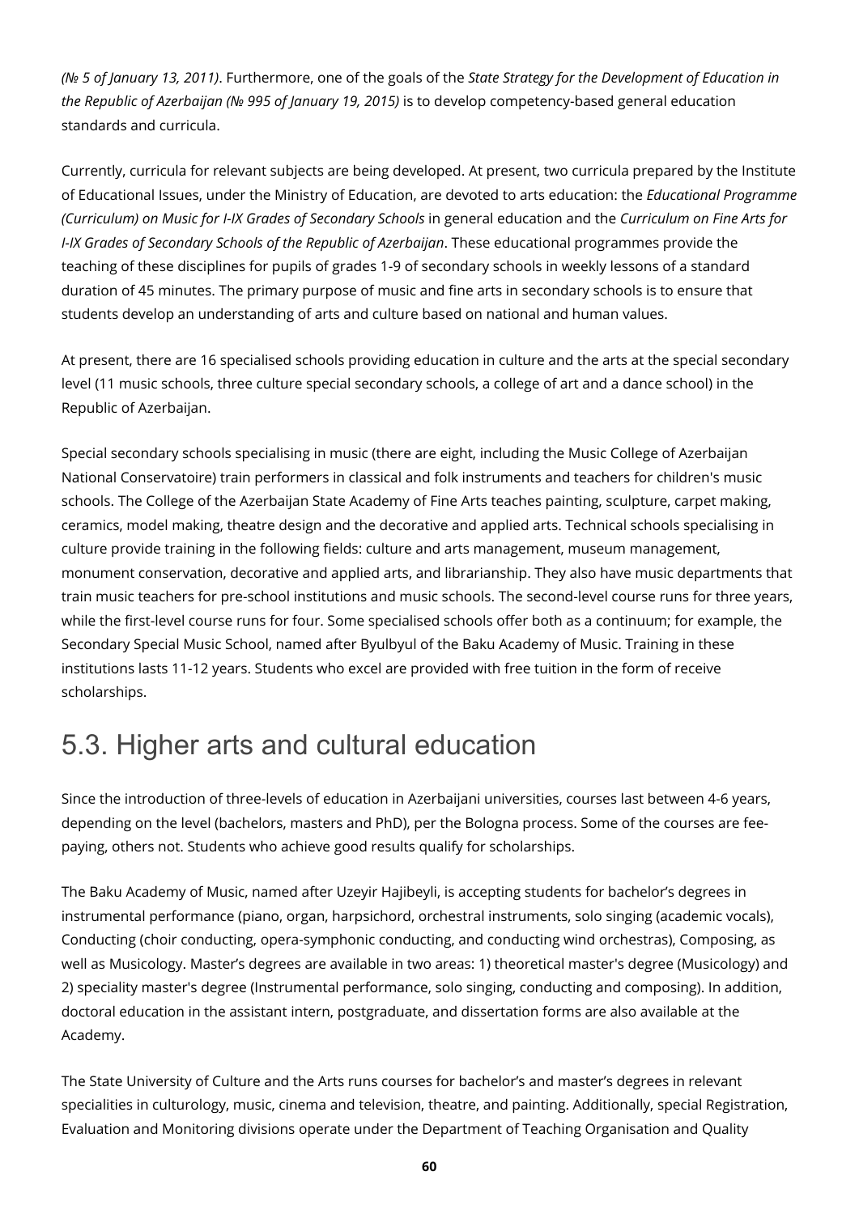*(№ 5 of January 13, 2011)*. Furthermore, one of the goals of the *State Strategy for the Development of Education in the Republic of Azerbaijan (№ 995 of January 19, 2015)* is to develop competency-based general education standards and curricula.

Currently, curricula for relevant subjects are being developed. At present, two curricula prepared by the Institute of Educational Issues, under the Ministry of Education, are devoted to arts education: the *Educational Programme (Curriculum) on Music for I-IX Grades of Secondary Schools* in general education and the *Curriculum on Fine Arts for I-IX Grades of Secondary Schools of the Republic of Azerbaijan*. These educational programmes provide the teaching of these disciplines for pupils of grades 1-9 of secondary schools in weekly lessons of a standard duration of 45 minutes. The primary purpose of music and fine arts in secondary schools is to ensure that students develop an understanding of arts and culture based on national and human values.

At present, there are 16 specialised schools providing education in culture and the arts at the special secondary level (11 music schools, three culture special secondary schools, a college of art and a dance school) in the Republic of Azerbaijan.

Special secondary schools specialising in music (there are eight, including the Music College of Azerbaijan National Conservatoire) train performers in classical and folk instruments and teachers for children's music schools. The College of the Azerbaijan State Academy of Fine Arts teaches painting, sculpture, carpet making, ceramics, model making, theatre design and the decorative and applied arts. Technical schools specialising in culture provide training in the following fields: culture and arts management, museum management, monument conservation, decorative and applied arts, and librarianship. They also have music departments that train music teachers for pre-school institutions and music schools. The second-level course runs for three years, while the first-level course runs for four. Some specialised schools offer both as a continuum; for example, the Secondary Special Music School, named after Byulbyul of the Baku Academy of Music. Training in these institutions lasts 11-12 years. Students who excel are provided with free tuition in the form of receive scholarships.

## 5.3. Higher arts and cultural education

Since the introduction of three-levels of education in Azerbaijani universities, courses last between 4-6 years, depending on the level (bachelors, masters and PhD), per the Bologna process. Some of the courses are fee-paying, others not. Students who achieve good results qualify for scholarships.

The Baku Academy of Music, named after Uzeyir Hajibeyli, is accepting students for bachelor's degrees in instrumental performance (piano, organ, harpsichord, orchestral instruments, solo singing (academic vocals), Conducting (choir conducting, opera-symphonic conducting, and conducting wind orchestras), Composing, as well as Musicology. Master's degrees are available in two areas: 1) theoretical master's degree (Musicology) and 2) speciality master's degree (Instrumental performance, solo singing, conducting and composing). In addition, doctoral education in the assistant intern, postgraduate, and dissertation forms are also available at the Academy.

The State University of Culture and the Arts runs courses for bachelor's and master's degrees in relevant specialities in culturology, music, cinema and television, theatre, and painting. Additionally, special Registration, Evaluation and Monitoring divisions operate under the Department of Teaching Organisation and Quality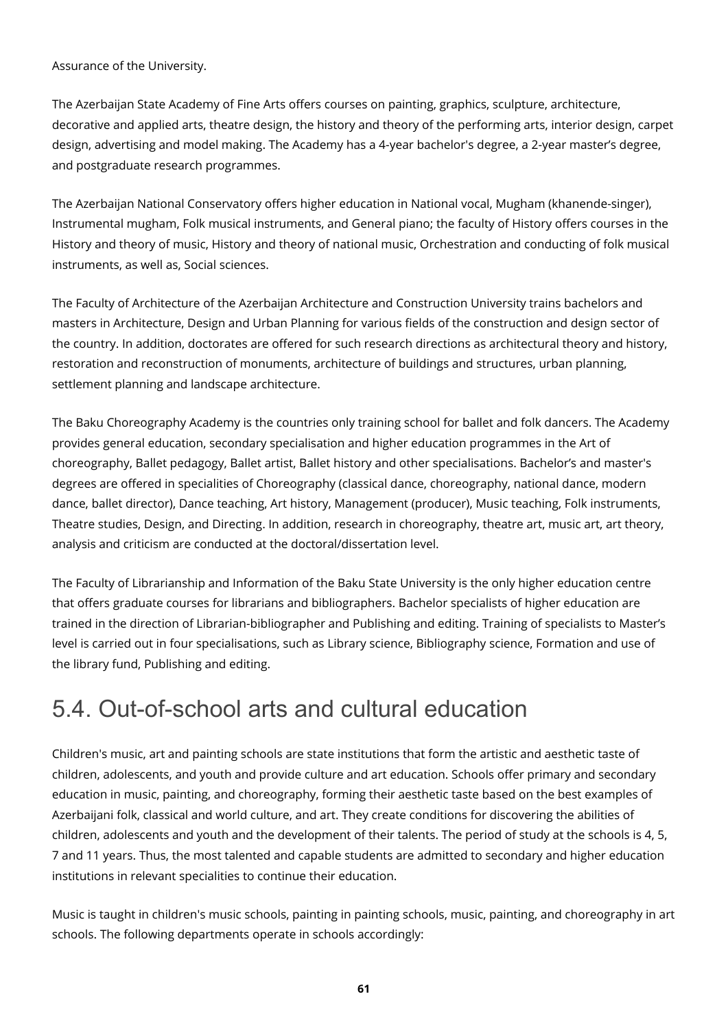Assurance of the University.

The Azerbaijan State Academy of Fine Arts offers courses on painting, graphics, sculpture, architecture, decorative and applied arts, theatre design, the history and theory of the performing arts, interior design, carpet design, advertising and model making. The Academy has a 4-year bachelor's degree, a 2-year master's degree, and postgraduate research programmes.

The Azerbaijan National Conservatory offers higher education in National vocal, Mugham (khanende-singer), Instrumental mugham, Folk musical instruments, and General piano; the faculty of History offers courses in the History and theory of music, History and theory of national music, Orchestration and conducting of folk musical instruments, as well as, Social sciences.

The Faculty of Architecture of the Azerbaijan Architecture and Construction University trains bachelors and masters in Architecture, Design and Urban Planning for various fields of the construction and design sector of the country. In addition, doctorates are offered for such research directions as architectural theory and history, restoration and reconstruction of monuments, architecture of buildings and structures, urban planning, settlement planning and landscape architecture.

The Baku Choreography Academy is the countries only training school for ballet and folk dancers. The Academy provides general education, secondary specialisation and higher education programmes in the Art of choreography, Ballet pedagogy, Ballet artist, Ballet history and other specialisations. Bachelor's and master's degrees are offered in specialities of Choreography (classical dance, choreography, national dance, modern dance, ballet director), Dance teaching, Art history, Management (producer), Music teaching, Folk instruments, Theatre studies, Design, and Directing. In addition, research in choreography, theatre art, music art, art theory, analysis and criticism are conducted at the doctoral/dissertation level.

The Faculty of Librarianship and Information of the Baku State University is the only higher education centre that offers graduate courses for librarians and bibliographers. Bachelor specialists of higher education are trained in the direction of Librarian-bibliographer and Publishing and editing. Training of specialists to Master's level is carried out in four specialisations, such as Library science, Bibliography science, Formation and use of the library fund, Publishing and editing.

## 5.4. Out-of-school arts and cultural education

Children's music, art and painting schools are state institutions that form the artistic and aesthetic taste of children, adolescents, and youth and provide culture and art education. Schools offer primary and secondary education in music, painting, and choreography, forming their aesthetic taste based on the best examples of Azerbaijani folk, classical and world culture, and art. They create conditions for discovering the abilities of children, adolescents and youth and the development of their talents. The period of study at the schools is 4, 5, 7 and 11 years. Thus, the most talented and capable students are admitted to secondary and higher education institutions in relevant specialities to continue their education.

Music is taught in children's music schools, painting in painting schools, music, painting, and choreography in art schools. The following departments operate in schools accordingly: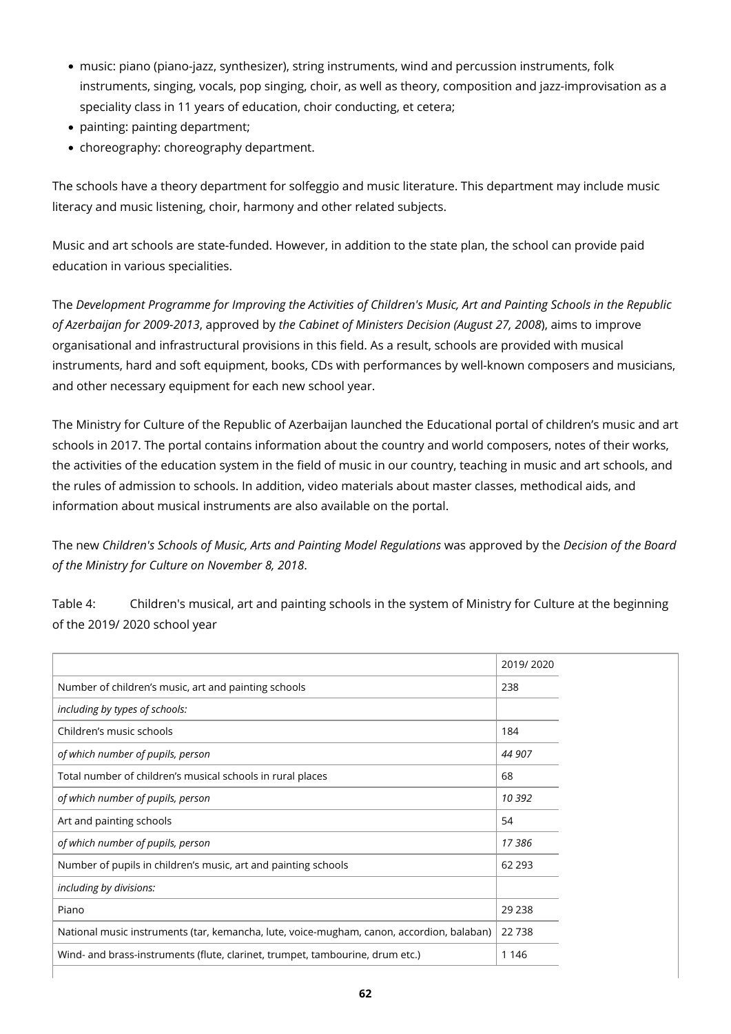- music: piano (piano-jazz, synthesizer), string instruments, wind and percussion instruments, folk instruments, singing, vocals, pop singing, choir, as well as theory, composition and jazz-improvisation as a speciality class in 11 years of education, choir conducting, et cetera;
- painting: painting department;
- choreography: choreography department.

The schools have a theory department for solfeggio and music literature. This department may include music literacy and music listening, choir, harmony and other related subjects.

Music and art schools are state-funded. However, in addition to the state plan, the school can provide paid education in various specialities.

The *Development Programme for Improving the Activities of Children's Music, Art and Painting Schools in the Republic of Azerbaijan for 2009-2013*, approved by *the Cabinet of Ministers Decision (August 27, 2008*), aims to improve organisational and infrastructural provisions in this field. As a result, schools are provided with musical instruments, hard and soft equipment, books, CDs with performances by well-known composers and musicians, and other necessary equipment for each new school year.

The Ministry for Culture of the Republic of Azerbaijan launched the Educational portal of children's music and art schools in 2017. The portal contains information about the country and world composers, notes of their works, the activities of the education system in the field of music in our country, teaching in music and art schools, and the rules of admission to schools. In addition, video materials about master classes, methodical aids, and information about musical instruments are also available on the portal.

The new *Children's Schools of Music, Arts and Painting Model Regulations* was approved by the *Decision of the Board of the Ministry for Culture on November 8, 2018*.

Table 4: Children's musical, art and painting schools in the system of Ministry for Culture at the beginning of the 2019/ 2020 school year

| | 2019/ 2020 |
|---|---|
| Number of children's music, art and painting schools | 238 |
| *including by types of schools:* | |
| Children's music schools | 184 |
| *of which number of pupils, person* | *44 907* |
| Total number of children's musical schools in rural places | 68 |
| *of which number of pupils, person* | *10 392* |
| Art and painting schools | 54 |
| *of which number of pupils, person* | *17 386* |
| Number of pupils in children's music, art and painting schools | 62 293 |
| *including by divisions:* | |
| Piano | 29 238 |
| National music instruments (tar, kemancha, lute, voice-mugham, canon, accordion, balaban) | 22 738 |
| Wind- and brass-instruments (flute, clarinet, trumpet, tambourine, drum etc.) | 1 146 |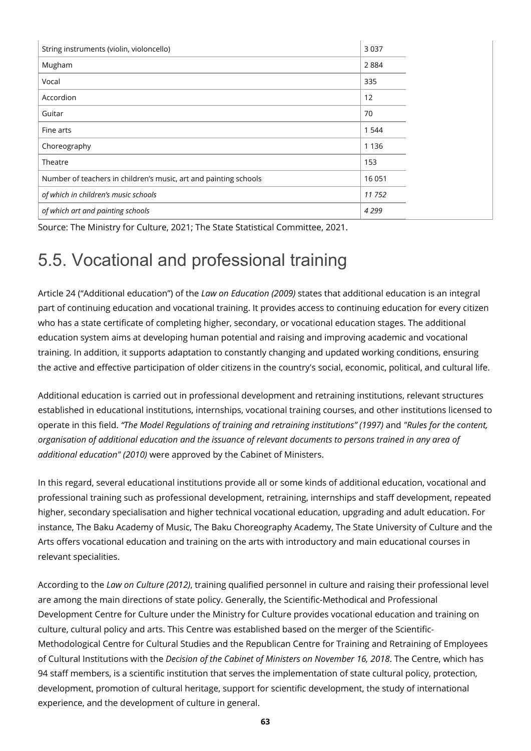| | |
|---|---|
| String instruments (violin, violoncello) | 3 037 |
| Mugham | 2 884 |
| Vocal | 335 |
| Accordion | 12 |
| Guitar | 70 |
| Fine arts | 1 544 |
| Choreography | 1 136 |
| Theatre | 153 |
| Number of teachers in children's music, art and painting schools | 16 051 |
| *of which in children's music schools* | *11 752* |
| *of which art and painting schools* | *4 299* |

Source: The Ministry for Culture, 2021; The State Statistical Committee, 2021.

## 5.5. Vocational and professional training

Article 24 ("Additional education") of the *Law on Education (2009)* states that additional education is an integral part of continuing education and vocational training. It provides access to continuing education for every citizen who has a state certificate of completing higher, secondary, or vocational education stages. The additional education system aims at developing human potential and raising and improving academic and vocational training. In addition, it supports adaptation to constantly changing and updated working conditions, ensuring the active and effective participation of older citizens in the country's social, economic, political, and cultural life.

Additional education is carried out in professional development and retraining institutions, relevant structures established in educational institutions, internships, vocational training courses, and other institutions licensed to operate in this field. *"The Model Regulations of training and retraining institutions" (1997)* and *"Rules for the content, organisation of additional education and the issuance of relevant documents to persons trained in any area of additional education" (2010)* were approved by the Cabinet of Ministers.

In this regard, several educational institutions provide all or some kinds of additional education, vocational and professional training such as professional development, retraining, internships and staff development, repeated higher, secondary specialisation and higher technical vocational education, upgrading and adult education. For instance, The Baku Academy of Music, The Baku Choreography Academy, The State University of Culture and the Arts offers vocational education and training on the arts with introductory and main educational courses in relevant specialities.

According to the *Law on Culture (2012)*, training qualified personnel in culture and raising their professional level are among the main directions of state policy. Generally, the Scientific-Methodical and Professional Development Centre for Culture under the Ministry for Culture provides vocational education and training on culture, cultural policy and arts. This Centre was established based on the merger of the Scientific-Methodological Centre for Cultural Studies and the Republican Centre for Training and Retraining of Employees of Cultural Institutions with the *Decision of the Cabinet of Ministers on November 16, 2018*. The Centre, which has 94 staff members, is a scientific institution that serves the implementation of state cultural policy, protection, development, promotion of cultural heritage, support for scientific development, the study of international experience, and the development of culture in general.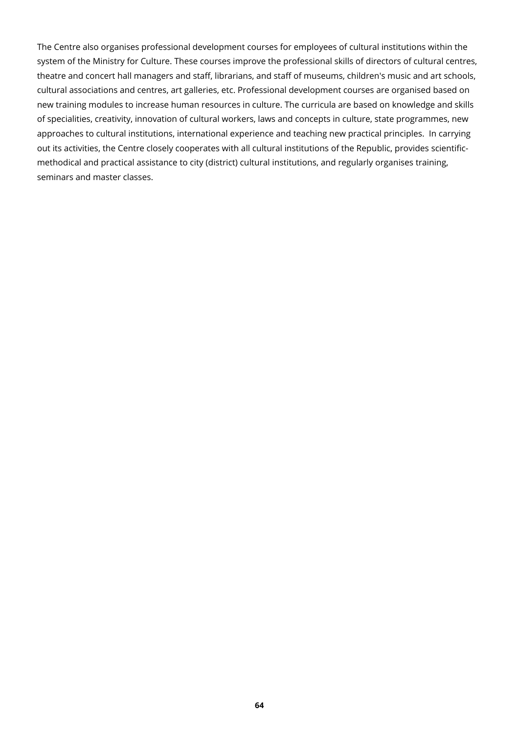The Centre also organises professional development courses for employees of cultural institutions within the system of the Ministry for Culture. These courses improve the professional skills of directors of cultural centres, theatre and concert hall managers and staff, librarians, and staff of museums, children's music and art schools, cultural associations and centres, art galleries, etc. Professional development courses are organised based on new training modules to increase human resources in culture. The curricula are based on knowledge and skills of specialities, creativity, innovation of cultural workers, laws and concepts in culture, state programmes, new approaches to cultural institutions, international experience and teaching new practical principles.  In carrying out its activities, the Centre closely cooperates with all cultural institutions of the Republic, provides scientific-methodical and practical assistance to city (district) cultural institutions, and regularly organises training, seminars and master classes.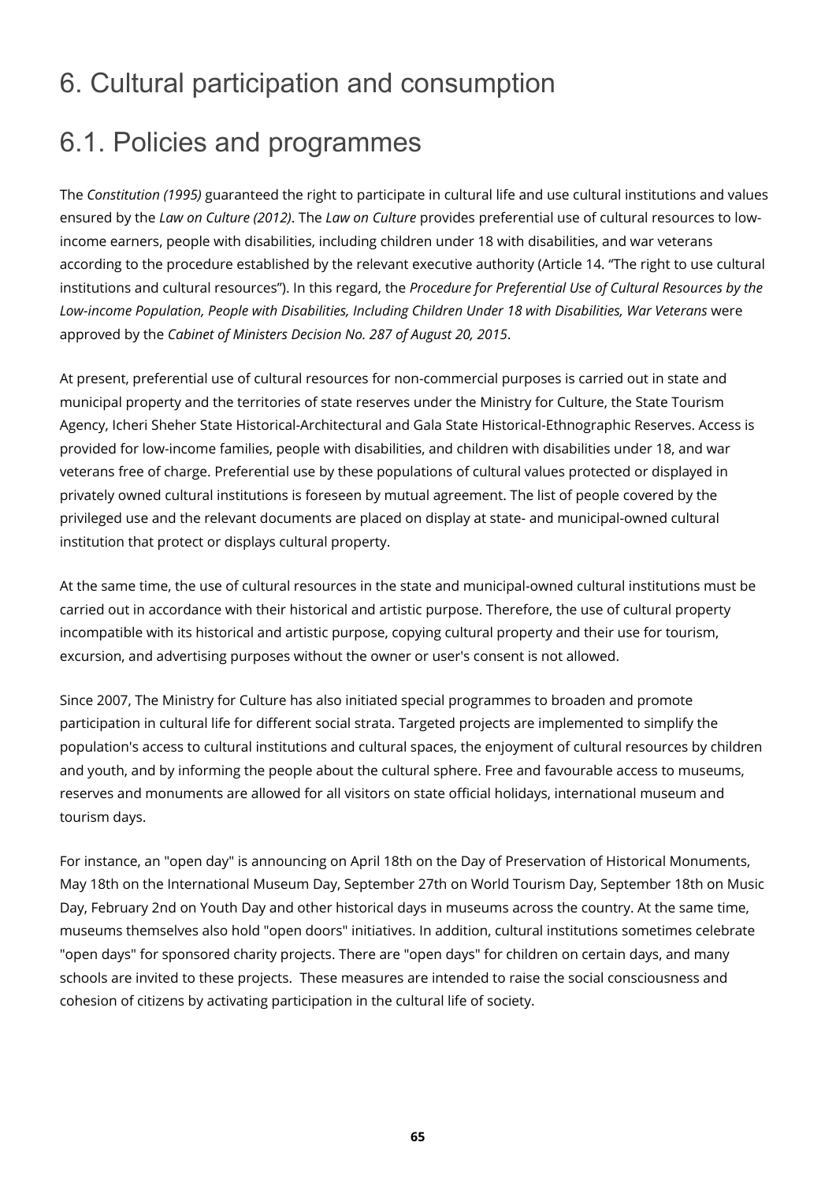# 6. Cultural participation and consumption

## 6.1. Policies and programmes

The *Constitution (1995)* guaranteed the right to participate in cultural life and use cultural institutions and values ensured by the *Law on Culture (2012)*. The *Law on Culture* provides preferential use of cultural resources to low-income earners, people with disabilities, including children under 18 with disabilities, and war veterans according to the procedure established by the relevant executive authority (Article 14. "The right to use cultural institutions and cultural resources"). In this regard, the *Procedure for Preferential Use of Cultural Resources by the Low-income Population, People with Disabilities, Including Children Under 18 with Disabilities, War Veterans* were approved by the *Cabinet of Ministers Decision No. 287 of August 20, 2015*.

At present, preferential use of cultural resources for non-commercial purposes is carried out in state and municipal property and the territories of state reserves under the Ministry for Culture, the State Tourism Agency, Icheri Sheher State Historical-Architectural and Gala State Historical-Ethnographic Reserves. Access is provided for low-income families, people with disabilities, and children with disabilities under 18, and war veterans free of charge. Preferential use by these populations of cultural values protected or displayed in privately owned cultural institutions is foreseen by mutual agreement. The list of people covered by the privileged use and the relevant documents are placed on display at state- and municipal-owned cultural institution that protect or displays cultural property.

At the same time, the use of cultural resources in the state and municipal-owned cultural institutions must be carried out in accordance with their historical and artistic purpose. Therefore, the use of cultural property incompatible with its historical and artistic purpose, copying cultural property and their use for tourism, excursion, and advertising purposes without the owner or user's consent is not allowed.

Since 2007, The Ministry for Culture has also initiated special programmes to broaden and promote participation in cultural life for different social strata. Targeted projects are implemented to simplify the population's access to cultural institutions and cultural spaces, the enjoyment of cultural resources by children and youth, and by informing the people about the cultural sphere. Free and favourable access to museums, reserves and monuments are allowed for all visitors on state official holidays, international museum and tourism days.

For instance, an "open day" is announcing on April 18th on the Day of Preservation of Historical Monuments, May 18th on the International Museum Day, September 27th on World Tourism Day, September 18th on Music Day, February 2nd on Youth Day and other historical days in museums across the country. At the same time, museums themselves also hold "open doors" initiatives. In addition, cultural institutions sometimes celebrate "open days" for sponsored charity projects. There are "open days" for children on certain days, and many schools are invited to these projects. These measures are intended to raise the social consciousness and cohesion of citizens by activating participation in the cultural life of society.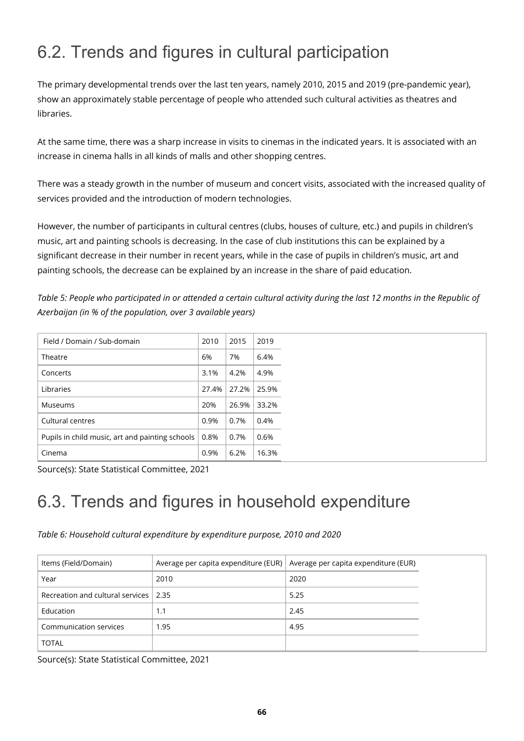# 6.2. Trends and figures in cultural participation

The primary developmental trends over the last ten years, namely 2010, 2015 and 2019 (pre-pandemic year), show an approximately stable percentage of people who attended such cultural activities as theatres and libraries.

At the same time, there was a sharp increase in visits to cinemas in the indicated years. It is associated with an increase in cinema halls in all kinds of malls and other shopping centres.

There was a steady growth in the number of museum and concert visits, associated with the increased quality of services provided and the introduction of modern technologies.

However, the number of participants in cultural centres (clubs, houses of culture, etc.) and pupils in children's music, art and painting schools is decreasing. In the case of club institutions this can be explained by a significant decrease in their number in recent years, while in the case of pupils in children's music, art and painting schools, the decrease can be explained by an increase in the share of paid education.

*Table 5: People who participated in or attended a certain cultural activity during the last 12 months in the Republic of Azerbaijan (in % of the population, over 3 available years)*

| Field / Domain / Sub-domain | 2010 | 2015 | 2019 |
|---|---|---|---|
| Theatre | 6% | 7% | 6.4% |
| Concerts | 3.1% | 4.2% | 4.9% |
| Libraries | 27.4% | 27.2% | 25.9% |
| Museums | 20% | 26.9% | 33.2% |
| Cultural centres | 0.9% | 0.7% | 0.4% |
| Pupils in child music, art and painting schools | 0.8% | 0.7% | 0.6% |
| Cinema | 0.9% | 6.2% | 16.3% |

Source(s): State Statistical Committee, 2021

# 6.3. Trends and figures in household expenditure

*Table 6: Household cultural expenditure by expenditure purpose, 2010 and 2020*

| Items (Field/Domain) | Average per capita expenditure (EUR) | Average per capita expenditure (EUR) |
|---|---|---|
| Year | 2010 | 2020 |
| Recreation and cultural services | 2.35 | 5.25 |
| Education | 1.1 | 2.45 |
| Communication services | 1.95 | 4.95 |
| TOTAL | | |

Source(s): State Statistical Committee, 2021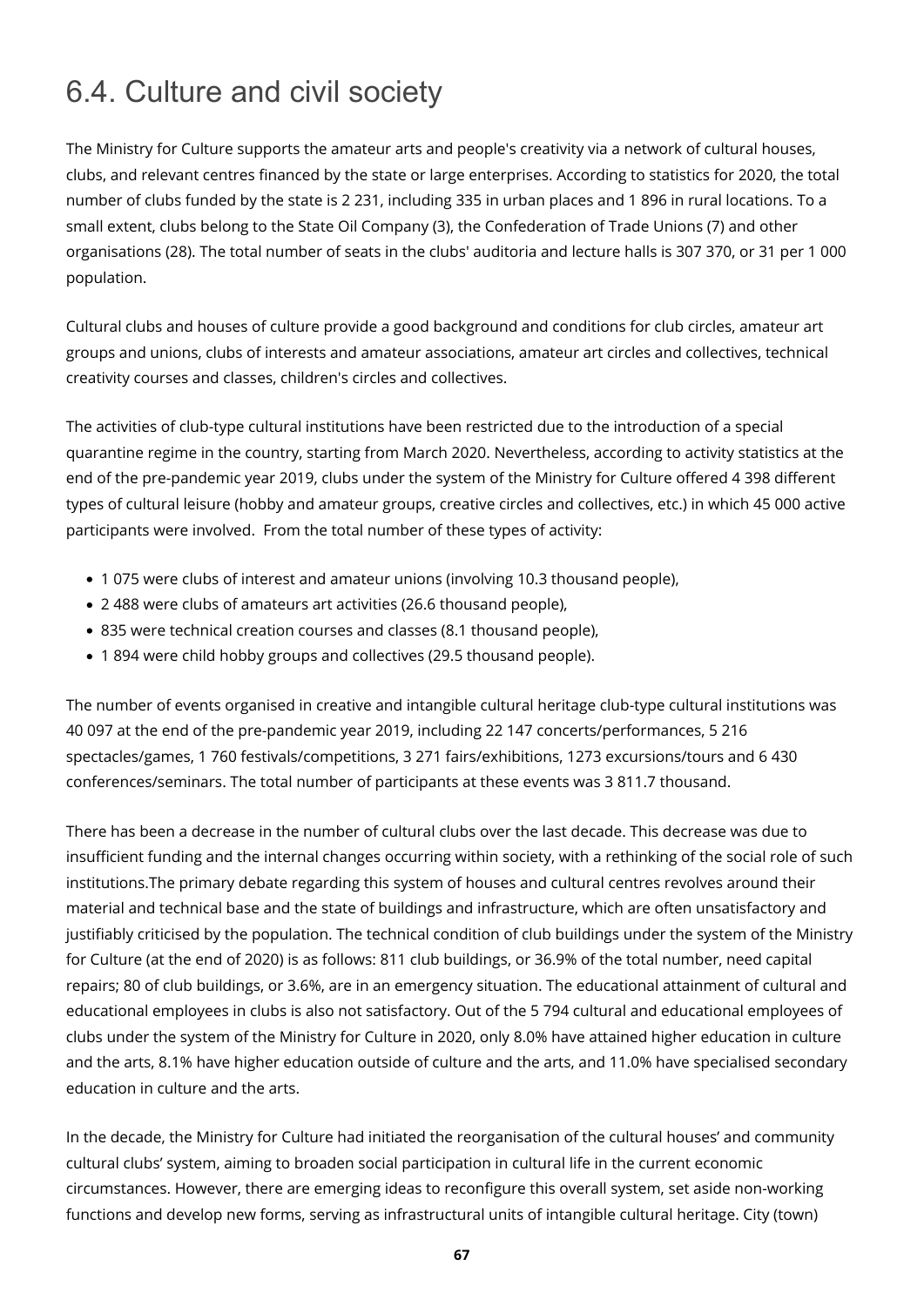## 6.4. Culture and civil society

The Ministry for Culture supports the amateur arts and people's creativity via a network of cultural houses, clubs, and relevant centres financed by the state or large enterprises. According to statistics for 2020, the total number of clubs funded by the state is 2 231, including 335 in urban places and 1 896 in rural locations. To a small extent, clubs belong to the State Oil Company (3), the Confederation of Trade Unions (7) and other organisations (28). The total number of seats in the clubs' auditoria and lecture halls is 307 370, or 31 per 1 000 population.

Cultural clubs and houses of culture provide a good background and conditions for club circles, amateur art groups and unions, clubs of interests and amateur associations, amateur art circles and collectives, technical creativity courses and classes, children's circles and collectives.

The activities of club-type cultural institutions have been restricted due to the introduction of a special quarantine regime in the country, starting from March 2020. Nevertheless, according to activity statistics at the end of the pre-pandemic year 2019, clubs under the system of the Ministry for Culture offered 4 398 different types of cultural leisure (hobby and amateur groups, creative circles and collectives, etc.) in which 45 000 active participants were involved. From the total number of these types of activity:

- 1 075 were clubs of interest and amateur unions (involving 10.3 thousand people),
- 2 488 were clubs of amateurs art activities (26.6 thousand people),
- 835 were technical creation courses and classes (8.1 thousand people),
- 1 894 were child hobby groups and collectives (29.5 thousand people).

The number of events organised in creative and intangible cultural heritage club-type cultural institutions was 40 097 at the end of the pre-pandemic year 2019, including 22 147 concerts/performances, 5 216 spectacles/games, 1 760 festivals/competitions, 3 271 fairs/exhibitions, 1273 excursions/tours and 6 430 conferences/seminars. The total number of participants at these events was 3 811.7 thousand.

There has been a decrease in the number of cultural clubs over the last decade. This decrease was due to insufficient funding and the internal changes occurring within society, with a rethinking of the social role of such institutions.The primary debate regarding this system of houses and cultural centres revolves around their material and technical base and the state of buildings and infrastructure, which are often unsatisfactory and justifiably criticised by the population. The technical condition of club buildings under the system of the Ministry for Culture (at the end of 2020) is as follows: 811 club buildings, or 36.9% of the total number, need capital repairs; 80 of club buildings, or 3.6%, are in an emergency situation. The educational attainment of cultural and educational employees in clubs is also not satisfactory. Out of the 5 794 cultural and educational employees of clubs under the system of the Ministry for Culture in 2020, only 8.0% have attained higher education in culture and the arts, 8.1% have higher education outside of culture and the arts, and 11.0% have specialised secondary education in culture and the arts.

In the decade, the Ministry for Culture had initiated the reorganisation of the cultural houses' and community cultural clubs' system, aiming to broaden social participation in cultural life in the current economic circumstances. However, there are emerging ideas to reconfigure this overall system, set aside non-working functions and develop new forms, serving as infrastructural units of intangible cultural heritage. City (town)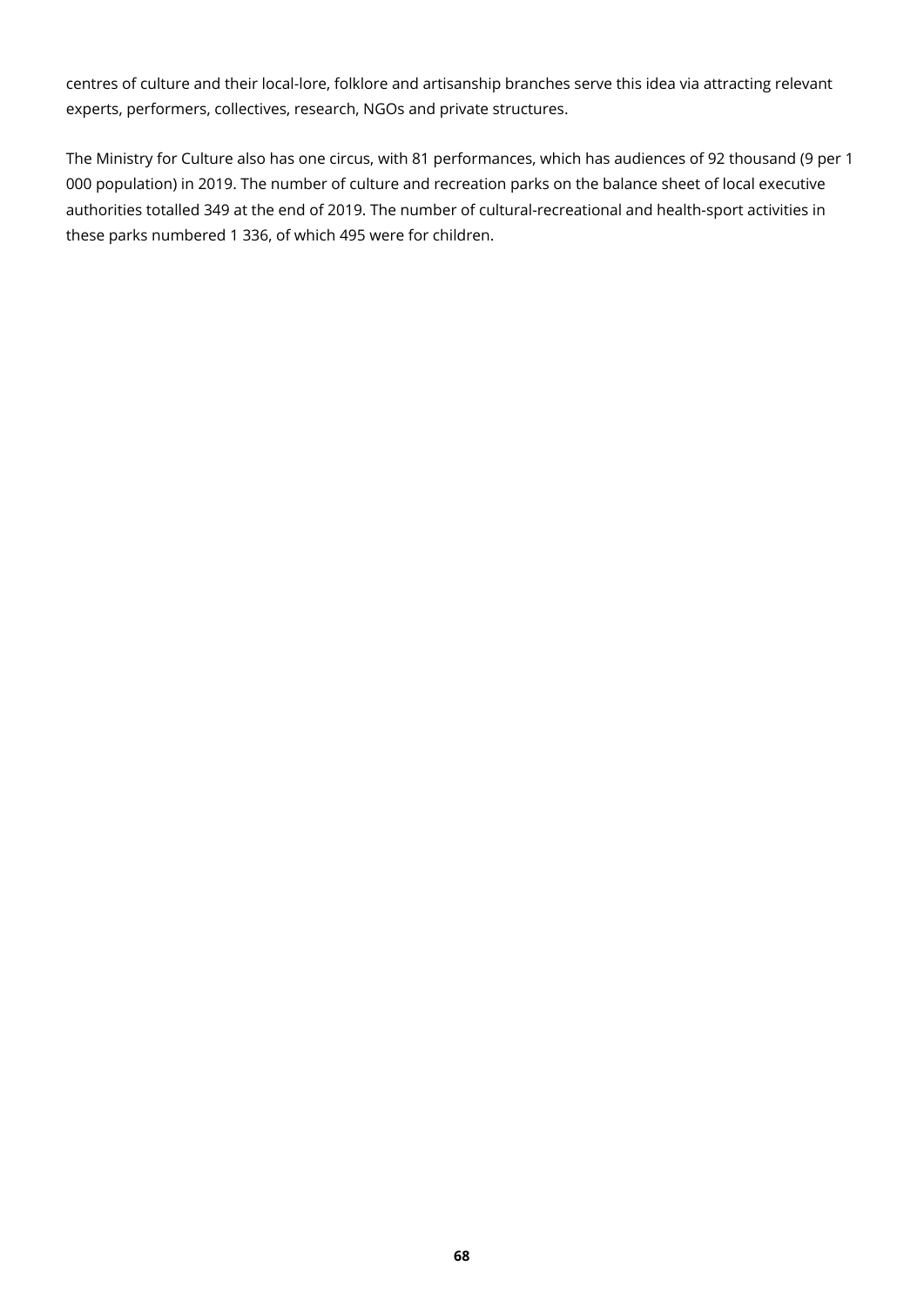centres of culture and their local-lore, folklore and artisanship branches serve this idea via attracting relevant experts, performers, collectives, research, NGOs and private structures.

The Ministry for Culture also has one circus, with 81 performances, which has audiences of 92 thousand (9 per 1 000 population) in 2019. The number of culture and recreation parks on the balance sheet of local executive authorities totalled 349 at the end of 2019. The number of cultural-recreational and health-sport activities in these parks numbered 1 336, of which 495 were for children.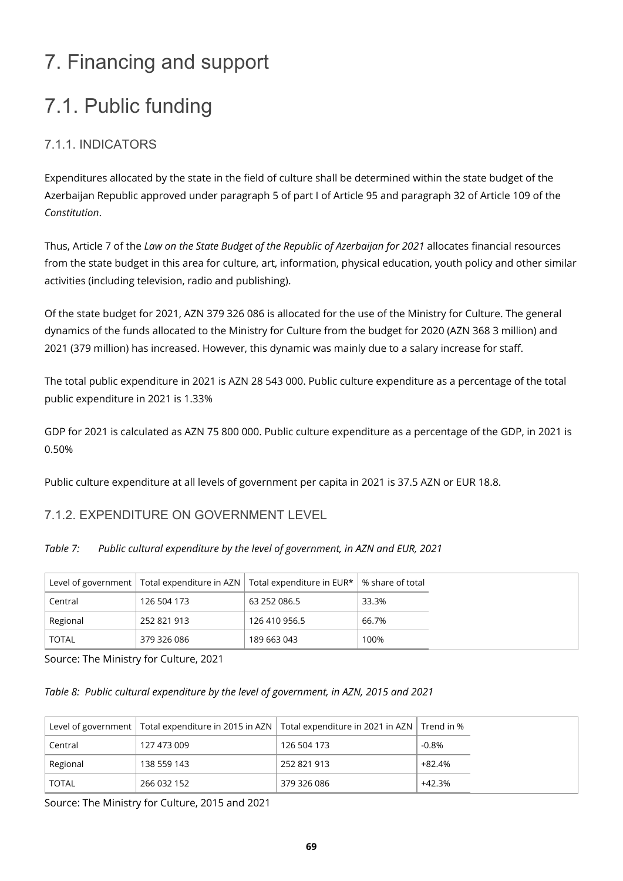# 7. Financing and support

# 7.1. Public funding

### 7.1.1. INDICATORS

Expenditures allocated by the state in the field of culture shall be determined within the state budget of the Azerbaijan Republic approved under paragraph 5 of part I of Article 95 and paragraph 32 of Article 109 of the *Constitution*.

Thus, Article 7 of the *Law on the State Budget of the Republic of Azerbaijan for 2021* allocates financial resources from the state budget in this area for culture, art, information, physical education, youth policy and other similar activities (including television, radio and publishing).

Of the state budget for 2021, AZN 379 326 086 is allocated for the use of the Ministry for Culture. The general dynamics of the funds allocated to the Ministry for Culture from the budget for 2020 (AZN 368 3 million) and 2021 (379 million) has increased. However, this dynamic was mainly due to a salary increase for staff.

The total public expenditure in 2021 is AZN 28 543 000. Public culture expenditure as a percentage of the total public expenditure in 2021 is 1.33%

GDP for 2021 is calculated as AZN 75 800 000. Public culture expenditure as a percentage of the GDP, in 2021 is 0.50%

Public culture expenditure at all levels of government per capita in 2021 is 37.5 AZN or EUR 18.8.

### 7.1.2. EXPENDITURE ON GOVERNMENT LEVEL

*Table 7: Public cultural expenditure by the level of government, in AZN and EUR, 2021*

| Level of government | Total expenditure in AZN | Total expenditure in EUR* | % share of total |
|---|---|---|---|
| Central | 126 504 173 | 63 252 086.5 | 33.3% |
| Regional | 252 821 913 | 126 410 956.5 | 66.7% |
| TOTAL | 379 326 086 | 189 663 043 | 100% |

Source: The Ministry for Culture, 2021

*Table 8: Public cultural expenditure by the level of government, in AZN, 2015 and 2021*

| Level of government | Total expenditure in 2015 in AZN | Total expenditure in 2021 in AZN | Trend in % |
|---|---|---|---|
| Central | 127 473 009 | 126 504 173 | -0.8% |
| Regional | 138 559 143 | 252 821 913 | +82.4% |
| TOTAL | 266 032 152 | 379 326 086 | +42.3% |

Source: The Ministry for Culture, 2015 and 2021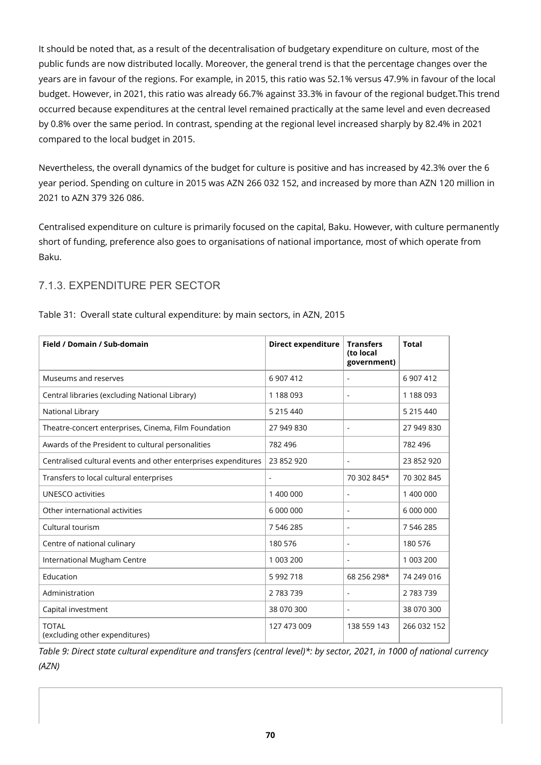It should be noted that, as a result of the decentralisation of budgetary expenditure on culture, most of the public funds are now distributed locally. Moreover, the general trend is that the percentage changes over the years are in favour of the regions. For example, in 2015, this ratio was 52.1% versus 47.9% in favour of the local budget. However, in 2021, this ratio was already 66.7% against 33.3% in favour of the regional budget.This trend occurred because expenditures at the central level remained practically at the same level and even decreased by 0.8% over the same period. In contrast, spending at the regional level increased sharply by 82.4% in 2021 compared to the local budget in 2015.

Nevertheless, the overall dynamics of the budget for culture is positive and has increased by 42.3% over the 6 year period. Spending on culture in 2015 was AZN 266 032 152, and increased by more than AZN 120 million in 2021 to AZN 379 326 086.

Centralised expenditure on culture is primarily focused on the capital, Baku. However, with culture permanently short of funding, preference also goes to organisations of national importance, most of which operate from Baku.

### 7.1.3. EXPENDITURE PER SECTOR

Table 31: Overall state cultural expenditure: by main sectors, in AZN, 2015

| Field / Domain / Sub-domain | Direct expenditure | Transfers (to local government) | Total |
|---|---|---|---|
| Museums and reserves | 6 907 412 | - | 6 907 412 |
| Central libraries (excluding National Library) | 1 188 093 | - | 1 188 093 |
| National Library | 5 215 440 | | 5 215 440 |
| Theatre-concert enterprises, Cinema, Film Foundation | 27 949 830 | - | 27 949 830 |
| Awards of the President to cultural personalities | 782 496 | | 782 496 |
| Centralised cultural events and other enterprises expenditures | 23 852 920 | - | 23 852 920 |
| Transfers to local cultural enterprises | - | 70 302 845* | 70 302 845 |
| UNESCO activities | 1 400 000 | - | 1 400 000 |
| Other international activities | 6 000 000 | - | 6 000 000 |
| Cultural tourism | 7 546 285 | - | 7 546 285 |
| Centre of national culinary | 180 576 | - | 180 576 |
| International Mugham Centre | 1 003 200 | - | 1 003 200 |
| Education | 5 992 718 | 68 256 298* | 74 249 016 |
| Administration | 2 783 739 | - | 2 783 739 |
| Capital investment | 38 070 300 | - | 38 070 300 |
| TOTAL (excluding other expenditures) | 127 473 009 | 138 559 143 | 266 032 152 |

*Table 9: Direct state cultural expenditure and transfers (central level)*: by sector, 2021, in 1000 of national currency (AZN)*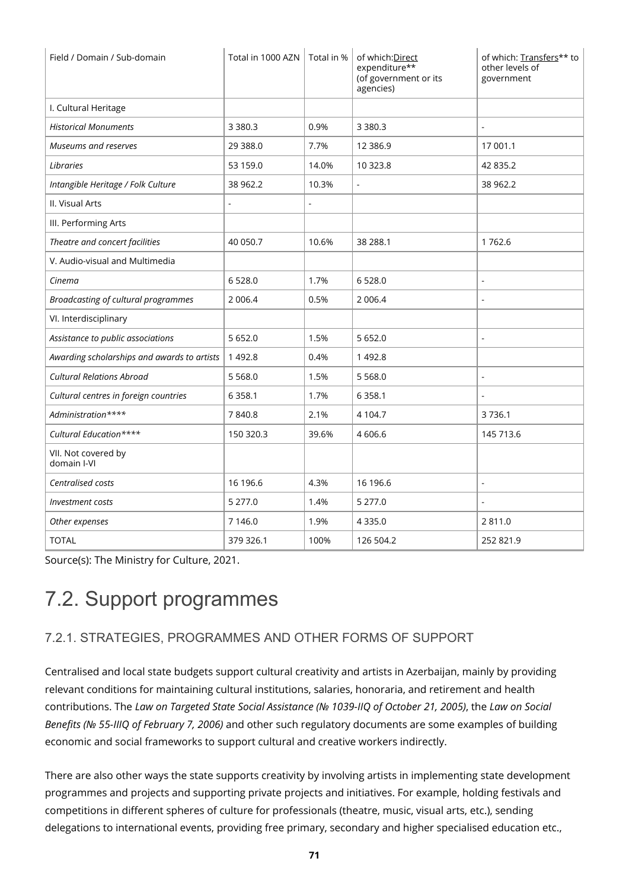| Field / Domain / Sub-domain | Total in 1000 AZN | Total in % | of which: Direct expenditure** (of government or its agencies) | of which: Transfers** to other levels of government |
|---|---|---|---|---|
| I. Cultural Heritage | | | | |
| *Historical Monuments* | 3 380.3 | 0.9% | 3 380.3 | - |
| *Museums and reserves* | 29 388.0 | 7.7% | 12 386.9 | 17 001.1 |
| *Libraries* | 53 159.0 | 14.0% | 10 323.8 | 42 835.2 |
| *Intangible Heritage / Folk Culture* | 38 962.2 | 10.3% | - | 38 962.2 |
| II. Visual Arts | - | - | | |
| III. Performing Arts | | | | |
| *Theatre and concert facilities* | 40 050.7 | 10.6% | 38 288.1 | 1 762.6 |
| V. Audio-visual and Multimedia | | | | |
| *Cinema* | 6 528.0 | 1.7% | 6 528.0 | - |
| *Broadcasting of cultural programmes* | 2 006.4 | 0.5% | 2 006.4 | - |
| VI. Interdisciplinary | | | | |
| *Assistance to public associations* | 5 652.0 | 1.5% | 5 652.0 | - |
| *Awarding scholarships and awards to artists* | 1 492.8 | 0.4% | 1 492.8 | |
| *Cultural Relations Abroad* | 5 568.0 | 1.5% | 5 568.0 | - |
| *Cultural centres in foreign countries* | 6 358.1 | 1.7% | 6 358.1 | - |
| *Administration**** * | 7 840.8 | 2.1% | 4 104.7 | 3 736.1 |
| *Cultural Education**** * | 150 320.3 | 39.6% | 4 606.6 | 145 713.6 |
| VII. Not covered by domain I-VI | | | | |
| *Centralised costs* | 16 196.6 | 4.3% | 16 196.6 | - |
| *Investment costs* | 5 277.0 | 1.4% | 5 277.0 | - |
| *Other expenses* | 7 146.0 | 1.9% | 4 335.0 | 2 811.0 |
| TOTAL | 379 326.1 | 100% | 126 504.2 | 252 821.9 |

Source(s): The Ministry for Culture, 2021.

# 7.2. Support programmes

## 7.2.1. STRATEGIES, PROGRAMMES AND OTHER FORMS OF SUPPORT

Centralised and local state budgets support cultural creativity and artists in Azerbaijan, mainly by providing relevant conditions for maintaining cultural institutions, salaries, honoraria, and retirement and health contributions. The *Law on Targeted State Social Assistance (№ 1039-IIQ of October 21, 2005)*, the *Law on Social Benefits (№ 55-IIIQ of February 7, 2006)* and other such regulatory documents are some examples of building economic and social frameworks to support cultural and creative workers indirectly.

There are also other ways the state supports creativity by involving artists in implementing state development programmes and projects and supporting private projects and initiatives. For example, holding festivals and competitions in different spheres of culture for professionals (theatre, music, visual arts, etc.), sending delegations to international events, providing free primary, secondary and higher specialised education etc.,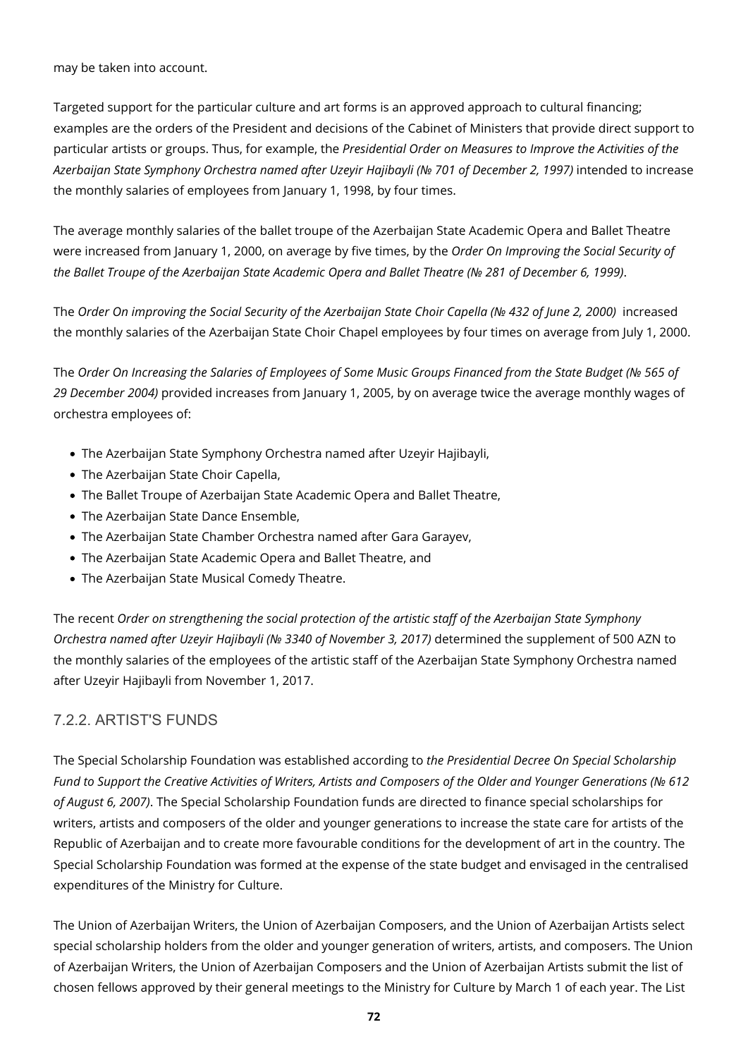may be taken into account.

Targeted support for the particular culture and art forms is an approved approach to cultural financing; examples are the orders of the President and decisions of the Cabinet of Ministers that provide direct support to particular artists or groups. Thus, for example, the *Presidential Order on Measures to Improve the Activities of the Azerbaijan State Symphony Orchestra named after Uzeyir Hajibayli (№ 701 of December 2, 1997)* intended to increase the monthly salaries of employees from January 1, 1998, by four times.

The average monthly salaries of the ballet troupe of the Azerbaijan State Academic Opera and Ballet Theatre were increased from January 1, 2000, on average by five times, by the *Order On Improving the Social Security of the Ballet Troupe of the Azerbaijan State Academic Opera and Ballet Theatre (№ 281 of December 6, 1999)*.

The *Order On improving the Social Security of the Azerbaijan State Choir Capella (№ 432 of June 2, 2000)* increased the monthly salaries of the Azerbaijan State Choir Chapel employees by four times on average from July 1, 2000.

The *Order On Increasing the Salaries of Employees of Some Music Groups Financed from the State Budget (№ 565 of 29 December 2004)* provided increases from January 1, 2005, by on average twice the average monthly wages of orchestra employees of:

- The Azerbaijan State Symphony Orchestra named after Uzeyir Hajibayli,
- The Azerbaijan State Choir Capella,
- The Ballet Troupe of Azerbaijan State Academic Opera and Ballet Theatre,
- The Azerbaijan State Dance Ensemble,
- The Azerbaijan State Chamber Orchestra named after Gara Garayev,
- The Azerbaijan State Academic Opera and Ballet Theatre, and
- The Azerbaijan State Musical Comedy Theatre.

The recent *Order on strengthening the social protection of the artistic staff of the Azerbaijan State Symphony Orchestra named after Uzeyir Hajibayli (№ 3340 of November 3, 2017)* determined the supplement of 500 AZN to the monthly salaries of the employees of the artistic staff of the Azerbaijan State Symphony Orchestra named after Uzeyir Hajibayli from November 1, 2017.

### 7.2.2. ARTIST'S FUNDS

The Special Scholarship Foundation was established according to *the Presidential Decree On Special Scholarship Fund to Support the Creative Activities of Writers, Artists and Composers of the Older and Younger Generations (№ 612 of August 6, 2007)*. The Special Scholarship Foundation funds are directed to finance special scholarships for writers, artists and composers of the older and younger generations to increase the state care for artists of the Republic of Azerbaijan and to create more favourable conditions for the development of art in the country. The Special Scholarship Foundation was formed at the expense of the state budget and envisaged in the centralised expenditures of the Ministry for Culture.

The Union of Azerbaijan Writers, the Union of Azerbaijan Composers, and the Union of Azerbaijan Artists select special scholarship holders from the older and younger generation of writers, artists, and composers. The Union of Azerbaijan Writers, the Union of Azerbaijan Composers and the Union of Azerbaijan Artists submit the list of chosen fellows approved by their general meetings to the Ministry for Culture by March 1 of each year. The List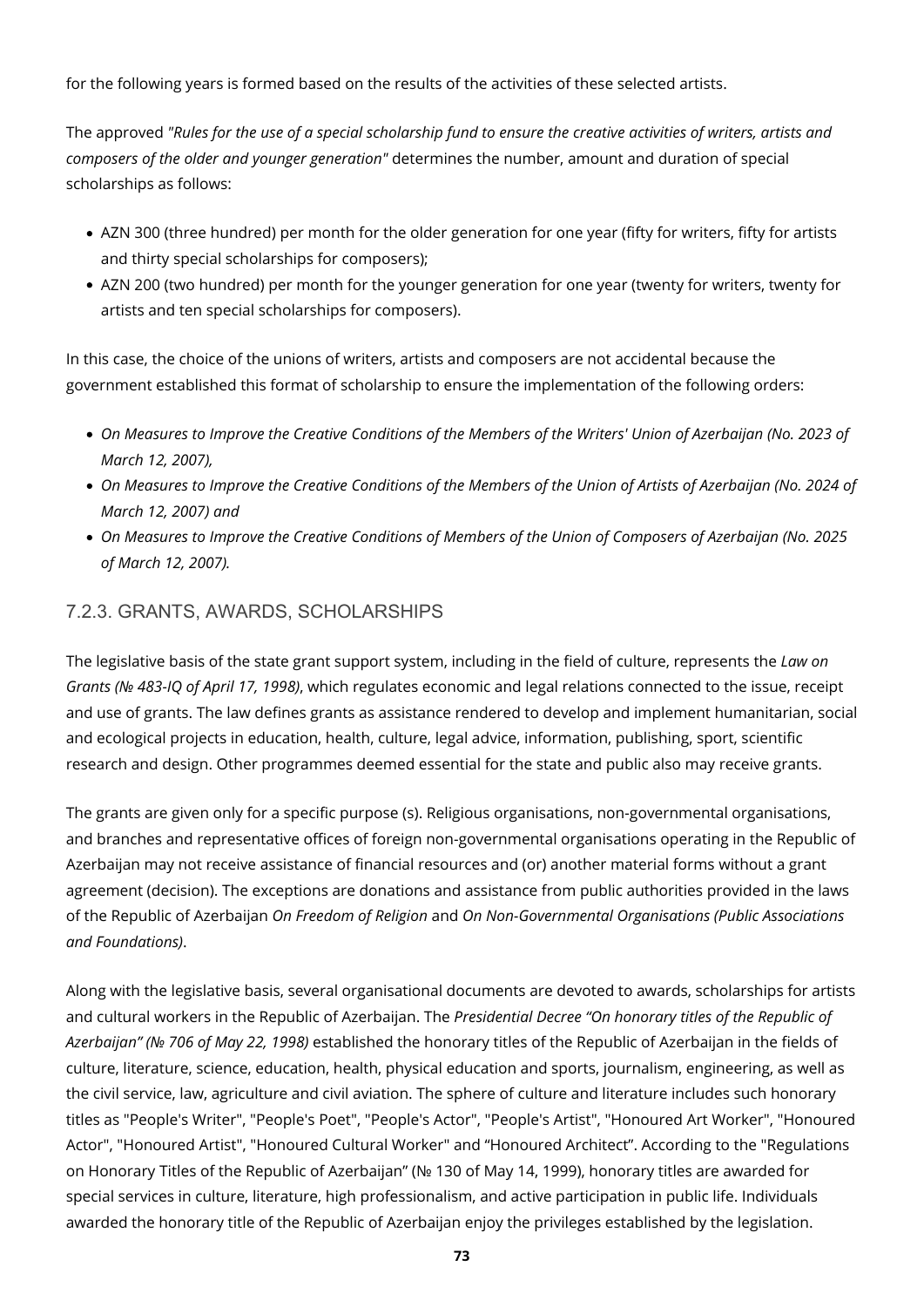for the following years is formed based on the results of the activities of these selected artists.

The approved *"Rules for the use of a special scholarship fund to ensure the creative activities of writers, artists and composers of the older and younger generation"* determines the number, amount and duration of special scholarships as follows:

- AZN 300 (three hundred) per month for the older generation for one year (fifty for writers, fifty for artists and thirty special scholarships for composers);
- AZN 200 (two hundred) per month for the younger generation for one year (twenty for writers, twenty for artists and ten special scholarships for composers).

In this case, the choice of the unions of writers, artists and composers are not accidental because the government established this format of scholarship to ensure the implementation of the following orders:

- *On Measures to Improve the Creative Conditions of the Members of the Writers' Union of Azerbaijan (No. 2023 of March 12, 2007),*
- *On Measures to Improve the Creative Conditions of the Members of the Union of Artists of Azerbaijan (No. 2024 of March 12, 2007) and*
- *On Measures to Improve the Creative Conditions of Members of the Union of Composers of Azerbaijan (No. 2025 of March 12, 2007).*

### 7.2.3. GRANTS, AWARDS, SCHOLARSHIPS

The legislative basis of the state grant support system, including in the field of culture, represents the *Law on Grants (№ 483-IQ of April 17, 1998)*, which regulates economic and legal relations connected to the issue, receipt and use of grants. The law defines grants as assistance rendered to develop and implement humanitarian, social and ecological projects in education, health, culture, legal advice, information, publishing, sport, scientific research and design. Other programmes deemed essential for the state and public also may receive grants.

The grants are given only for a specific purpose (s). Religious organisations, non-governmental organisations, and branches and representative offices of foreign non-governmental organisations operating in the Republic of Azerbaijan may not receive assistance of financial resources and (or) another material forms without a grant agreement (decision). The exceptions are donations and assistance from public authorities provided in the laws of the Republic of Azerbaijan *On Freedom of Religion* and *On Non-Governmental Organisations (Public Associations and Foundations)*.

Along with the legislative basis, several organisational documents are devoted to awards, scholarships for artists and cultural workers in the Republic of Azerbaijan. The *Presidential Decree "On honorary titles of the Republic of Azerbaijan" (№ 706 of May 22, 1998)* established the honorary titles of the Republic of Azerbaijan in the fields of culture, literature, science, education, health, physical education and sports, journalism, engineering, as well as the civil service, law, agriculture and civil aviation. The sphere of culture and literature includes such honorary titles as "People's Writer", "People's Poet", "People's Actor", "People's Artist", "Honoured Art Worker", "Honoured Actor", "Honoured Artist", "Honoured Cultural Worker" and "Honoured Architect". According to the "Regulations on Honorary Titles of the Republic of Azerbaijan" (№ 130 of May 14, 1999), honorary titles are awarded for special services in culture, literature, high professionalism, and active participation in public life. Individuals awarded the honorary title of the Republic of Azerbaijan enjoy the privileges established by the legislation.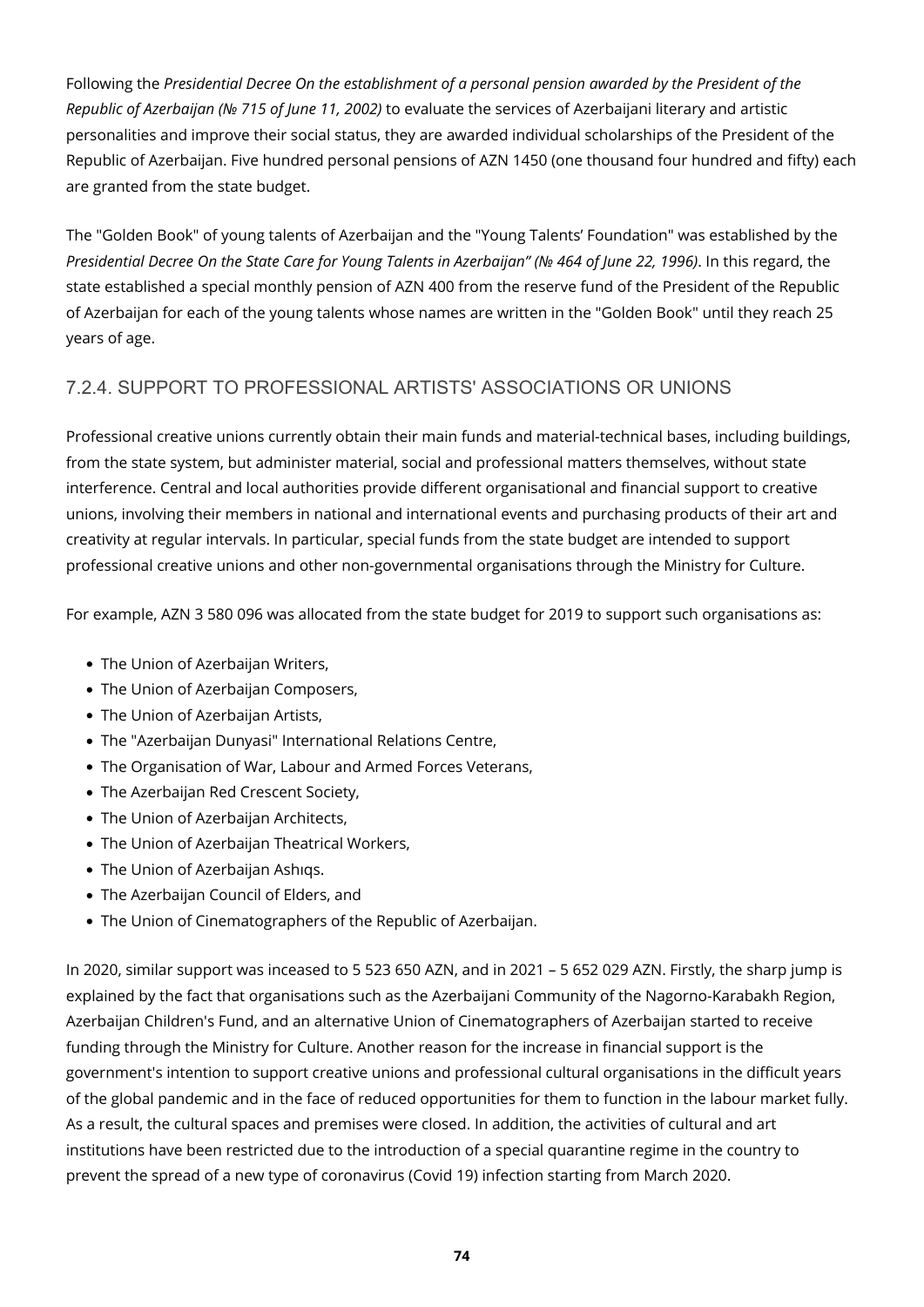Following the *Presidential Decree On the establishment of a personal pension awarded by the President of the Republic of Azerbaijan (№ 715 of June 11, 2002)* to evaluate the services of Azerbaijani literary and artistic personalities and improve their social status, they are awarded individual scholarships of the President of the Republic of Azerbaijan. Five hundred personal pensions of AZN 1450 (one thousand four hundred and fifty) each are granted from the state budget.

The "Golden Book" of young talents of Azerbaijan and the "Young Talents' Foundation" was established by the *Presidential Decree On the State Care for Young Talents in Azerbaijan" (№ 464 of June 22, 1996)*. In this regard, the state established a special monthly pension of AZN 400 from the reserve fund of the President of the Republic of Azerbaijan for each of the young talents whose names are written in the "Golden Book" until they reach 25 years of age.

### 7.2.4. SUPPORT TO PROFESSIONAL ARTISTS' ASSOCIATIONS OR UNIONS

Professional creative unions currently obtain their main funds and material-technical bases, including buildings, from the state system, but administer material, social and professional matters themselves, without state interference. Central and local authorities provide different organisational and financial support to creative unions, involving their members in national and international events and purchasing products of their art and creativity at regular intervals. In particular, special funds from the state budget are intended to support professional creative unions and other non-governmental organisations through the Ministry for Culture.

For example, AZN 3 580 096 was allocated from the state budget for 2019 to support such organisations as:

- The Union of Azerbaijan Writers,
- The Union of Azerbaijan Composers,
- The Union of Azerbaijan Artists,
- The "Azerbaijan Dunyasi" International Relations Centre,
- The Organisation of War, Labour and Armed Forces Veterans,
- The Azerbaijan Red Crescent Society,
- The Union of Azerbaijan Architects,
- The Union of Azerbaijan Theatrical Workers,
- The Union of Azerbaijan Ashıqs.
- The Azerbaijan Council of Elders, and
- The Union of Cinematographers of the Republic of Azerbaijan.

In 2020, similar support was inceased to 5 523 650 AZN, and in 2021 – 5 652 029 AZN. Firstly, the sharp jump is explained by the fact that organisations such as the Azerbaijani Community of the Nagorno-Karabakh Region, Azerbaijan Children's Fund, and an alternative Union of Cinematographers of Azerbaijan started to receive funding through the Ministry for Culture. Another reason for the increase in financial support is the government's intention to support creative unions and professional cultural organisations in the difficult years of the global pandemic and in the face of reduced opportunities for them to function in the labour market fully. As a result, the cultural spaces and premises were closed. In addition, the activities of cultural and art institutions have been restricted due to the introduction of a special quarantine regime in the country to prevent the spread of a new type of coronavirus (Covid 19) infection starting from March 2020.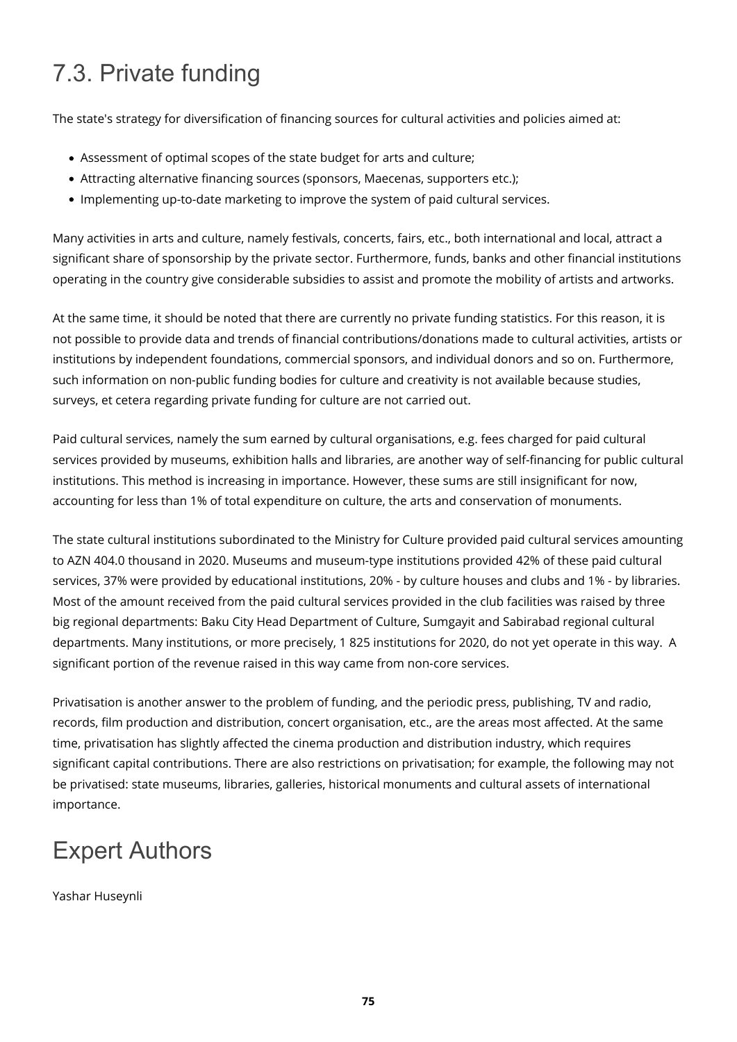# 7.3. Private funding

The state's strategy for diversification of financing sources for cultural activities and policies aimed at:

- Assessment of optimal scopes of the state budget for arts and culture;
- Attracting alternative financing sources (sponsors, Maecenas, supporters etc.);
- Implementing up-to-date marketing to improve the system of paid cultural services.

Many activities in arts and culture, namely festivals, concerts, fairs, etc., both international and local, attract a significant share of sponsorship by the private sector. Furthermore, funds, banks and other financial institutions operating in the country give considerable subsidies to assist and promote the mobility of artists and artworks.

At the same time, it should be noted that there are currently no private funding statistics. For this reason, it is not possible to provide data and trends of financial contributions/donations made to cultural activities, artists or institutions by independent foundations, commercial sponsors, and individual donors and so on. Furthermore, such information on non-public funding bodies for culture and creativity is not available because studies, surveys, et cetera regarding private funding for culture are not carried out.

Paid cultural services, namely the sum earned by cultural organisations, e.g. fees charged for paid cultural services provided by museums, exhibition halls and libraries, are another way of self-financing for public cultural institutions. This method is increasing in importance. However, these sums are still insignificant for now, accounting for less than 1% of total expenditure on culture, the arts and conservation of monuments.

The state cultural institutions subordinated to the Ministry for Culture provided paid cultural services amounting to AZN 404.0 thousand in 2020. Museums and museum-type institutions provided 42% of these paid cultural services, 37% were provided by educational institutions, 20% - by culture houses and clubs and 1% - by libraries. Most of the amount received from the paid cultural services provided in the club facilities was raised by three big regional departments: Baku City Head Department of Culture, Sumgayit and Sabirabad regional cultural departments. Many institutions, or more precisely, 1 825 institutions for 2020, do not yet operate in this way. A significant portion of the revenue raised in this way came from non-core services.

Privatisation is another answer to the problem of funding, and the periodic press, publishing, TV and radio, records, film production and distribution, concert organisation, etc., are the areas most affected. At the same time, privatisation has slightly affected the cinema production and distribution industry, which requires significant capital contributions. There are also restrictions on privatisation; for example, the following may not be privatised: state museums, libraries, galleries, historical monuments and cultural assets of international importance.

# Expert Authors

Yashar Huseynli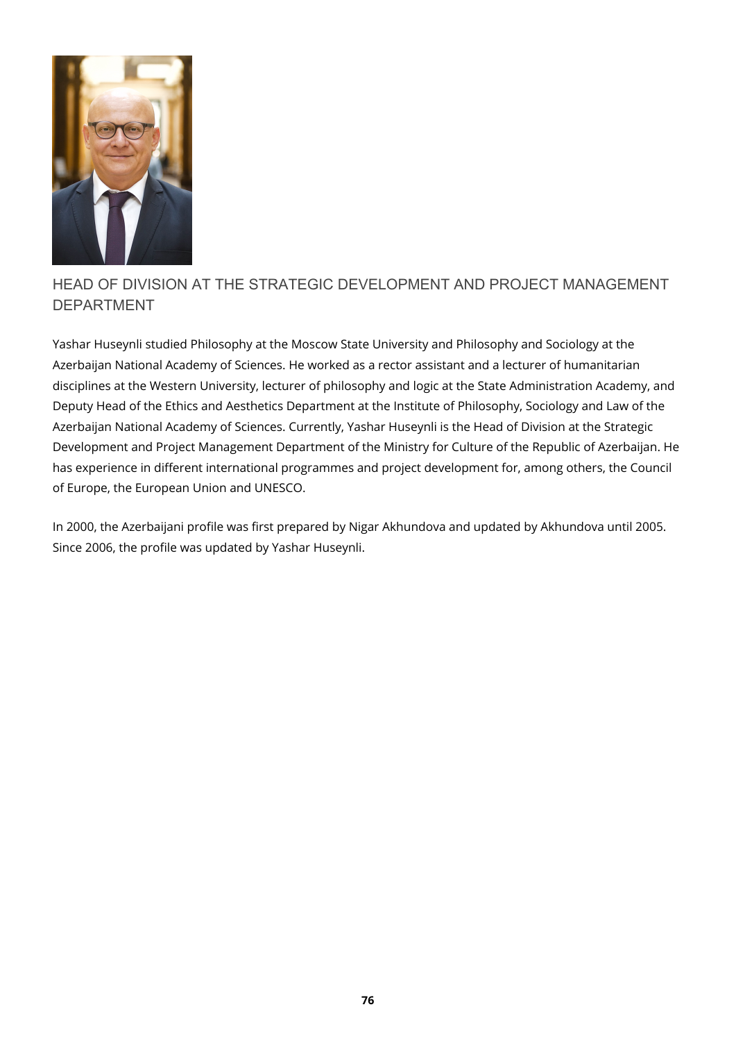## HEAD OF DIVISION AT THE STRATEGIC DEVELOPMENT AND PROJECT MANAGEMENT DEPARTMENT

Yashar Huseynli studied Philosophy at the Moscow State University and Philosophy and Sociology at the Azerbaijan National Academy of Sciences. He worked as a rector assistant and a lecturer of humanitarian disciplines at the Western University, lecturer of philosophy and logic at the State Administration Academy, and Deputy Head of the Ethics and Aesthetics Department at the Institute of Philosophy, Sociology and Law of the Azerbaijan National Academy of Sciences. Currently, Yashar Huseynli is the Head of Division at the Strategic Development and Project Management Department of the Ministry for Culture of the Republic of Azerbaijan. He has experience in different international programmes and project development for, among others, the Council of Europe, the European Union and UNESCO.

In 2000, the Azerbaijani profile was first prepared by Nigar Akhundova and updated by Akhundova until 2005. Since 2006, the profile was updated by Yashar Huseynli.